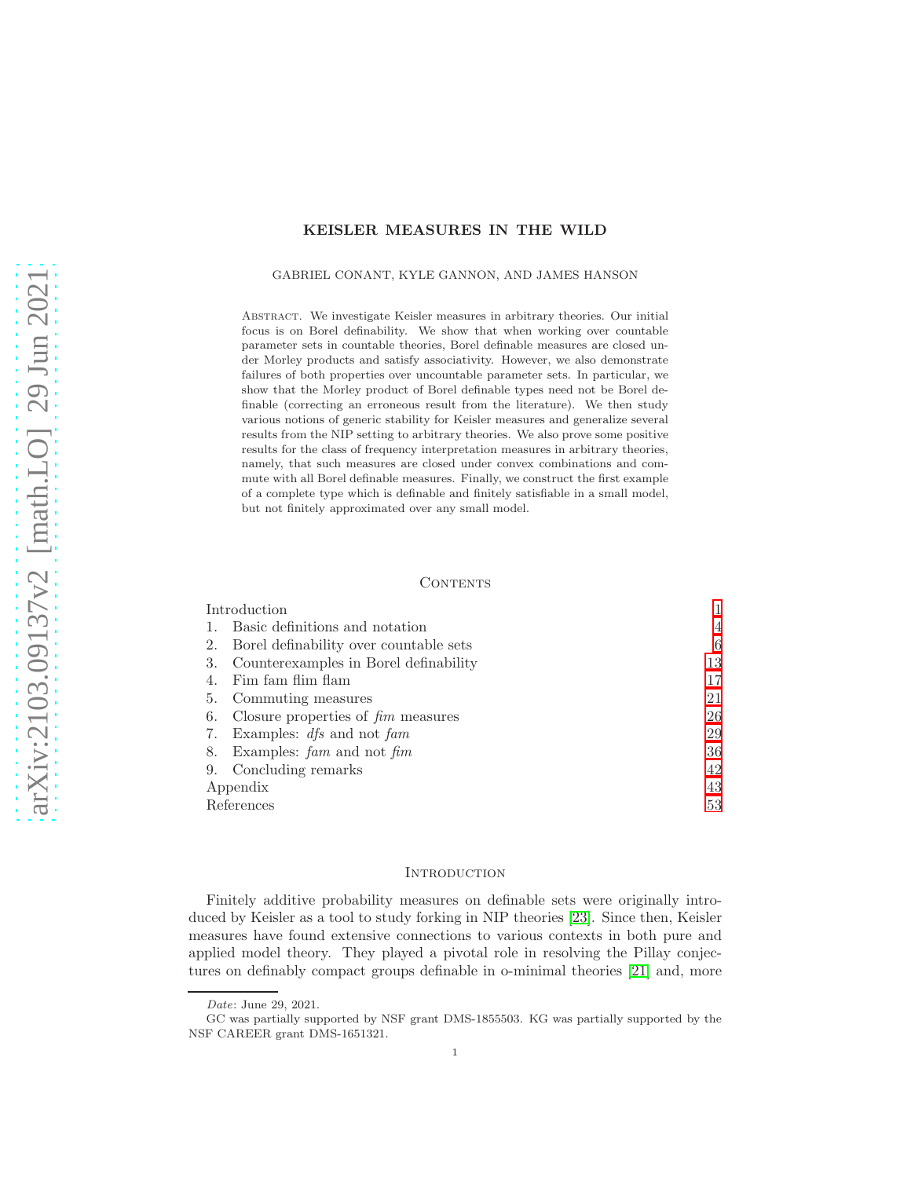# KEISLER MEASURES IN THE WILD

GABRIEL CONANT, KYLE GANNON, AND JAMES HANSON

Abstract. We investigate Keisler measures in arbitrary theories. Our initial focus is on Borel definability. We show that when working over countable parameter sets in countable theories, Borel definable measures are closed under Morley products and satisfy associativity. However, we also demonstrate failures of both properties over uncountable parameter sets. In particular, we show that the Morley product of Borel definable types need not be Borel definable (correcting an erroneous result from the literature). We then study various notions of generic stability for Keisler measures and generalize several results from the NIP setting to arbitrary theories. We also prove some positive results for the class of frequency interpretation measures in arbitrary theories, namely, that such measures are closed under convex combinations and commute with all Borel definable measures. Finally, we construct the first example of a complete type which is definable and finitely satisfiable in a small model, but not finitely approximated over any small model.

## Contents

| | |
|---|---|
| Introduction | 1 |
| 1. Basic definitions and notation | 4 |
| 2. Borel definability over countable sets | 6 |
| 3. Counterexamples in Borel definability | 13 |
| 4. Fim fam flim flam | 17 |
| 5. Commuting measures | 21 |
| 6. Closure properties of *fim* measures | 26 |
| 7. Examples: *dfs* and not *fam* | 29 |
| 8. Examples: *fam* and not *fim* | 36 |
| 9. Concluding remarks | 42 |
| Appendix | 43 |
| References | 53 |

## Introduction

Finitely additive probability measures on definable sets were originally introduced by Keisler as a tool to study forking in NIP theories [23]. Since then, Keisler measures have found extensive connections to various contexts in both pure and applied model theory. They played a pivotal role in resolving the Pillay conjectures on definably compact groups definable in o-minimal theories [21] and, more

*Date*: June 29, 2021.

GC was partially supported by NSF grant DMS-1855503. KG was partially supported by the NSF CAREER grant DMS-1651321.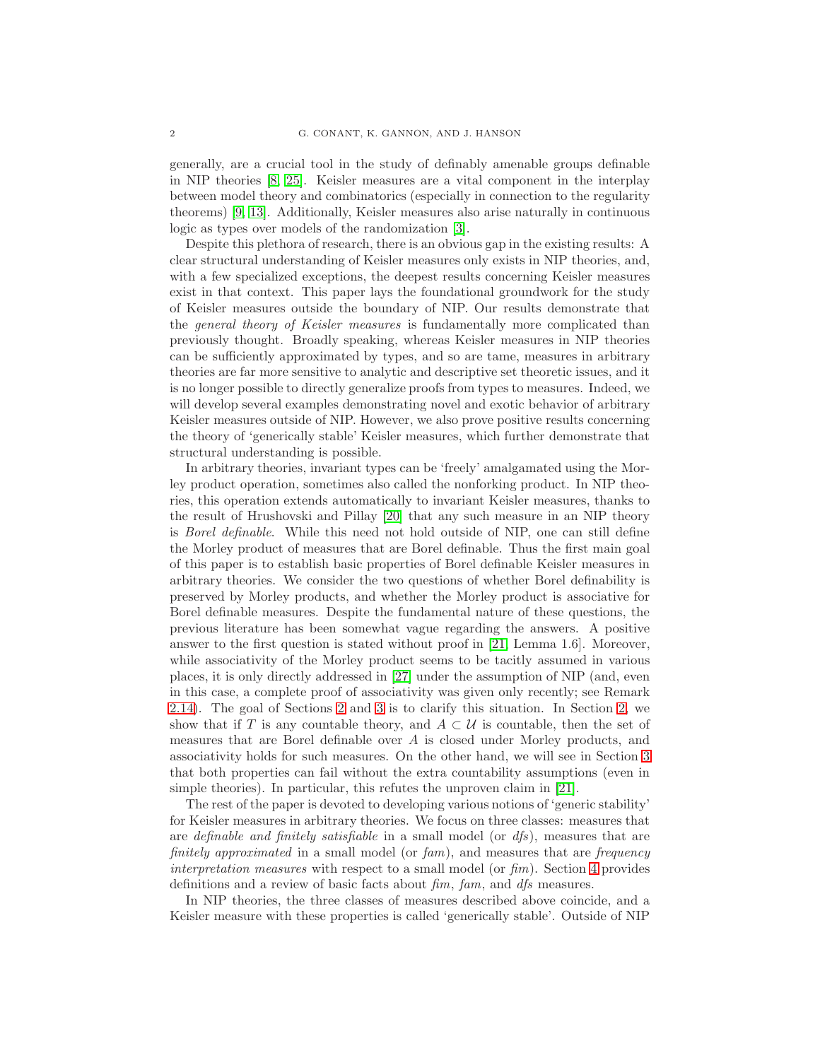generally, are a crucial tool in the study of definably amenable groups definable in NIP theories [8, 25]. Keisler measures are a vital component in the interplay between model theory and combinatorics (especially in connection to the regularity theorems) [9, 13]. Additionally, Keisler measures also arise naturally in continuous logic as types over models of the randomization [3].

Despite this plethora of research, there is an obvious gap in the existing results: A clear structural understanding of Keisler measures only exists in NIP theories, and, with a few specialized exceptions, the deepest results concerning Keisler measures exist in that context. This paper lays the foundational groundwork for the study of Keisler measures outside the boundary of NIP. Our results demonstrate that the *general theory of Keisler measures* is fundamentally more complicated than previously thought. Broadly speaking, whereas Keisler measures in NIP theories can be sufficiently approximated by types, and so are tame, measures in arbitrary theories are far more sensitive to analytic and descriptive set theoretic issues, and it is no longer possible to directly generalize proofs from types to measures. Indeed, we will develop several examples demonstrating novel and exotic behavior of arbitrary Keisler measures outside of NIP. However, we also prove positive results concerning the theory of 'generically stable' Keisler measures, which further demonstrate that structural understanding is possible.

In arbitrary theories, invariant types can be 'freely' amalgamated using the Morley product operation, sometimes also called the nonforking product. In NIP theories, this operation extends automatically to invariant Keisler measures, thanks to the result of Hrushovski and Pillay [20] that any such measure in an NIP theory is *Borel definable*. While this need not hold outside of NIP, one can still define the Morley product of measures that are Borel definable. Thus the first main goal of this paper is to establish basic properties of Borel definable Keisler measures in arbitrary theories. We consider the two questions of whether Borel definability is preserved by Morley products, and whether the Morley product is associative for Borel definable measures. Despite the fundamental nature of these questions, the previous literature has been somewhat vague regarding the answers. A positive answer to the first question is stated without proof in [21, Lemma 1.6]. Moreover, while associativity of the Morley product seems to be tacitly assumed in various places, it is only directly addressed in [27] under the assumption of NIP (and, even in this case, a complete proof of associativity was given only recently; see Remark 2.14). The goal of Sections 2 and 3 is to clarify this situation. In Section 2, we show that if $T$ is any countable theory, and $A \subset \mathcal{U}$ is countable, then the set of measures that are Borel definable over $A$ is closed under Morley products, and associativity holds for such measures. On the other hand, we will see in Section 3 that both properties can fail without the extra countability assumptions (even in simple theories). In particular, this refutes the unproven claim in [21].

The rest of the paper is devoted to developing various notions of 'generic stability' for Keisler measures in arbitrary theories. We focus on three classes: measures that are *definable and finitely satisfiable* in a small model (or *dfs*), measures that are *finitely approximated* in a small model (or *fam*), and measures that are *frequency interpretation measures* with respect to a small model (or *fim*). Section 4 provides definitions and a review of basic facts about *fim*, *fam*, and *dfs* measures.

In NIP theories, the three classes of measures described above coincide, and a Keisler measure with these properties is called 'generically stable'. Outside of NIP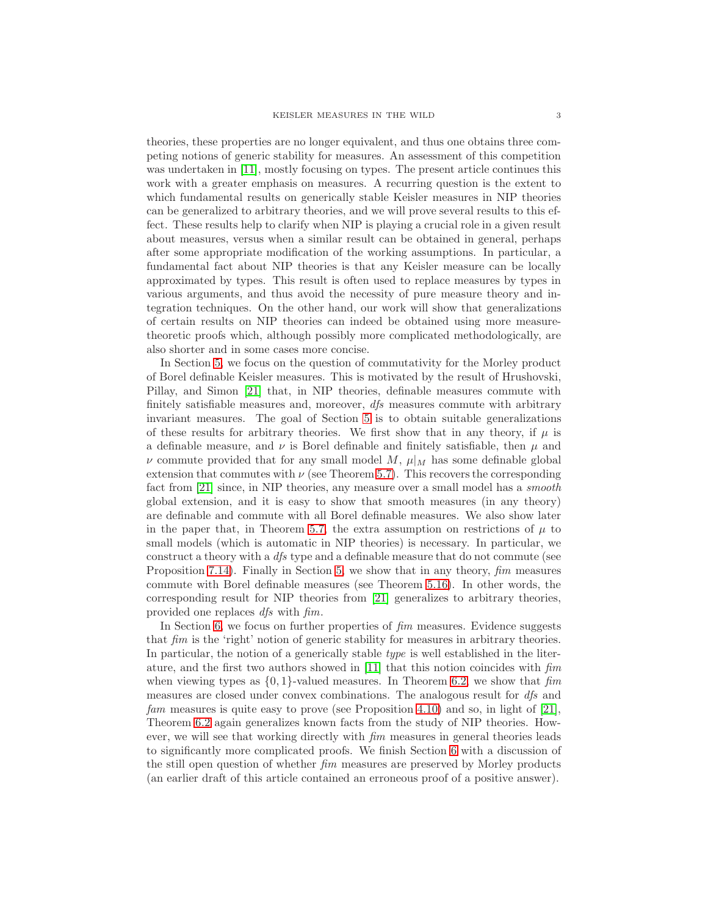theories, these properties are no longer equivalent, and thus one obtains three competing notions of generic stability for measures. An assessment of this competition was undertaken in [11], mostly focusing on types. The present article continues this work with a greater emphasis on measures. A recurring question is the extent to which fundamental results on generically stable Keisler measures in NIP theories can be generalized to arbitrary theories, and we will prove several results to this effect. These results help to clarify when NIP is playing a crucial role in a given result about measures, versus when a similar result can be obtained in general, perhaps after some appropriate modification of the working assumptions. In particular, a fundamental fact about NIP theories is that any Keisler measure can be locally approximated by types. This result is often used to replace measures by types in various arguments, and thus avoid the necessity of pure measure theory and integration techniques. On the other hand, our work will show that generalizations of certain results on NIP theories can indeed be obtained using more measure-theoretic proofs which, although possibly more complicated methodologically, are also shorter and in some cases more concise.

In Section 5, we focus on the question of commutativity for the Morley product of Borel definable Keisler measures. This is motivated by the result of Hrushovski, Pillay, and Simon [21] that, in NIP theories, definable measures commute with finitely satisfiable measures and, moreover, *dfs* measures commute with arbitrary invariant measures. The goal of Section 5 is to obtain suitable generalizations of these results for arbitrary theories. We first show that in any theory, if $\mu$ is a definable measure, and $\nu$ is Borel definable and finitely satisfiable, then $\mu$ and $\nu$ commute provided that for any small model $M$, $\mu|_M$ has some definable global extension that commutes with $\nu$ (see Theorem 5.7). This recovers the corresponding fact from [21] since, in NIP theories, any measure over a small model has a *smooth* global extension, and it is easy to show that smooth measures (in any theory) are definable and commute with all Borel definable measures. We also show later in the paper that, in Theorem 5.7, the extra assumption on restrictions of $\mu$ to small models (which is automatic in NIP theories) is necessary. In particular, we construct a theory with a *dfs* type and a definable measure that do not commute (see Proposition 7.14). Finally in Section 5, we show that in any theory, *fim* measures commute with Borel definable measures (see Theorem 5.16). In other words, the corresponding result for NIP theories from [21] generalizes to arbitrary theories, provided one replaces *dfs* with *fim*.

In Section 6, we focus on further properties of *fim* measures. Evidence suggests that *fim* is the 'right' notion of generic stability for measures in arbitrary theories. In particular, the notion of a generically stable *type* is well established in the literature, and the first two authors showed in [11] that this notion coincides with *fim* when viewing types as $\{0,1\}$-valued measures. In Theorem 6.2, we show that *fim* measures are closed under convex combinations. The analogous result for *dfs* and *fam* measures is quite easy to prove (see Proposition 4.10) and so, in light of [21], Theorem 6.2 again generalizes known facts from the study of NIP theories. However, we will see that working directly with *fim* measures in general theories leads to significantly more complicated proofs. We finish Section 6 with a discussion of the still open question of whether *fim* measures are preserved by Morley products (an earlier draft of this article contained an erroneous proof of a positive answer).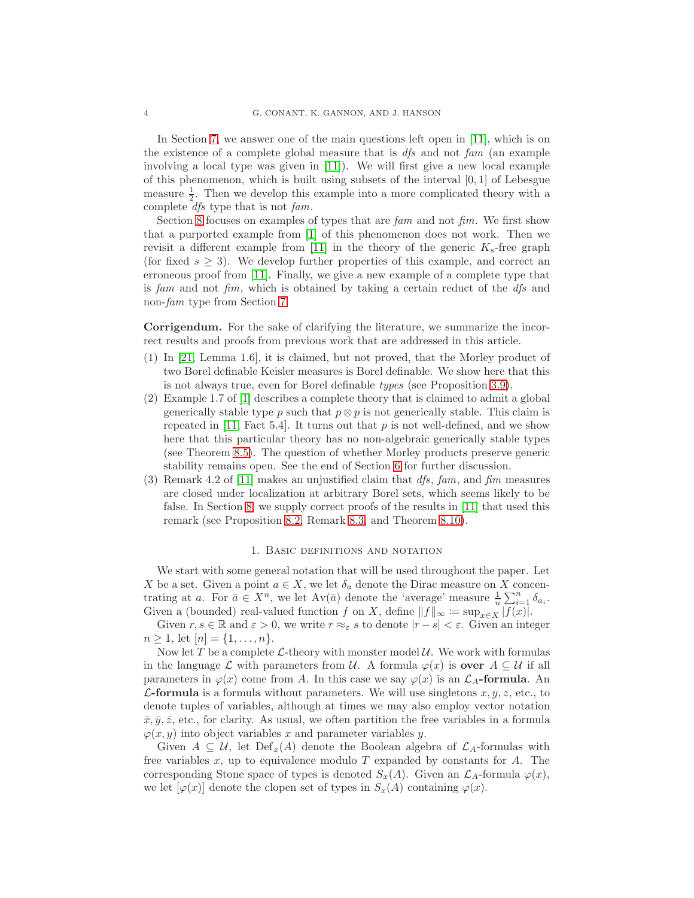In Section 7, we answer one of the main questions left open in [11], which is on the existence of a complete global measure that is *dfs* and not *fam* (an example involving a local type was given in [11]). We will first give a new local example of this phenomenon, which is built using subsets of the interval $[0,1]$ of Lebesgue measure $\frac{1}{2}$. Then we develop this example into a more complicated theory with a complete *dfs* type that is not *fam*.

Section 8 focuses on examples of types that are *fam* and not *fim*. We first show that a purported example from [1] of this phenomenon does not work. Then we revisit a different example from [11] in the theory of the generic $K_s$-free graph (for fixed $s \geq 3$). We develop further properties of this example, and correct an erroneous proof from [11]. Finally, we give a new example of a complete type that is *fam* and not *fim*, which is obtained by taking a certain reduct of the *dfs* and non-*fam* type from Section 7.

**Corrigendum.** For the sake of clarifying the literature, we summarize the incorrect results and proofs from previous work that are addressed in this article.

1. In [21, Lemma 1.6], it is claimed, but not proved, that the Morley product of two Borel definable Keisler measures is Borel definable. We show here that this is not always true, even for Borel definable *types* (see Proposition 3.9).
2. Example 1.7 of [1] describes a complete theory that is claimed to admit a global generically stable type $p$ such that $p \otimes p$ is not generically stable. This claim is repeated in [11, Fact 5.4]. It turns out that $p$ is not well-defined, and we show here that this particular theory has no non-algebraic generically stable types (see Theorem 8.5). The question of whether Morley products preserve generic stability remains open. See the end of Section 6 for further discussion.
3. Remark 4.2 of [11] makes an unjustified claim that *dfs*, *fam*, and *fim* measures are closed under localization at arbitrary Borel sets, which seems likely to be false. In Section 8, we supply correct proofs of the results in [11] that used this remark (see Proposition 8.2, Remark 8.3, and Theorem 8.10).

## 1. Basic definitions and notation

We start with some general notation that will be used throughout the paper. Let $X$ be a set. Given a point $a \in X$, we let $\delta_a$ denote the Dirac measure on $X$ concentrating at $a$. For $\bar{a} \in X^n$, we let $\mathrm{Av}(\bar{a})$ denote the 'average' measure $\frac{1}{n}\sum_{i=1}^{n} \delta_{a_i}$. Given a (bounded) real-valued function $f$ on $X$, define $\|f\|_\infty \coloneqq \sup_{x \in X} |f(x)|$.

Given $r, s \in \mathbb{R}$ and $\varepsilon > 0$, we write $r \approx_\varepsilon s$ to denote $|r - s| < \varepsilon$. Given an integer $n \geq 1$, let $[n] = \{1, \ldots, n\}$.

Now let $T$ be a complete $\mathcal{L}$-theory with monster model $\mathcal{U}$. We work with formulas in the language $\mathcal{L}$ with parameters from $\mathcal{U}$. A formula $\varphi(x)$ is **over** $A \subseteq \mathcal{U}$ if all parameters in $\varphi(x)$ come from $A$. In this case we say $\varphi(x)$ is an $\mathcal{L}_A$**-formula**. An $\mathcal{L}$**-formula** is a formula without parameters. We will use singletons $x, y, z$, etc., to denote tuples of variables, although at times we may also employ vector notation $\bar{x}, \bar{y}, \bar{z}$, etc., for clarity. As usual, we often partition the free variables in a formula $\varphi(x, y)$ into object variables $x$ and parameter variables $y$.

Given $A \subseteq \mathcal{U}$, let $\mathrm{Def}_x(A)$ denote the Boolean algebra of $\mathcal{L}_A$-formulas with free variables $x$, up to equivalence modulo $T$ expanded by constants for $A$. The corresponding Stone space of types is denoted $S_x(A)$. Given an $\mathcal{L}_A$-formula $\varphi(x)$, we let $[\varphi(x)]$ denote the clopen set of types in $S_x(A)$ containing $\varphi(x)$.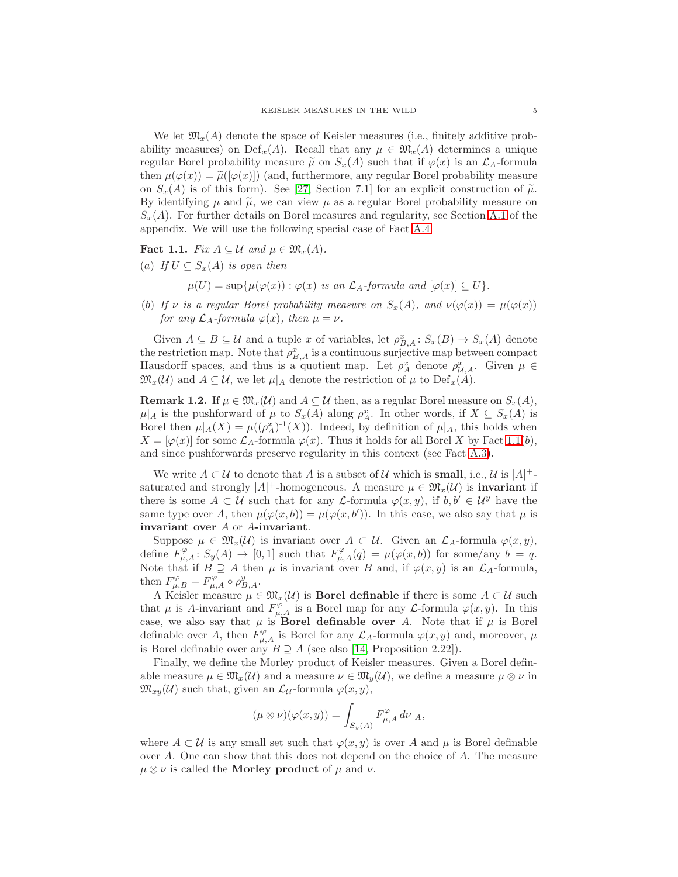We let $\mathfrak{M}_x(A)$ denote the space of Keisler measures (i.e., finitely additive probability measures) on $\mathrm{Def}_x(A)$. Recall that any $\mu \in \mathfrak{M}_x(A)$ determines a unique regular Borel probability measure $\widetilde{\mu}$ on $S_x(A)$ such that if $\varphi(x)$ is an $\mathcal{L}_A$-formula then $\mu(\varphi(x)) = \widetilde{\mu}([\varphi(x)])$ (and, furthermore, any regular Borel probability measure on $S_x(A)$ is of this form). See [27, Section 7.1] for an explicit construction of $\widetilde{\mu}$. By identifying $\mu$ and $\widetilde{\mu}$, we can view $\mu$ as a regular Borel probability measure on $S_x(A)$. For further details on Borel measures and regularity, see Section A.1 of the appendix. We will use the following special case of Fact A.4.

**Fact 1.1.** *Fix $A \subseteq \mathcal{U}$ and $\mu \in \mathfrak{M}_x(A)$.*

*(a) If $U \subseteq S_x(A)$ is open then*

$$\mu(U) = \sup\{\mu(\varphi(x)) : \varphi(x) \text{ is an } \mathcal{L}_A\text{-formula and } [\varphi(x)] \subseteq U\}.$$

*(b) If $\nu$ is a regular Borel probability measure on $S_x(A)$, and $\nu(\varphi(x)) = \mu(\varphi(x))$ for any $\mathcal{L}_A$-formula $\varphi(x)$, then $\mu = \nu$.*

Given $A \subseteq B \subseteq \mathcal{U}$ and a tuple $x$ of variables, let $\rho^x_{B,A} \colon S_x(B) \to S_x(A)$ denote the restriction map. Note that $\rho^x_{B,A}$ is a continuous surjective map between compact Hausdorff spaces, and thus is a quotient map. Let $\rho^x_A$ denote $\rho^x_{\mathcal{U},A}$. Given $\mu \in \mathfrak{M}_x(\mathcal{U})$ and $A \subseteq \mathcal{U}$, we let $\mu|_A$ denote the restriction of $\mu$ to $\mathrm{Def}_x(A)$.

**Remark 1.2.** If $\mu \in \mathfrak{M}_x(\mathcal{U})$ and $A \subseteq \mathcal{U}$ then, as a regular Borel measure on $S_x(A)$, $\mu|_A$ is the pushforward of $\mu$ to $S_x(A)$ along $\rho^x_A$. In other words, if $X \subseteq S_x(A)$ is Borel then $\mu|_A(X) = \mu((\rho^x_A)^{-1}(X))$. Indeed, by definition of $\mu|_A$, this holds when $X = [\varphi(x)]$ for some $\mathcal{L}_A$-formula $\varphi(x)$. Thus it holds for all Borel $X$ by Fact 1.1(*b*), and since pushforwards preserve regularity in this context (see Fact A.3).

We write $A \subset \mathcal{U}$ to denote that $A$ is a subset of $\mathcal{U}$ which is **small**, i.e., $\mathcal{U}$ is $|A|^+$-saturated and strongly $|A|^+$-homogeneous. A measure $\mu \in \mathfrak{M}_x(\mathcal{U})$ is **invariant** if there is some $A \subset \mathcal{U}$ such that for any $\mathcal{L}$-formula $\varphi(x,y)$, if $b, b' \in \mathcal{U}^y$ have the same type over $A$, then $\mu(\varphi(x,b)) = \mu(\varphi(x,b'))$. In this case, we also say that $\mu$ is **invariant over** $A$ or $A$**-invariant**.

Suppose $\mu \in \mathfrak{M}_x(\mathcal{U})$ is invariant over $A \subset \mathcal{U}$. Given an $\mathcal{L}_A$-formula $\varphi(x,y)$, define $F^{\varphi}_{\mu,A} \colon S_y(A) \to [0,1]$ such that $F^{\varphi}_{\mu,A}(q) = \mu(\varphi(x,b))$ for some/any $b \models q$. Note that if $B \supseteq A$ then $\mu$ is invariant over $B$ and, if $\varphi(x,y)$ is an $\mathcal{L}_A$-formula, then $F^{\varphi}_{\mu,B} = F^{\varphi}_{\mu,A} \circ \rho^y_{B,A}$.

A Keisler measure $\mu \in \mathfrak{M}_x(\mathcal{U})$ is **Borel definable** if there is some $A \subset \mathcal{U}$ such that $\mu$ is $A$-invariant and $F^{\varphi}_{\mu,A}$ is a Borel map for any $\mathcal{L}$-formula $\varphi(x,y)$. In this case, we also say that $\mu$ is **Borel definable over** $A$. Note that if $\mu$ is Borel definable over $A$, then $F^{\varphi}_{\mu,A}$ is Borel for any $\mathcal{L}_A$-formula $\varphi(x,y)$ and, moreover, $\mu$ is Borel definable over any $B \supseteq A$ (see also [14, Proposition 2.22]).

Finally, we define the Morley product of Keisler measures. Given a Borel definable measure $\mu \in \mathfrak{M}_x(\mathcal{U})$ and a measure $\nu \in \mathfrak{M}_y(\mathcal{U})$, we define a measure $\mu \otimes \nu$ in $\mathfrak{M}_{xy}(\mathcal{U})$ such that, given an $\mathcal{L}_{\mathcal{U}}$-formula $\varphi(x,y)$,

$$(\mu \otimes \nu)(\varphi(x,y)) = \int_{S_y(A)} F^{\varphi}_{\mu,A}\, d\nu|_A,$$

where $A \subset \mathcal{U}$ is any small set such that $\varphi(x,y)$ is over $A$ and $\mu$ is Borel definable over $A$. One can show that this does not depend on the choice of $A$. The measure $\mu \otimes \nu$ is called the **Morley product** of $\mu$ and $\nu$.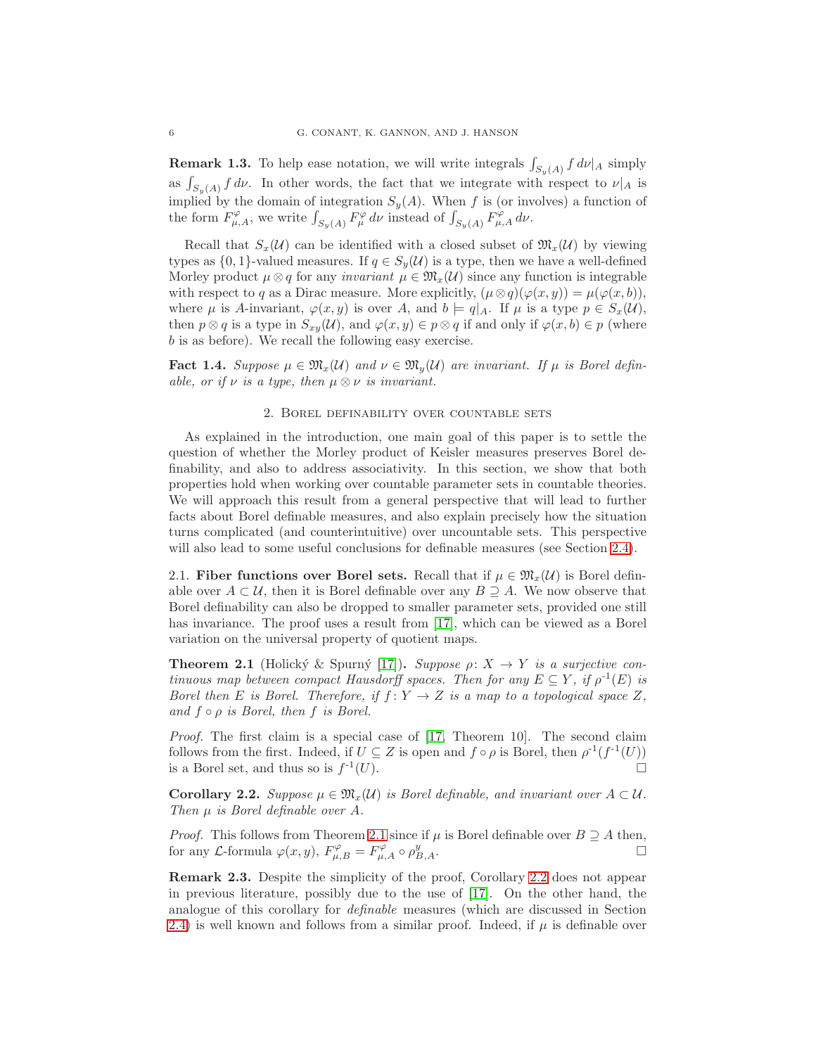**Remark 1.3.** To help ease notation, we will write integrals $\int_{S_y(A)} f\, d\nu|_A$ simply as $\int_{S_y(A)} f\, d\nu$. In other words, the fact that we integrate with respect to $\nu|_A$ is implied by the domain of integration $S_y(A)$. When $f$ is (or involves) a function of the form $F^{\varphi}_{\mu,A}$, we write $\int_{S_y(A)} F^{\varphi}_{\mu}\, d\nu$ instead of $\int_{S_y(A)} F^{\varphi}_{\mu,A}\, d\nu$.

Recall that $S_x(\mathcal{U})$ can be identified with a closed subset of $\mathfrak{M}_x(\mathcal{U})$ by viewing types as $\{0,1\}$-valued measures. If $q \in S_y(\mathcal{U})$ is a type, then we have a well-defined Morley product $\mu \otimes q$ for any *invariant* $\mu \in \mathfrak{M}_x(\mathcal{U})$ since any function is integrable with respect to $q$ as a Dirac measure. More explicitly, $(\mu \otimes q)(\varphi(x,y)) = \mu(\varphi(x,b))$, where $\mu$ is $A$-invariant, $\varphi(x,y)$ is over $A$, and $b \models q|_A$. If $\mu$ is a type $p \in S_x(\mathcal{U})$, then $p \otimes q$ is a type in $S_{xy}(\mathcal{U})$, and $\varphi(x,y) \in p \otimes q$ if and only if $\varphi(x,b) \in p$ (where $b$ is as before). We recall the following easy exercise.

**Fact 1.4.** *Suppose $\mu \in \mathfrak{M}_x(\mathcal{U})$ and $\nu \in \mathfrak{M}_y(\mathcal{U})$ are invariant. If $\mu$ is Borel definable, or if $\nu$ is a type, then $\mu \otimes \nu$ is invariant.*

## 2. Borel definability over countable sets

As explained in the introduction, one main goal of this paper is to settle the question of whether the Morley product of Keisler measures preserves Borel definability, and also to address associativity. In this section, we show that both properties hold when working over countable parameter sets in countable theories. We will approach this result from a general perspective that will lead to further facts about Borel definable measures, and also explain precisely how the situation turns complicated (and counterintuitive) over uncountable sets. This perspective will also lead to some useful conclusions for definable measures (see Section 2.4).

### 2.1. Fiber functions over Borel sets.

Recall that if $\mu \in \mathfrak{M}_x(\mathcal{U})$ is Borel definable over $A \subset \mathcal{U}$, then it is Borel definable over any $B \supseteq A$. We now observe that Borel definability can also be dropped to smaller parameter sets, provided one still has invariance. The proof uses a result from [17], which can be viewed as a Borel variation on the universal property of quotient maps.

**Theorem 2.1** (Holický & Spurný [17])**.** *Suppose $\rho\colon X \to Y$ is a surjective continuous map between compact Hausdorff spaces. Then for any $E \subseteq Y$, if $\rho^{-1}(E)$ is Borel then $E$ is Borel. Therefore, if $f\colon Y \to Z$ is a map to a topological space $Z$, and $f \circ \rho$ is Borel, then $f$ is Borel.*

*Proof.* The first claim is a special case of [17, Theorem 10]. The second claim follows from the first. Indeed, if $U \subseteq Z$ is open and $f \circ \rho$ is Borel, then $\rho^{-1}(f^{-1}(U))$ is a Borel set, and thus so is $f^{-1}(U)$. □

**Corollary 2.2.** *Suppose $\mu \in \mathfrak{M}_x(\mathcal{U})$ is Borel definable, and invariant over $A \subset \mathcal{U}$. Then $\mu$ is Borel definable over $A$.*

*Proof.* This follows from Theorem 2.1 since if $\mu$ is Borel definable over $B \supseteq A$ then, for any $\mathcal{L}$-formula $\varphi(x,y)$, $F^{\varphi}_{\mu,B} = F^{\varphi}_{\mu,A} \circ \rho^{y}_{B,A}$. □

**Remark 2.3.** Despite the simplicity of the proof, Corollary 2.2 does not appear in previous literature, possibly due to the use of [17]. On the other hand, the analogue of this corollary for *definable* measures (which are discussed in Section 2.4) is well known and follows from a similar proof. Indeed, if $\mu$ is definable over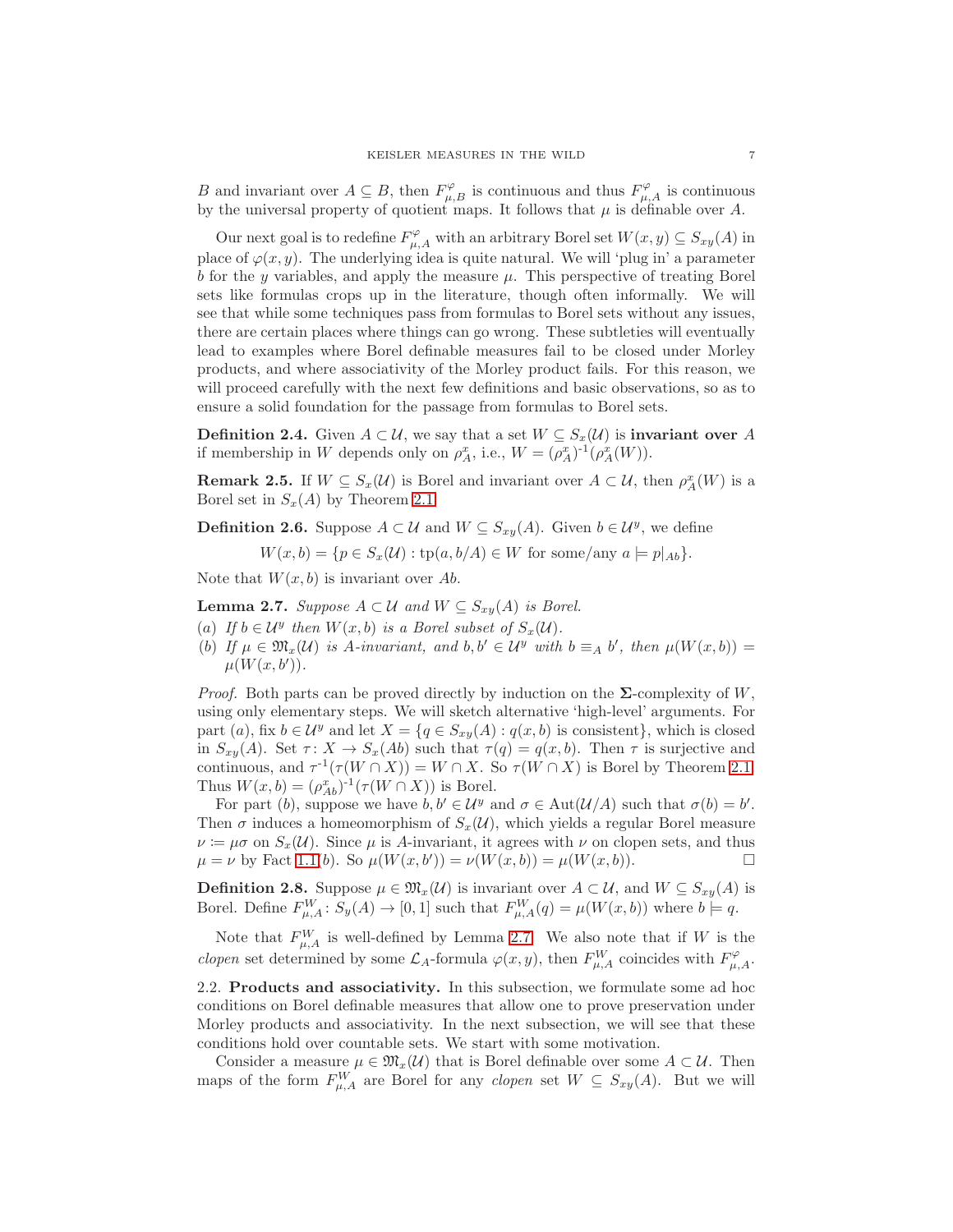$B$ and invariant over $A \subseteq B$, then $F^{\varphi}_{\mu,B}$ is continuous and thus $F^{\varphi}_{\mu,A}$ is continuous by the universal property of quotient maps. It follows that $\mu$ is definable over $A$.

Our next goal is to redefine $F^{\varphi}_{\mu,A}$ with an arbitrary Borel set $W(x,y) \subseteq S_{xy}(A)$ in place of $\varphi(x,y)$. The underlying idea is quite natural. We will 'plug in' a parameter $b$ for the $y$ variables, and apply the measure $\mu$. This perspective of treating Borel sets like formulas crops up in the literature, though often informally. We will see that while some techniques pass from formulas to Borel sets without any issues, there are certain places where things can go wrong. These subtleties will eventually lead to examples where Borel definable measures fail to be closed under Morley products, and where associativity of the Morley product fails. For this reason, we will proceed carefully with the next few definitions and basic observations, so as to ensure a solid foundation for the passage from formulas to Borel sets.

**Definition 2.4.** Given $A \subset \mathcal{U}$, we say that a set $W \subseteq S_x(\mathcal{U})$ is **invariant over** $A$ if membership in $W$ depends only on $\rho^x_A$, i.e., $W = (\rho^x_A)^{-1}(\rho^x_A(W))$.

**Remark 2.5.** If $W \subseteq S_x(\mathcal{U})$ is Borel and invariant over $A \subset \mathcal{U}$, then $\rho^x_A(W)$ is a Borel set in $S_x(A)$ by Theorem 2.1.

**Definition 2.6.** Suppose $A \subset \mathcal{U}$ and $W \subseteq S_{xy}(A)$. Given $b \in \mathcal{U}^y$, we define

$$W(x,b) = \{p \in S_x(\mathcal{U}) : \operatorname{tp}(a,b/A) \in W \text{ for some/any } a \models p|_{Ab}\}.$$

Note that $W(x,b)$ is invariant over $Ab$.

**Lemma 2.7.** *Suppose $A \subset \mathcal{U}$ and $W \subseteq S_{xy}(A)$ is Borel.*

*(a) If $b \in \mathcal{U}^y$ then $W(x,b)$ is a Borel subset of $S_x(\mathcal{U})$.*

*(b) If $\mu \in \mathfrak{M}_x(\mathcal{U})$ is $A$-invariant, and $b,b' \in \mathcal{U}^y$ with $b \equiv_A b'$, then $\mu(W(x,b)) = \mu(W(x,b'))$.*

*Proof.* Both parts can be proved directly by induction on the $\mathbf{\Sigma}$-complexity of $W$, using only elementary steps. We will sketch alternative 'high-level' arguments. For part $(a)$, fix $b \in \mathcal{U}^y$ and let $X = \{q \in S_{xy}(A) : q(x,b) \text{ is consistent}\}$, which is closed in $S_{xy}(A)$. Set $\tau \colon X \to S_x(Ab)$ such that $\tau(q) = q(x,b)$. Then $\tau$ is surjective and continuous, and $\tau^{-1}(\tau(W \cap X)) = W \cap X$. So $\tau(W \cap X)$ is Borel by Theorem 2.1. Thus $W(x,b) = (\rho^x_{Ab})^{-1}(\tau(W \cap X))$ is Borel.

For part $(b)$, suppose we have $b,b' \in \mathcal{U}^y$ and $\sigma \in \operatorname{Aut}(\mathcal{U}/A)$ such that $\sigma(b) = b'$. Then $\sigma$ induces a homeomorphism of $S_x(\mathcal{U})$, which yields a regular Borel measure $\nu \coloneqq \mu\sigma$ on $S_x(\mathcal{U})$. Since $\mu$ is $A$-invariant, it agrees with $\nu$ on clopen sets, and thus $\mu = \nu$ by Fact 1.1$(b)$. So $\mu(W(x,b')) = \nu(W(x,b)) = \mu(W(x,b))$. $\square$

**Definition 2.8.** Suppose $\mu \in \mathfrak{M}_x(\mathcal{U})$ is invariant over $A \subset \mathcal{U}$, and $W \subseteq S_{xy}(A)$ is Borel. Define $F^W_{\mu,A} \colon S_y(A) \to [0,1]$ such that $F^W_{\mu,A}(q) = \mu(W(x,b))$ where $b \models q$.

Note that $F^W_{\mu,A}$ is well-defined by Lemma 2.7. We also note that if $W$ is the *clopen* set determined by some $\mathcal{L}_A$-formula $\varphi(x,y)$, then $F^W_{\mu,A}$ coincides with $F^{\varphi}_{\mu,A}$.

2.2. **Products and associativity.** In this subsection, we formulate some ad hoc conditions on Borel definable measures that allow one to prove preservation under Morley products and associativity. In the next subsection, we will see that these conditions hold over countable sets. We start with some motivation.

Consider a measure $\mu \in \mathfrak{M}_x(\mathcal{U})$ that is Borel definable over some $A \subset \mathcal{U}$. Then maps of the form $F^W_{\mu,A}$ are Borel for any *clopen* set $W \subseteq S_{xy}(A)$. But we will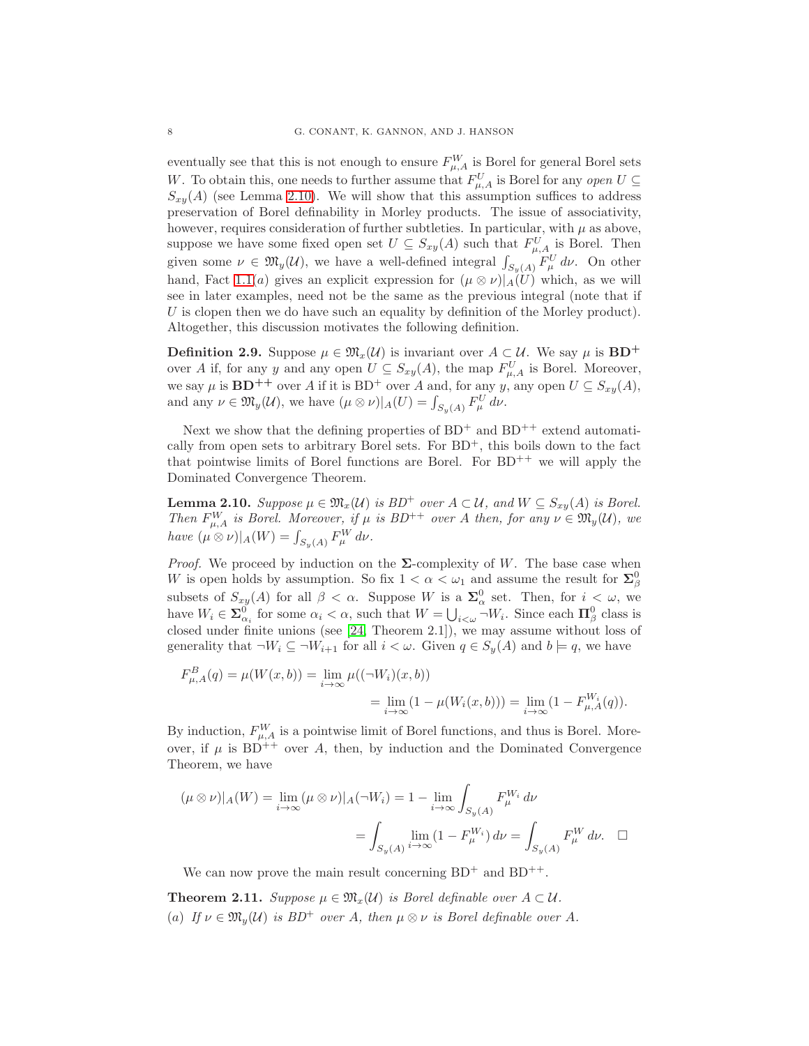eventually see that this is not enough to ensure $F^W_{\mu,A}$ is Borel for general Borel sets $W$. To obtain this, one needs to further assume that $F^U_{\mu,A}$ is Borel for any *open* $U \subseteq S_{xy}(A)$ (see Lemma 2.10). We will show that this assumption suffices to address preservation of Borel definability in Morley products. The issue of associativity, however, requires consideration of further subtleties. In particular, with $\mu$ as above, suppose we have some fixed open set $U \subseteq S_{xy}(A)$ such that $F^U_{\mu,A}$ is Borel. Then given some $\nu \in \mathfrak{M}_y(\mathcal{U})$, we have a well-defined integral $\int_{S_y(A)} F^U_\mu \, d\nu$. On other hand, Fact 1.1(*a*) gives an explicit expression for $(\mu \otimes \nu)|_A(U)$ which, as we will see in later examples, need not be the same as the previous integral (note that if $U$ is clopen then we do have such an equality by definition of the Morley product). Altogether, this discussion motivates the following definition.

**Definition 2.9.** Suppose $\mu \in \mathfrak{M}_x(\mathcal{U})$ is invariant over $A \subset \mathcal{U}$. We say $\mu$ is $\mathbf{BD}^+$ over $A$ if, for any $y$ and any open $U \subseteq S_{xy}(A)$, the map $F^U_{\mu,A}$ is Borel. Moreover, we say $\mu$ is $\mathbf{BD}^{++}$ over $A$ if it is BD$^+$ over $A$ and, for any $y$, any open $U \subseteq S_{xy}(A)$, and any $\nu \in \mathfrak{M}_y(\mathcal{U})$, we have $(\mu \otimes \nu)|_A(U) = \int_{S_y(A)} F^U_\mu \, d\nu$.

Next we show that the defining properties of BD$^+$ and BD$^{++}$ extend automatically from open sets to arbitrary Borel sets. For BD$^+$, this boils down to the fact that pointwise limits of Borel functions are Borel. For BD$^{++}$ we will apply the Dominated Convergence Theorem.

**Lemma 2.10.** *Suppose $\mu \in \mathfrak{M}_x(\mathcal{U})$ is BD$^+$ over $A \subset \mathcal{U}$, and $W \subseteq S_{xy}(A)$ is Borel. Then $F^W_{\mu,A}$ is Borel. Moreover, if $\mu$ is BD$^{++}$ over $A$ then, for any $\nu \in \mathfrak{M}_y(\mathcal{U})$, we have $(\mu \otimes \nu)|_A(W) = \int_{S_y(A)} F^W_\mu \, d\nu$.*

*Proof.* We proceed by induction on the $\mathbf{\Sigma}$-complexity of $W$. The base case when $W$ is open holds by assumption. So fix $1 < \alpha < \omega_1$ and assume the result for $\mathbf{\Sigma}^0_\beta$ subsets of $S_{xy}(A)$ for all $\beta < \alpha$. Suppose $W$ is a $\mathbf{\Sigma}^0_\alpha$ set. Then, for $i < \omega$, we have $W_i \in \mathbf{\Sigma}^0_{\alpha_i}$ for some $\alpha_i < \alpha$, such that $W = \bigcup_{i<\omega} \neg W_i$. Since each $\mathbf{\Pi}^0_\beta$ class is closed under finite unions (see [24, Theorem 2.1]), we may assume without loss of generality that $\neg W_i \subseteq \neg W_{i+1}$ for all $i < \omega$. Given $q \in S_y(A)$ and $b \models q$, we have

$$F^B_{\mu,A}(q) = \mu(W(x,b)) = \lim_{i\to\infty} \mu((\neg W_i)(x,b))$$
$$= \lim_{i\to\infty} (1 - \mu(W_i(x,b))) = \lim_{i\to\infty}(1 - F^{W_i}_{\mu,A}(q)).$$

By induction, $F^W_{\mu,A}$ is a pointwise limit of Borel functions, and thus is Borel. Moreover, if $\mu$ is BD$^{++}$ over $A$, then, by induction and the Dominated Convergence Theorem, we have

$$(\mu \otimes \nu)|_A(W) = \lim_{i\to\infty} (\mu \otimes \nu)|_A(\neg W_i) = 1 - \lim_{i\to\infty} \int_{S_y(A)} F^{W_i}_\mu \, d\nu$$
$$= \int_{S_y(A)} \lim_{i\to\infty} (1 - F^{W_i}_\mu) \, d\nu = \int_{S_y(A)} F^W_\mu \, d\nu. \quad \square$$

We can now prove the main result concerning BD$^+$ and BD$^{++}$.

**Theorem 2.11.** *Suppose $\mu \in \mathfrak{M}_x(\mathcal{U})$ is Borel definable over $A \subset \mathcal{U}$.*

(*a*) *If $\nu \in \mathfrak{M}_y(\mathcal{U})$ is BD$^+$ over $A$, then $\mu \otimes \nu$ is Borel definable over $A$.*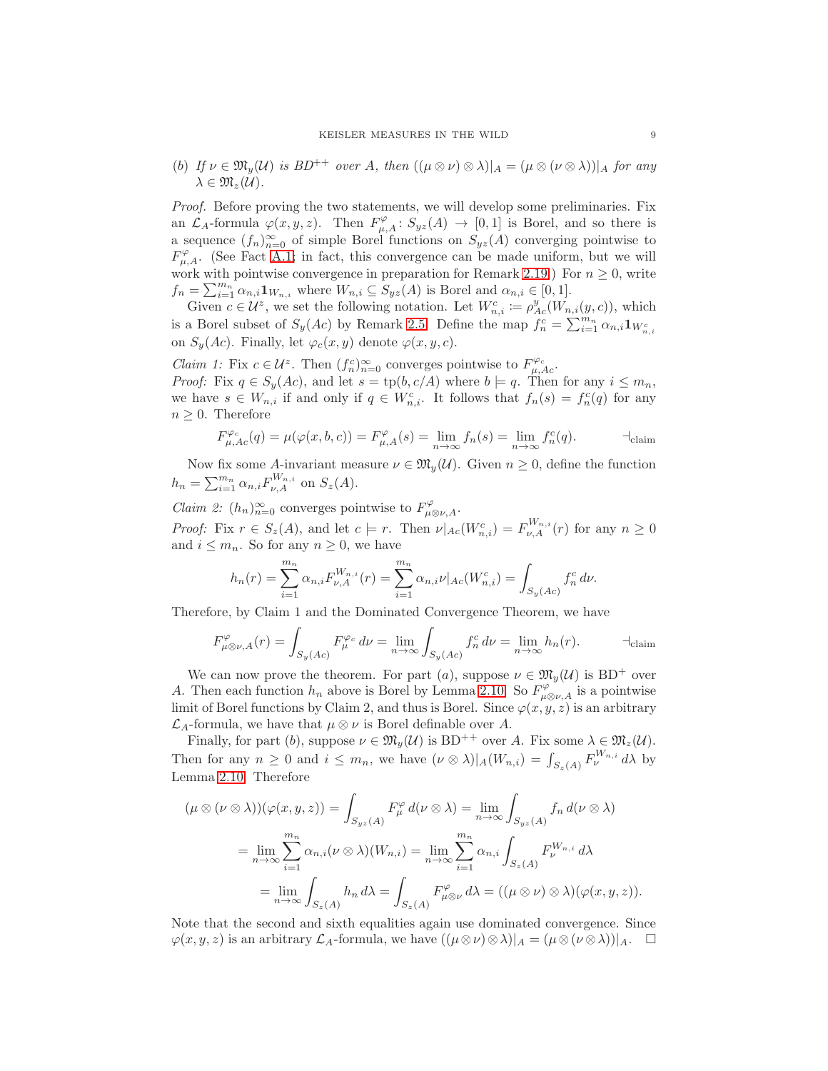(b) *If $\nu \in \mathfrak{M}_y(\mathcal{U})$ is BD$^{++}$ over $A$, then $((\mu \otimes \nu) \otimes \lambda)|_A = (\mu \otimes (\nu \otimes \lambda))|_A$ for any $\lambda \in \mathfrak{M}_z(\mathcal{U})$.*

*Proof.* Before proving the two statements, we will develop some preliminaries. Fix an $\mathcal{L}_A$-formula $\varphi(x, y, z)$. Then $F^{\varphi}_{\mu,A} \colon S_{yz}(A) \to [0, 1]$ is Borel, and so there is a sequence $(f_n)_{n=0}^{\infty}$ of simple Borel functions on $S_{yz}(A)$ converging pointwise to $F^{\varphi}_{\mu,A}$. (See Fact A.1; in fact, this convergence can be made uniform, but we will work with pointwise convergence in preparation for Remark 2.19.) For $n \geq 0$, write $f_n = \sum_{i=1}^{m_n} \alpha_{n,i} \mathbf{1}_{W_{n,i}}$ where $W_{n,i} \subseteq S_{yz}(A)$ is Borel and $\alpha_{n,i} \in [0, 1]$.

Given $c \in \mathcal{U}^z$, we set the following notation. Let $W^c_{n,i} := \rho^y_{Ac}(W_{n,i}(y, c))$, which is a Borel subset of $S_y(Ac)$ by Remark 2.5. Define the map $f^c_n = \sum_{i=1}^{m_n} \alpha_{n,i} \mathbf{1}_{W^c_{n,i}}$ on $S_y(Ac)$. Finally, let $\varphi_c(x, y)$ denote $\varphi(x, y, c)$.

*Claim 1:* Fix $c \in \mathcal{U}^z$. Then $(f^c_n)_{n=0}^{\infty}$ converges pointwise to $F^{\varphi_c}_{\mu,Ac}$.
*Proof:* Fix $q \in S_y(Ac)$, and let $s = \mathrm{tp}(b, c/A)$ where $b \models q$. Then for any $i \leq m_n$, we have $s \in W_{n,i}$ if and only if $q \in W^c_{n,i}$. It follows that $f_n(s) = f^c_n(q)$ for any $n \geq 0$. Therefore

$$F^{\varphi_c}_{\mu,Ac}(q) = \mu(\varphi(x, b, c)) = F^{\varphi}_{\mu,A}(s) = \lim_{n\to\infty} f_n(s) = \lim_{n\to\infty} f^c_n(q). \qquad \dashv_{\text{claim}}$$

Now fix some $A$-invariant measure $\nu \in \mathfrak{M}_y(\mathcal{U})$. Given $n \geq 0$, define the function $h_n = \sum_{i=1}^{m_n} \alpha_{n,i} F^{W_{n,i}}_{\nu,A}$ on $S_z(A)$.

*Claim 2:* $(h_n)_{n=0}^{\infty}$ converges pointwise to $F^{\varphi}_{\mu\otimes\nu,A}$.
*Proof:* Fix $r \in S_z(A)$, and let $c \models r$. Then $\nu|_{Ac}(W^c_{n,i}) = F^{W_{n,i}}_{\nu,A}(r)$ for any $n \geq 0$ and $i \leq m_n$. So for any $n \geq 0$, we have

$$h_n(r) = \sum_{i=1}^{m_n} \alpha_{n,i} F^{W_{n,i}}_{\nu,A}(r) = \sum_{i=1}^{m_n} \alpha_{n,i} \nu|_{Ac}(W^c_{n,i}) = \int_{S_y(Ac)} f^c_n \, d\nu.$$

Therefore, by Claim 1 and the Dominated Convergence Theorem, we have

$$F^{\varphi}_{\mu\otimes\nu,A}(r) = \int_{S_y(Ac)} F^{\varphi_c}_{\mu} \, d\nu = \lim_{n\to\infty} \int_{S_y(Ac)} f^c_n \, d\nu = \lim_{n\to\infty} h_n(r). \qquad \dashv_{\text{claim}}$$

We can now prove the theorem. For part (a), suppose $\nu \in \mathfrak{M}_y(\mathcal{U})$ is BD$^+$ over $A$. Then each function $h_n$ above is Borel by Lemma 2.10. So $F^{\varphi}_{\mu\otimes\nu,A}$ is a pointwise limit of Borel functions by Claim 2, and thus is Borel. Since $\varphi(x, y, z)$ is an arbitrary $\mathcal{L}_A$-formula, we have that $\mu \otimes \nu$ is Borel definable over $A$.

Finally, for part (b), suppose $\nu \in \mathfrak{M}_y(\mathcal{U})$ is BD$^{++}$ over $A$. Fix some $\lambda \in \mathfrak{M}_z(\mathcal{U})$. Then for any $n \geq 0$ and $i \leq m_n$, we have $(\nu \otimes \lambda)|_A(W_{n,i}) = \int_{S_z(A)} F^{W_{n,i}}_{\nu} \, d\lambda$ by Lemma 2.10. Therefore

$$\begin{aligned}
(\mu \otimes (\nu \otimes \lambda))(\varphi(x, y, z)) &= \int_{S_{yz}(A)} F^{\varphi}_{\mu} \, d(\nu \otimes \lambda) = \lim_{n\to\infty} \int_{S_{yz}(A)} f_n \, d(\nu \otimes \lambda) \\
&= \lim_{n\to\infty} \sum_{i=1}^{m_n} \alpha_{n,i} (\nu \otimes \lambda)(W_{n,i}) = \lim_{n\to\infty} \sum_{i=1}^{m_n} \alpha_{n,i} \int_{S_z(A)} F^{W_{n,i}}_{\nu} \, d\lambda \\
&= \lim_{n\to\infty} \int_{S_z(A)} h_n \, d\lambda = \int_{S_z(A)} F^{\varphi}_{\mu\otimes\nu} \, d\lambda = ((\mu \otimes \nu) \otimes \lambda)(\varphi(x, y, z)).
\end{aligned}$$

Note that the second and sixth equalities again use dominated convergence. Since $\varphi(x, y, z)$ is an arbitrary $\mathcal{L}_A$-formula, we have $((\mu\otimes\nu)\otimes\lambda)|_A = (\mu\otimes(\nu\otimes\lambda))|_A$. $\square$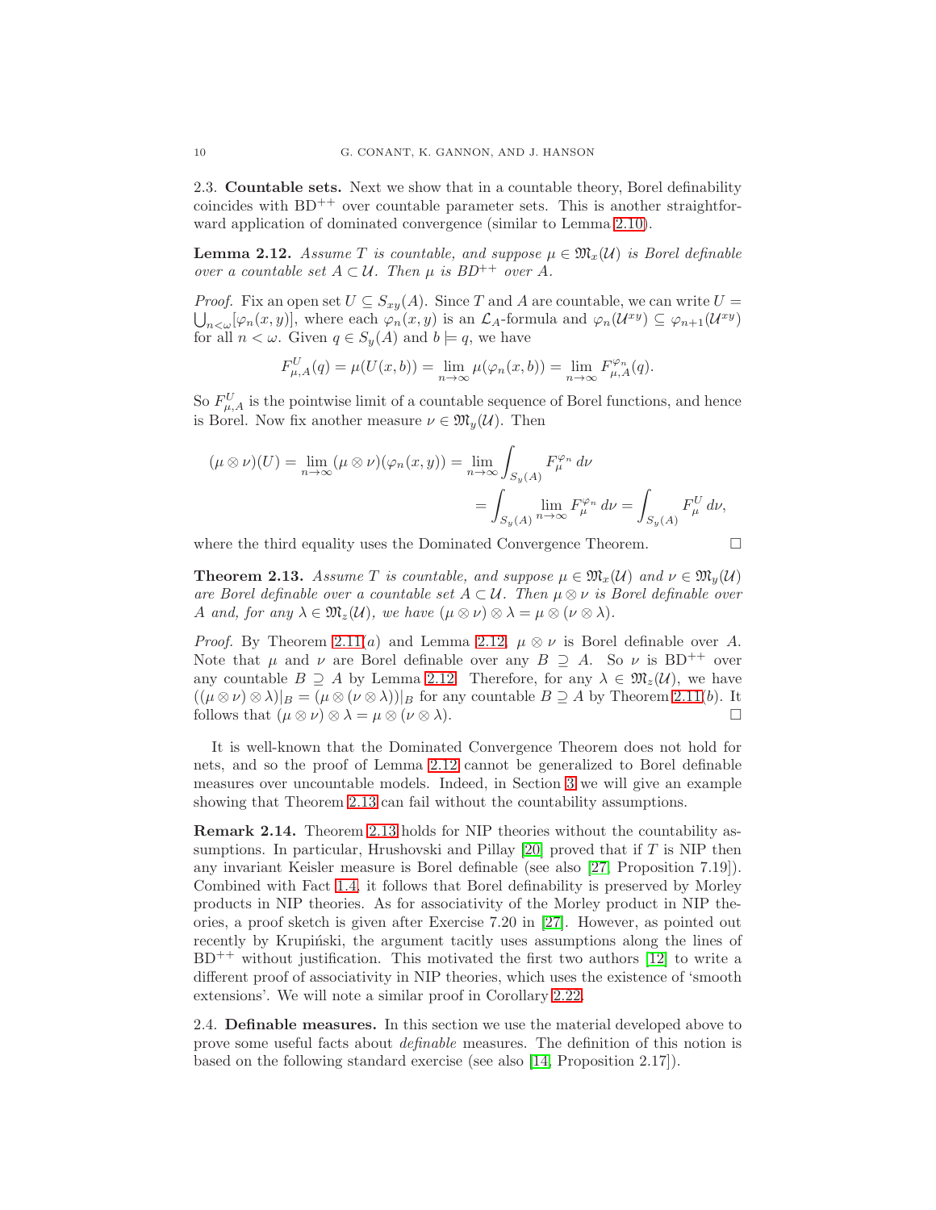2.3. **Countable sets.** Next we show that in a countable theory, Borel definability coincides with $\mathrm{BD}^{++}$ over countable parameter sets. This is another straightforward application of dominated convergence (similar to Lemma 2.10).

**Lemma 2.12.** *Assume $T$ is countable, and suppose $\mu \in \mathfrak{M}_x(\mathcal{U})$ is Borel definable over a countable set $A \subset \mathcal{U}$. Then $\mu$ is $BD^{++}$ over $A$.*

*Proof.* Fix an open set $U \subseteq S_{xy}(A)$. Since $T$ and $A$ are countable, we can write $U = \bigcup_{n<\omega}[\varphi_n(x,y)]$, where each $\varphi_n(x,y)$ is an $\mathcal{L}_A$-formula and $\varphi_n(\mathcal{U}^{xy}) \subseteq \varphi_{n+1}(\mathcal{U}^{xy})$ for all $n < \omega$. Given $q \in S_y(A)$ and $b \models q$, we have

$$F^U_{\mu,A}(q) = \mu(U(x,b)) = \lim_{n\to\infty} \mu(\varphi_n(x,b)) = \lim_{n\to\infty} F^{\varphi_n}_{\mu,A}(q).$$

So $F^U_{\mu,A}$ is the pointwise limit of a countable sequence of Borel functions, and hence is Borel. Now fix another measure $\nu \in \mathfrak{M}_y(\mathcal{U})$. Then

$$\begin{aligned}(\mu \otimes \nu)(U) = \lim_{n\to\infty} (\mu \otimes \nu)(\varphi_n(x,y)) &= \lim_{n\to\infty} \int_{S_y(A)} F^{\varphi_n}_{\mu}\, d\nu \\ &= \int_{S_y(A)} \lim_{n\to\infty} F^{\varphi_n}_{\mu}\, d\nu = \int_{S_y(A)} F^U_{\mu}\, d\nu,\end{aligned}$$

where the third equality uses the Dominated Convergence Theorem. □

**Theorem 2.13.** *Assume $T$ is countable, and suppose $\mu \in \mathfrak{M}_x(\mathcal{U})$ and $\nu \in \mathfrak{M}_y(\mathcal{U})$ are Borel definable over a countable set $A \subset \mathcal{U}$. Then $\mu \otimes \nu$ is Borel definable over $A$ and, for any $\lambda \in \mathfrak{M}_z(\mathcal{U})$, we have $(\mu \otimes \nu) \otimes \lambda = \mu \otimes (\nu \otimes \lambda)$.*

*Proof.* By Theorem 2.11(*a*) and Lemma 2.12, $\mu \otimes \nu$ is Borel definable over $A$. Note that $\mu$ and $\nu$ are Borel definable over any $B \supseteq A$. So $\nu$ is $\mathrm{BD}^{++}$ over any countable $B \supseteq A$ by Lemma 2.12. Therefore, for any $\lambda \in \mathfrak{M}_z(\mathcal{U})$, we have $((\mu \otimes \nu) \otimes \lambda)|_B = (\mu \otimes (\nu \otimes \lambda))|_B$ for any countable $B \supseteq A$ by Theorem 2.11(*b*). It follows that $(\mu \otimes \nu) \otimes \lambda = \mu \otimes (\nu \otimes \lambda)$. □

It is well-known that the Dominated Convergence Theorem does not hold for nets, and so the proof of Lemma 2.12 cannot be generalized to Borel definable measures over uncountable models. Indeed, in Section 3 we will give an example showing that Theorem 2.13 can fail without the countability assumptions.

**Remark 2.14.** Theorem 2.13 holds for NIP theories without the countability assumptions. In particular, Hrushovski and Pillay [20] proved that if $T$ is NIP then any invariant Keisler measure is Borel definable (see also [27, Proposition 7.19]). Combined with Fact 1.4, it follows that Borel definability is preserved by Morley products in NIP theories. As for associativity of the Morley product in NIP theories, a proof sketch is given after Exercise 7.20 in [27]. However, as pointed out recently by Krupiński, the argument tacitly uses assumptions along the lines of $\mathrm{BD}^{++}$ without justification. This motivated the first two authors [12] to write a different proof of associativity in NIP theories, which uses the existence of 'smooth extensions'. We will note a similar proof in Corollary 2.22.

2.4. **Definable measures.** In this section we use the material developed above to prove some useful facts about *definable* measures. The definition of this notion is based on the following standard exercise (see also [14, Proposition 2.17]).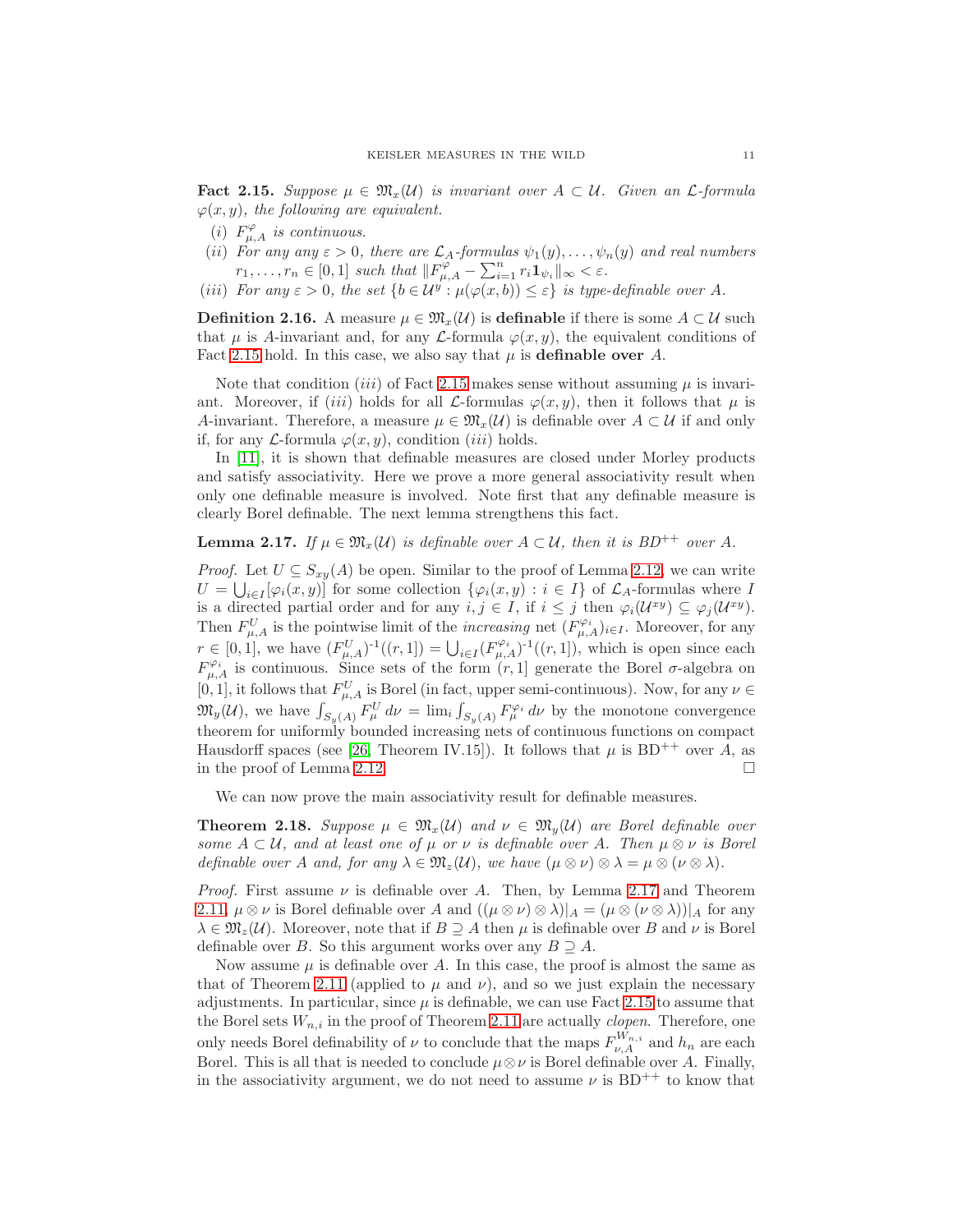**Fact 2.15.** *Suppose $\mu \in \mathfrak{M}_x(\mathcal{U})$ is invariant over $A \subset \mathcal{U}$. Given an $\mathcal{L}$-formula $\varphi(x,y)$, the following are equivalent.*

- (i) *$F^{\varphi}_{\mu,A}$ is continuous.*
- (ii) *For any any $\varepsilon > 0$, there are $\mathcal{L}_A$-formulas $\psi_1(y), \ldots, \psi_n(y)$ and real numbers $r_1, \ldots, r_n \in [0,1]$ such that $\|F^{\varphi}_{\mu,A} - \sum_{i=1}^n r_i \mathbf{1}_{\psi_i}\|_\infty < \varepsilon$.*
- (iii) *For any $\varepsilon > 0$, the set $\{b \in \mathcal{U}^y : \mu(\varphi(x,b)) \leq \varepsilon\}$ is type-definable over $A$.*

**Definition 2.16.** A measure $\mu \in \mathfrak{M}_x(\mathcal{U})$ is **definable** if there is some $A \subset \mathcal{U}$ such that $\mu$ is $A$-invariant and, for any $\mathcal{L}$-formula $\varphi(x,y)$, the equivalent conditions of Fact 2.15 hold. In this case, we also say that $\mu$ is **definable over** $A$.

Note that condition $(iii)$ of Fact 2.15 makes sense without assuming $\mu$ is invariant. Moreover, if $(iii)$ holds for all $\mathcal{L}$-formulas $\varphi(x,y)$, then it follows that $\mu$ is $A$-invariant. Therefore, a measure $\mu \in \mathfrak{M}_x(\mathcal{U})$ is definable over $A \subset \mathcal{U}$ if and only if, for any $\mathcal{L}$-formula $\varphi(x,y)$, condition $(iii)$ holds.

In [11], it is shown that definable measures are closed under Morley products and satisfy associativity. Here we prove a more general associativity result when only one definable measure is involved. Note first that any definable measure is clearly Borel definable. The next lemma strengthens this fact.

**Lemma 2.17.** *If $\mu \in \mathfrak{M}_x(\mathcal{U})$ is definable over $A \subset \mathcal{U}$, then it is $BD^{++}$ over $A$.*

*Proof.* Let $U \subseteq S_{xy}(A)$ be open. Similar to the proof of Lemma 2.12, we can write $U = \bigcup_{i \in I} [\varphi_i(x,y)]$ for some collection $\{\varphi_i(x,y) : i \in I\}$ of $\mathcal{L}_A$-formulas where $I$ is a directed partial order and for any $i,j \in I$, if $i \leq j$ then $\varphi_i(\mathcal{U}^{xy}) \subseteq \varphi_j(\mathcal{U}^{xy})$. Then $F^U_{\mu,A}$ is the pointwise limit of the *increasing* net $(F^{\varphi_i}_{\mu,A})_{i \in I}$. Moreover, for any $r \in [0,1]$, we have $(F^U_{\mu,A})^{-1}((r,1]) = \bigcup_{i \in I} (F^{\varphi_i}_{\mu,A})^{-1}((r,1])$, which is open since each $F^{\varphi_i}_{\mu,A}$ is continuous. Since sets of the form $(r,1]$ generate the Borel $\sigma$-algebra on $[0,1]$, it follows that $F^U_{\mu,A}$ is Borel (in fact, upper semi-continuous). Now, for any $\nu \in \mathfrak{M}_y(\mathcal{U})$, we have $\int_{S_y(A)} F^U_\mu \, d\nu = \lim_i \int_{S_y(A)} F^{\varphi_i}_\mu \, d\nu$ by the monotone convergence theorem for uniformly bounded increasing nets of continuous functions on compact Hausdorff spaces (see [26, Theorem IV.15]). It follows that $\mu$ is $\mathrm{BD}^{++}$ over $A$, as in the proof of Lemma 2.12. □

We can now prove the main associativity result for definable measures.

**Theorem 2.18.** *Suppose $\mu \in \mathfrak{M}_x(\mathcal{U})$ and $\nu \in \mathfrak{M}_y(\mathcal{U})$ are Borel definable over some $A \subset \mathcal{U}$, and at least one of $\mu$ or $\nu$ is definable over $A$. Then $\mu \otimes \nu$ is Borel definable over $A$ and, for any $\lambda \in \mathfrak{M}_z(\mathcal{U})$, we have $(\mu \otimes \nu) \otimes \lambda = \mu \otimes (\nu \otimes \lambda)$.*

*Proof.* First assume $\nu$ is definable over $A$. Then, by Lemma 2.17 and Theorem 2.11, $\mu \otimes \nu$ is Borel definable over $A$ and $((\mu \otimes \nu) \otimes \lambda)|_A = (\mu \otimes (\nu \otimes \lambda))|_A$ for any $\lambda \in \mathfrak{M}_z(\mathcal{U})$. Moreover, note that if $B \supseteq A$ then $\mu$ is definable over $B$ and $\nu$ is Borel definable over $B$. So this argument works over any $B \supseteq A$.

Now assume $\mu$ is definable over $A$. In this case, the proof is almost the same as that of Theorem 2.11 (applied to $\mu$ and $\nu$), and so we just explain the necessary adjustments. In particular, since $\mu$ is definable, we can use Fact 2.15 to assume that the Borel sets $W_{n,i}$ in the proof of Theorem 2.11 are actually *clopen*. Therefore, one only needs Borel definability of $\nu$ to conclude that the maps $F^{W_{n,i}}_{\nu,A}$ and $h_n$ are each Borel. This is all that is needed to conclude $\mu \otimes \nu$ is Borel definable over $A$. Finally, in the associativity argument, we do not need to assume $\nu$ is $\mathrm{BD}^{++}$ to know that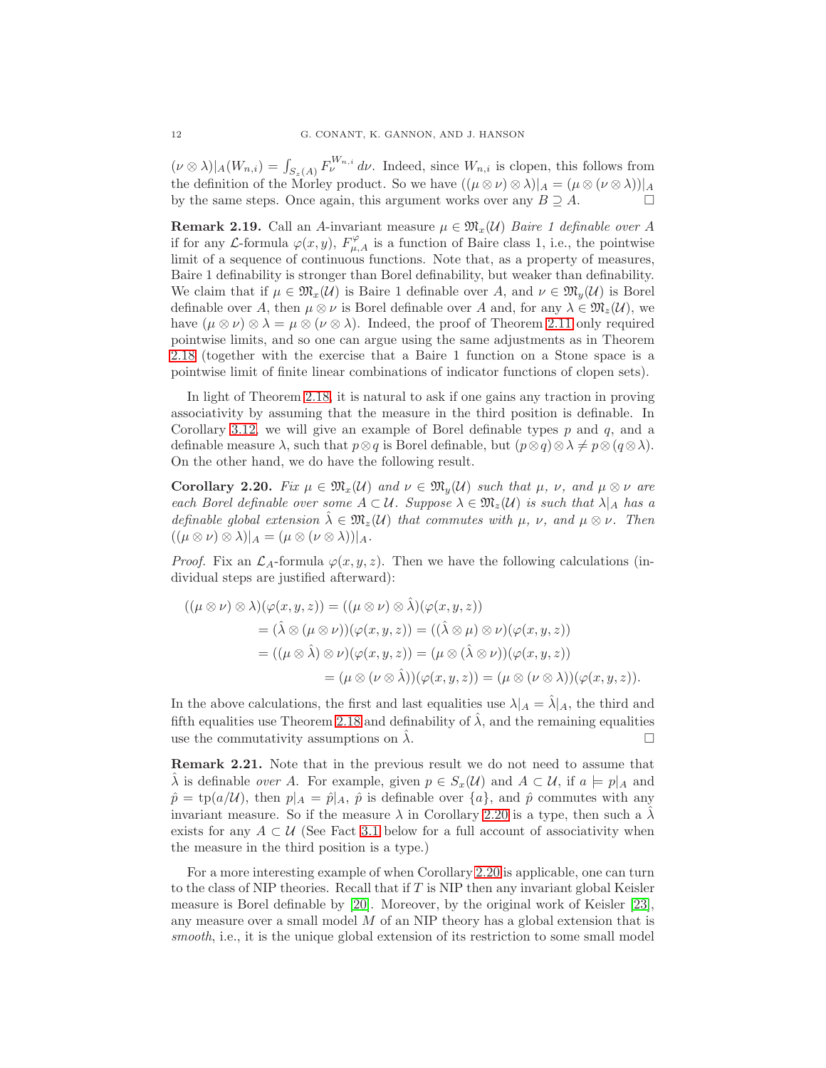$(\nu \otimes \lambda)|_A(W_{n,i}) = \int_{S_z(A)} F_\nu^{W_{n,i}}\, d\nu$. Indeed, since $W_{n,i}$ is clopen, this follows from the definition of the Morley product. So we have $((\mu \otimes \nu) \otimes \lambda)|_A = (\mu \otimes (\nu \otimes \lambda))|_A$ by the same steps. Once again, this argument works over any $B \supseteq A$. □

**Remark 2.19.** Call an $A$-invariant measure $\mu \in \mathfrak{M}_x(\mathcal{U})$ *Baire 1 definable over $A$* if for any $\mathcal{L}$-formula $\varphi(x,y)$, $F^\varphi_{\mu,A}$ is a function of Baire class 1, i.e., the pointwise limit of a sequence of continuous functions. Note that, as a property of measures, Baire 1 definability is stronger than Borel definability, but weaker than definability. We claim that if $\mu \in \mathfrak{M}_x(\mathcal{U})$ is Baire 1 definable over $A$, and $\nu \in \mathfrak{M}_y(\mathcal{U})$ is Borel definable over $A$, then $\mu \otimes \nu$ is Borel definable over $A$ and, for any $\lambda \in \mathfrak{M}_z(\mathcal{U})$, we have $(\mu \otimes \nu) \otimes \lambda = \mu \otimes (\nu \otimes \lambda)$. Indeed, the proof of Theorem 2.11 only required pointwise limits, and so one can argue using the same adjustments as in Theorem 2.18 (together with the exercise that a Baire 1 function on a Stone space is a pointwise limit of finite linear combinations of indicator functions of clopen sets).

In light of Theorem 2.18, it is natural to ask if one gains any traction in proving associativity by assuming that the measure in the third position is definable. In Corollary 3.12, we will give an example of Borel definable types $p$ and $q$, and a definable measure $\lambda$, such that $p \otimes q$ is Borel definable, but $(p \otimes q) \otimes \lambda \neq p \otimes (q \otimes \lambda)$. On the other hand, we do have the following result.

**Corollary 2.20.** *Fix $\mu \in \mathfrak{M}_x(\mathcal{U})$ and $\nu \in \mathfrak{M}_y(\mathcal{U})$ such that $\mu$, $\nu$, and $\mu \otimes \nu$ are each Borel definable over some $A \subset \mathcal{U}$. Suppose $\lambda \in \mathfrak{M}_z(\mathcal{U})$ is such that $\lambda|_A$ has a definable global extension $\hat{\lambda} \in \mathfrak{M}_z(\mathcal{U})$ that commutes with $\mu$, $\nu$, and $\mu \otimes \nu$. Then $((\mu \otimes \nu) \otimes \lambda)|_A = (\mu \otimes (\nu \otimes \lambda))|_A$.*

*Proof.* Fix an $\mathcal{L}_A$-formula $\varphi(x,y,z)$. Then we have the following calculations (individual steps are justified afterward):

$$\begin{aligned}
((\mu \otimes \nu) \otimes \lambda)(\varphi(x,y,z)) &= ((\mu \otimes \nu) \otimes \hat{\lambda})(\varphi(x,y,z)) \\
&= (\hat{\lambda} \otimes (\mu \otimes \nu))(\varphi(x,y,z)) = ((\hat{\lambda} \otimes \mu) \otimes \nu)(\varphi(x,y,z)) \\
&= ((\mu \otimes \hat{\lambda}) \otimes \nu)(\varphi(x,y,z)) = (\mu \otimes (\hat{\lambda} \otimes \nu))(\varphi(x,y,z)) \\
&= (\mu \otimes (\nu \otimes \hat{\lambda}))(\varphi(x,y,z)) = (\mu \otimes (\nu \otimes \lambda))(\varphi(x,y,z)).
\end{aligned}$$

In the above calculations, the first and last equalities use $\lambda|_A = \hat{\lambda}|_A$, the third and fifth equalities use Theorem 2.18 and definability of $\hat{\lambda}$, and the remaining equalities use the commutativity assumptions on $\hat{\lambda}$. □

**Remark 2.21.** Note that in the previous result we do not need to assume that $\hat{\lambda}$ is definable *over $A$*. For example, given $p \in S_x(\mathcal{U})$ and $A \subset \mathcal{U}$, if $a \models p|_A$ and $\hat{p} = \mathrm{tp}(a/\mathcal{U})$, then $p|_A = \hat{p}|_A$, $\hat{p}$ is definable over $\{a\}$, and $\hat{p}$ commutes with any invariant measure. So if the measure $\lambda$ in Corollary 2.20 is a type, then such a $\hat{\lambda}$ exists for any $A \subset \mathcal{U}$ (See Fact 3.1 below for a full account of associativity when the measure in the third position is a type.)

For a more interesting example of when Corollary 2.20 is applicable, one can turn to the class of NIP theories. Recall that if $T$ is NIP then any invariant global Keisler measure is Borel definable by [20]. Moreover, by the original work of Keisler [23], any measure over a small model $M$ of an NIP theory has a global extension that is *smooth*, i.e., it is the unique global extension of its restriction to some small model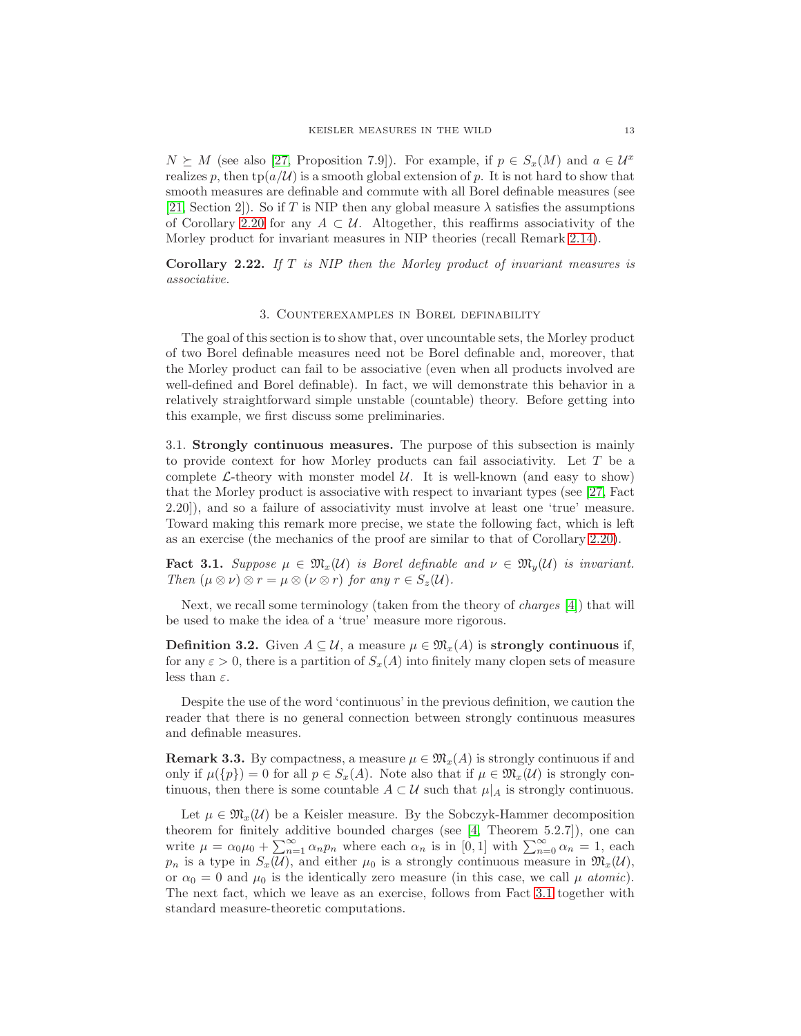$N \succeq M$ (see also [27, Proposition 7.9]). For example, if $p \in S_x(M)$ and $a \in \mathcal{U}^x$ realizes $p$, then $\mathrm{tp}(a/\mathcal{U})$ is a smooth global extension of $p$. It is not hard to show that smooth measures are definable and commute with all Borel definable measures (see [21, Section 2]). So if $T$ is NIP then any global measure $\lambda$ satisfies the assumptions of Corollary 2.20 for any $A \subset \mathcal{U}$. Altogether, this reaffirms associativity of the Morley product for invariant measures in NIP theories (recall Remark 2.14).

**Corollary 2.22.** *If $T$ is NIP then the Morley product of invariant measures is associative.*

## 3. Counterexamples in Borel definability

The goal of this section is to show that, over uncountable sets, the Morley product of two Borel definable measures need not be Borel definable and, moreover, that the Morley product can fail to be associative (even when all products involved are well-defined and Borel definable). In fact, we will demonstrate this behavior in a relatively straightforward simple unstable (countable) theory. Before getting into this example, we first discuss some preliminaries.

3.1. **Strongly continuous measures.** The purpose of this subsection is mainly to provide context for how Morley products can fail associativity. Let $T$ be a complete $\mathcal{L}$-theory with monster model $\mathcal{U}$. It is well-known (and easy to show) that the Morley product is associative with respect to invariant types (see [27, Fact 2.20]), and so a failure of associativity must involve at least one 'true' measure. Toward making this remark more precise, we state the following fact, which is left as an exercise (the mechanics of the proof are similar to that of Corollary 2.20).

**Fact 3.1.** *Suppose $\mu \in \mathfrak{M}_x(\mathcal{U})$ is Borel definable and $\nu \in \mathfrak{M}_y(\mathcal{U})$ is invariant. Then $(\mu \otimes \nu) \otimes r = \mu \otimes (\nu \otimes r)$ for any $r \in S_z(\mathcal{U})$.*

Next, we recall some terminology (taken from the theory of *charges* [4]) that will be used to make the idea of a 'true' measure more rigorous.

**Definition 3.2.** Given $A \subseteq \mathcal{U}$, a measure $\mu \in \mathfrak{M}_x(A)$ is **strongly continuous** if, for any $\varepsilon > 0$, there is a partition of $S_x(A)$ into finitely many clopen sets of measure less than $\varepsilon$.

Despite the use of the word 'continuous' in the previous definition, we caution the reader that there is no general connection between strongly continuous measures and definable measures.

**Remark 3.3.** By compactness, a measure $\mu \in \mathfrak{M}_x(A)$ is strongly continuous if and only if $\mu(\{p\}) = 0$ for all $p \in S_x(A)$. Note also that if $\mu \in \mathfrak{M}_x(\mathcal{U})$ is strongly continuous, then there is some countable $A \subset \mathcal{U}$ such that $\mu|_A$ is strongly continuous.

Let $\mu \in \mathfrak{M}_x(\mathcal{U})$ be a Keisler measure. By the Sobczyk-Hammer decomposition theorem for finitely additive bounded charges (see [4, Theorem 5.2.7]), one can write $\mu = \alpha_0\mu_0 + \sum_{n=1}^{\infty} \alpha_n p_n$ where each $\alpha_n$ is in $[0,1]$ with $\sum_{n=0}^{\infty} \alpha_n = 1$, each $p_n$ is a type in $S_x(\mathcal{U})$, and either $\mu_0$ is a strongly continuous measure in $\mathfrak{M}_x(\mathcal{U})$, or $\alpha_0 = 0$ and $\mu_0$ is the identically zero measure (in this case, we call $\mu$ *atomic*). The next fact, which we leave as an exercise, follows from Fact 3.1 together with standard measure-theoretic computations.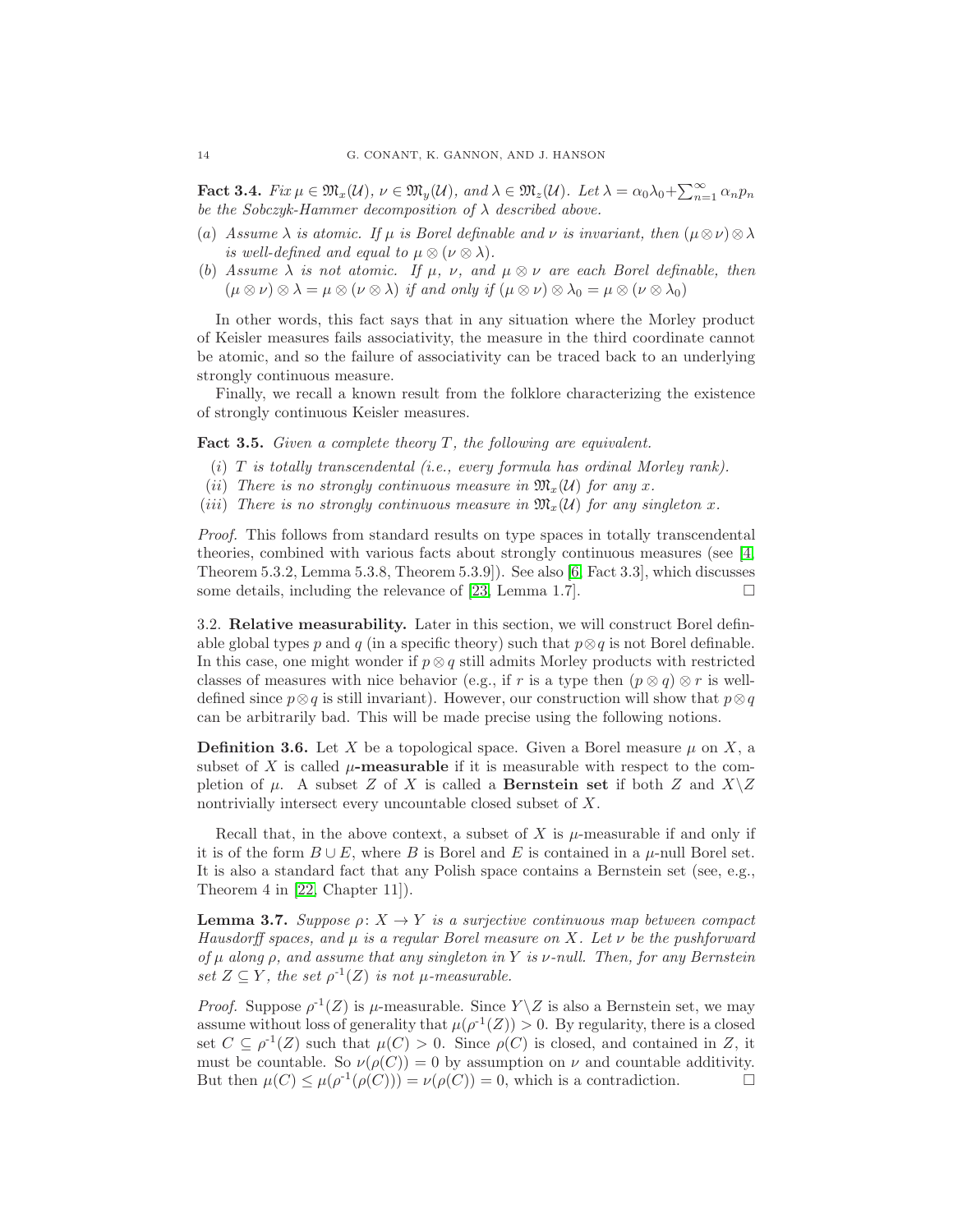**Fact 3.4.** *Fix $\mu \in \mathfrak{M}_x(\mathcal{U})$, $\nu \in \mathfrak{M}_y(\mathcal{U})$, and $\lambda \in \mathfrak{M}_z(\mathcal{U})$. Let $\lambda = \alpha_0\lambda_0 + \sum_{n=1}^{\infty} \alpha_n p_n$ be the Sobczyk-Hammer decomposition of $\lambda$ described above.*

(a) *Assume $\lambda$ is atomic. If $\mu$ is Borel definable and $\nu$ is invariant, then $(\mu \otimes \nu) \otimes \lambda$ is well-defined and equal to $\mu \otimes (\nu \otimes \lambda)$.*
(b) *Assume $\lambda$ is not atomic. If $\mu$, $\nu$, and $\mu \otimes \nu$ are each Borel definable, then $(\mu \otimes \nu) \otimes \lambda = \mu \otimes (\nu \otimes \lambda)$ if and only if $(\mu \otimes \nu) \otimes \lambda_0 = \mu \otimes (\nu \otimes \lambda_0)$*

In other words, this fact says that in any situation where the Morley product of Keisler measures fails associativity, the measure in the third coordinate cannot be atomic, and so the failure of associativity can be traced back to an underlying strongly continuous measure.

Finally, we recall a known result from the folklore characterizing the existence of strongly continuous Keisler measures.

**Fact 3.5.** *Given a complete theory $T$, the following are equivalent.*

(i) *$T$ is totally transcendental (i.e., every formula has ordinal Morley rank).*
(ii) *There is no strongly continuous measure in $\mathfrak{M}_x(\mathcal{U})$ for any $x$.*
(iii) *There is no strongly continuous measure in $\mathfrak{M}_x(\mathcal{U})$ for any singleton $x$.*

*Proof.* This follows from standard results on type spaces in totally transcendental theories, combined with various facts about strongly continuous measures (see [4, Theorem 5.3.2, Lemma 5.3.8, Theorem 5.3.9]). See also [6, Fact 3.3], which discusses some details, including the relevance of [23, Lemma 1.7]. □

3.2. **Relative measurability.** Later in this section, we will construct Borel definable global types $p$ and $q$ (in a specific theory) such that $p \otimes q$ is not Borel definable. In this case, one might wonder if $p \otimes q$ still admits Morley products with restricted classes of measures with nice behavior (e.g., if $r$ is a type then $(p \otimes q) \otimes r$ is well-defined since $p \otimes q$ is still invariant). However, our construction will show that $p \otimes q$ can be arbitrarily bad. This will be made precise using the following notions.

**Definition 3.6.** Let $X$ be a topological space. Given a Borel measure $\mu$ on $X$, a subset of $X$ is called **$\mu$-measurable** if it is measurable with respect to the completion of $\mu$. A subset $Z$ of $X$ is called a **Bernstein set** if both $Z$ and $X \backslash Z$ nontrivially intersect every uncountable closed subset of $X$.

Recall that, in the above context, a subset of $X$ is $\mu$-measurable if and only if it is of the form $B \cup E$, where $B$ is Borel and $E$ is contained in a $\mu$-null Borel set. It is also a standard fact that any Polish space contains a Bernstein set (see, e.g., Theorem 4 in [22, Chapter 11]).

**Lemma 3.7.** *Suppose $\rho \colon X \to Y$ is a surjective continuous map between compact Hausdorff spaces, and $\mu$ is a regular Borel measure on $X$. Let $\nu$ be the pushforward of $\mu$ along $\rho$, and assume that any singleton in $Y$ is $\nu$-null. Then, for any Bernstein set $Z \subseteq Y$, the set $\rho^{-1}(Z)$ is not $\mu$-measurable.*

*Proof.* Suppose $\rho^{-1}(Z)$ is $\mu$-measurable. Since $Y \backslash Z$ is also a Bernstein set, we may assume without loss of generality that $\mu(\rho^{-1}(Z)) > 0$. By regularity, there is a closed set $C \subseteq \rho^{-1}(Z)$ such that $\mu(C) > 0$. Since $\rho(C)$ is closed, and contained in $Z$, it must be countable. So $\nu(\rho(C)) = 0$ by assumption on $\nu$ and countable additivity. But then $\mu(C) \leq \mu(\rho^{-1}(\rho(C))) = \nu(\rho(C)) = 0$, which is a contradiction. □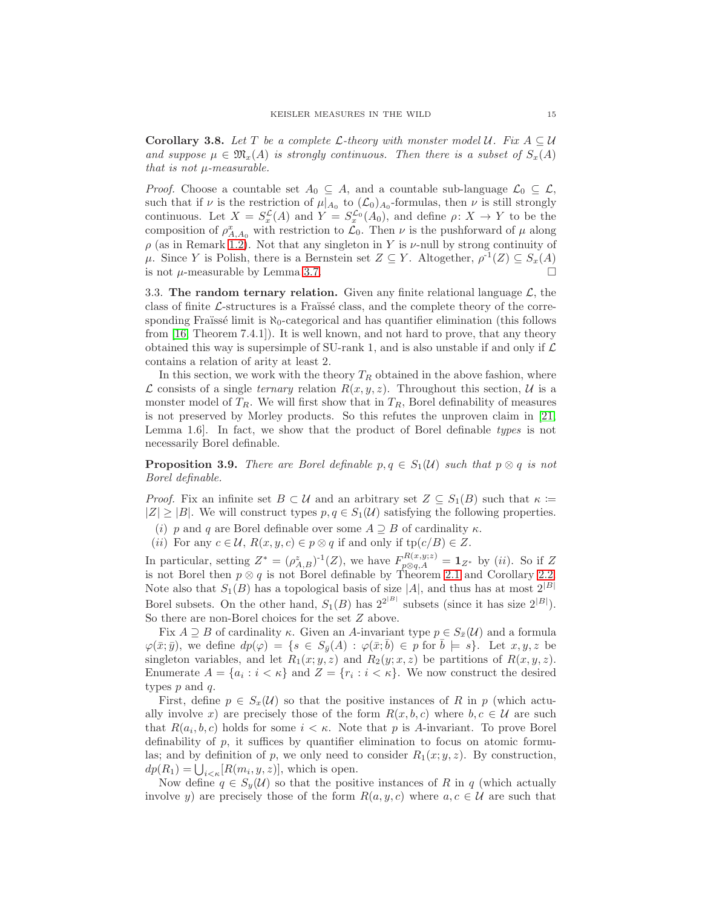**Corollary 3.8.** *Let $T$ be a complete $\mathcal{L}$-theory with monster model $\mathcal{U}$. Fix $A \subseteq \mathcal{U}$ and suppose $\mu \in \mathfrak{M}_x(A)$ is strongly continuous. Then there is a subset of $S_x(A)$ that is not $\mu$-measurable.*

*Proof.* Choose a countable set $A_0 \subseteq A$, and a countable sub-language $\mathcal{L}_0 \subseteq \mathcal{L}$, such that if $\nu$ is the restriction of $\mu|_{A_0}$ to $(\mathcal{L}_0)_{A_0}$-formulas, then $\nu$ is still strongly continuous. Let $X = S^{\mathcal{L}}_x(A)$ and $Y = S^{\mathcal{L}_0}_x(A_0)$, and define $\rho \colon X \to Y$ to be the composition of $\rho^x_{A,A_0}$ with restriction to $\mathcal{L}_0$. Then $\nu$ is the pushforward of $\mu$ along $\rho$ (as in Remark 1.2). Not that any singleton in $Y$ is $\nu$-null by strong continuity of $\mu$. Since $Y$ is Polish, there is a Bernstein set $Z \subseteq Y$. Altogether, $\rho^{-1}(Z) \subseteq S_x(A)$ is not $\mu$-measurable by Lemma 3.7. □

3.3. **The random ternary relation.** Given any finite relational language $\mathcal{L}$, the class of finite $\mathcal{L}$-structures is a Fraïssé class, and the complete theory of the corresponding Fraïssé limit is $\aleph_0$-categorical and has quantifier elimination (this follows from [16, Theorem 7.4.1]). It is well known, and not hard to prove, that any theory obtained this way is supersimple of SU-rank 1, and is also unstable if and only if $\mathcal{L}$ contains a relation of arity at least 2.

In this section, we work with the theory $T_R$ obtained in the above fashion, where $\mathcal{L}$ consists of a single *ternary* relation $R(x, y, z)$. Throughout this section, $\mathcal{U}$ is a monster model of $T_R$. We will first show that in $T_R$, Borel definability of measures is not preserved by Morley products. So this refutes the unproven claim in [21, Lemma 1.6]. In fact, we show that the product of Borel definable *types* is not necessarily Borel definable.

**Proposition 3.9.** *There are Borel definable $p, q \in S_1(\mathcal{U})$ such that $p \otimes q$ is not Borel definable.*

*Proof.* Fix an infinite set $B \subset \mathcal{U}$ and an arbitrary set $Z \subseteq S_1(B)$ such that $\kappa \coloneqq |Z| \geq |B|$. We will construct types $p, q \in S_1(\mathcal{U})$ satisfying the following properties.

(*i*) $p$ and $q$ are Borel definable over some $A \supseteq B$ of cardinality $\kappa$.

(*ii*) For any $c \in \mathcal{U}$, $R(x, y, c) \in p \otimes q$ if and only if $\mathrm{tp}(c/B) \in Z$.

In particular, setting $Z^* = (\rho^z_{A,B})^{-1}(Z)$, we have $F^{R(x,y;z)}_{p\otimes q, A} = \mathbf{1}_{Z^*}$ by (*ii*). So if $Z$ is not Borel then $p \otimes q$ is not Borel definable by Theorem 2.1 and Corollary 2.2. Note also that $S_1(B)$ has a topological basis of size $|A|$, and thus has at most $2^{|B|}$ Borel subsets. On the other hand, $S_1(B)$ has $2^{2^{|B|}}$ subsets (since it has size $2^{|B|}$). So there are non-Borel choices for the set $Z$ above.

Fix $A \supseteq B$ of cardinality $\kappa$. Given an $A$-invariant type $p \in S_{\bar{x}}(\mathcal{U})$ and a formula $\varphi(\bar{x}; \bar{y})$, we define $dp(\varphi) = \{s \in S_{\bar{y}}(A) : \varphi(\bar{x}; \bar{b}) \in p \text{ for } \bar{b} \models s\}$. Let $x, y, z$ be singleton variables, and let $R_1(x; y, z)$ and $R_2(y; x, z)$ be partitions of $R(x, y, z)$. Enumerate $A = \{a_i : i < \kappa\}$ and $Z = \{r_i : i < \kappa\}$. We now construct the desired types $p$ and $q$.

First, define $p \in S_x(\mathcal{U})$ so that the positive instances of $R$ in $p$ (which actually involve $x$) are precisely those of the form $R(x, b, c)$ where $b, c \in \mathcal{U}$ are such that $R(a_i, b, c)$ holds for some $i < \kappa$. Note that $p$ is $A$-invariant. To prove Borel definability of $p$, it suffices by quantifier elimination to focus on atomic formulas; and by definition of $p$, we only need to consider $R_1(x; y, z)$. By construction, $dp(R_1) = \bigcup_{i<\kappa}[R(m_i, y, z)]$, which is open.

Now define $q \in S_y(\mathcal{U})$ so that the positive instances of $R$ in $q$ (which actually involve $y$) are precisely those of the form $R(a, y, c)$ where $a, c \in \mathcal{U}$ are such that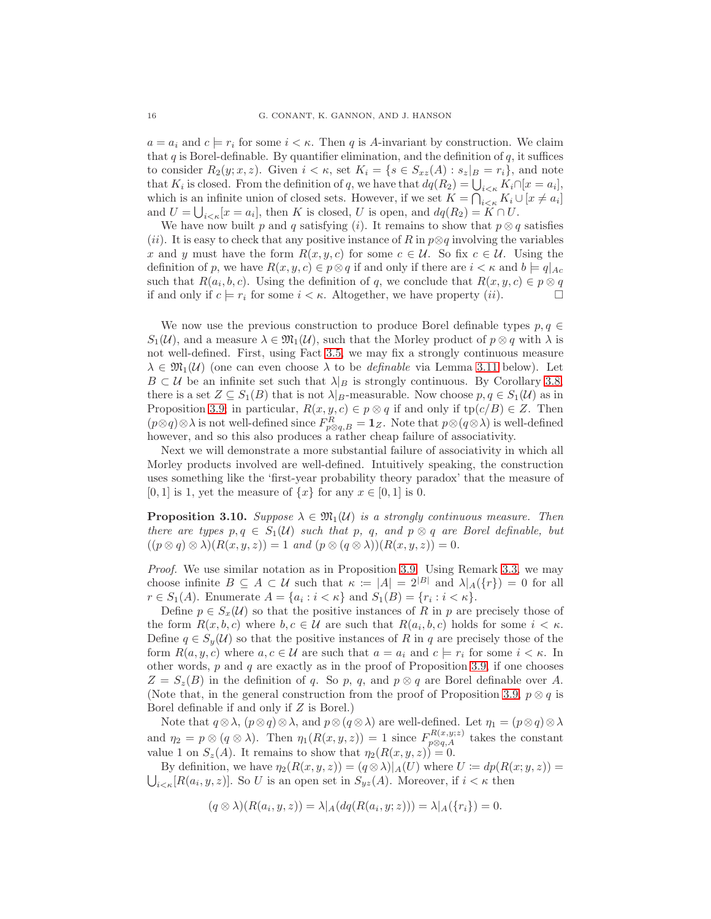$a = a_i$ and $c \models r_i$ for some $i < \kappa$. Then $q$ is $A$-invariant by construction. We claim that $q$ is Borel-definable. By quantifier elimination, and the definition of $q$, it suffices to consider $R_2(y; x, z)$. Given $i < \kappa$, set $K_i = \{s \in S_{xz}(A) : s_z|_B = r_i\}$, and note that $K_i$ is closed. From the definition of $q$, we have that $dq(R_2) = \bigcup_{i<\kappa} K_i \cap [x = a_i]$, which is an infinite union of closed sets. However, if we set $K = \bigcap_{i<\kappa} K_i \cup [x \neq a_i]$ and $U = \bigcup_{i<\kappa}[x = a_i]$, then $K$ is closed, $U$ is open, and $dq(R_2) = K \cap U$.

We have now built $p$ and $q$ satisfying $(i)$. It remains to show that $p \otimes q$ satisfies $(ii)$. It is easy to check that any positive instance of $R$ in $p \otimes q$ involving the variables $x$ and $y$ must have the form $R(x, y, c)$ for some $c \in \mathcal{U}$. So fix $c \in \mathcal{U}$. Using the definition of $p$, we have $R(x, y, c) \in p \otimes q$ if and only if there are $i < \kappa$ and $b \models q|_{Ac}$ such that $R(a_i, b, c)$. Using the definition of $q$, we conclude that $R(x, y, c) \in p \otimes q$ if and only if $c \models r_i$ for some $i < \kappa$. Altogether, we have property $(ii)$. □

We now use the previous construction to produce Borel definable types $p, q \in S_1(\mathcal{U})$, and a measure $\lambda \in \mathfrak{M}_1(\mathcal{U})$, such that the Morley product of $p \otimes q$ with $\lambda$ is not well-defined. First, using Fact 3.5, we may fix a strongly continuous measure $\lambda \in \mathfrak{M}_1(\mathcal{U})$ (one can even choose $\lambda$ to be *definable* via Lemma 3.11 below). Let $B \subset \mathcal{U}$ be an infinite set such that $\lambda|_B$ is strongly continuous. By Corollary 3.8, there is a set $Z \subseteq S_1(B)$ that is not $\lambda|_B$-measurable. Now choose $p, q \in S_1(\mathcal{U})$ as in Proposition 3.9; in particular, $R(x, y, c) \in p \otimes q$ if and only if $\mathrm{tp}(c/B) \in Z$. Then $(p \otimes q) \otimes \lambda$ is not well-defined since $F^R_{p \otimes q, B} = \mathbf{1}_Z$. Note that $p \otimes (q \otimes \lambda)$ is well-defined however, and so this also produces a rather cheap failure of associativity.

Next we will demonstrate a more substantial failure of associativity in which all Morley products involved are well-defined. Intuitively speaking, the construction uses something like the 'first-year probability theory paradox' that the measure of $[0, 1]$ is 1, yet the measure of $\{x\}$ for any $x \in [0, 1]$ is 0.

**Proposition 3.10.** *Suppose $\lambda \in \mathfrak{M}_1(\mathcal{U})$ is a strongly continuous measure. Then there are types $p, q \in S_1(\mathcal{U})$ such that $p$, $q$, and $p \otimes q$ are Borel definable, but $((p \otimes q) \otimes \lambda)(R(x, y, z)) = 1$ and $(p \otimes (q \otimes \lambda))(R(x, y, z)) = 0$.*

*Proof.* We use similar notation as in Proposition 3.9. Using Remark 3.3, we may choose infinite $B \subseteq A \subset \mathcal{U}$ such that $\kappa := |A| = 2^{|B|}$ and $\lambda|_A(\{r\}) = 0$ for all $r \in S_1(A)$. Enumerate $A = \{a_i : i < \kappa\}$ and $S_1(B) = \{r_i : i < \kappa\}$.

Define $p \in S_x(\mathcal{U})$ so that the positive instances of $R$ in $p$ are precisely those of the form $R(x, b, c)$ where $b, c \in \mathcal{U}$ are such that $R(a_i, b, c)$ holds for some $i < \kappa$. Define $q \in S_y(\mathcal{U})$ so that the positive instances of $R$ in $q$ are precisely those of the form $R(a, y, c)$ where $a, c \in \mathcal{U}$ are such that $a = a_i$ and $c \models r_i$ for some $i < \kappa$. In other words, $p$ and $q$ are exactly as in the proof of Proposition 3.9, if one chooses $Z = S_z(B)$ in the definition of $q$. So $p$, $q$, and $p \otimes q$ are Borel definable over $A$. (Note that, in the general construction from the proof of Proposition 3.9, $p \otimes q$ is Borel definable if and only if $Z$ is Borel.)

Note that $q \otimes \lambda$, $(p \otimes q) \otimes \lambda$, and $p \otimes (q \otimes \lambda)$ are well-defined. Let $\eta_1 = (p \otimes q) \otimes \lambda$ and $\eta_2 = p \otimes (q \otimes \lambda)$. Then $\eta_1(R(x, y, z)) = 1$ since $F^{R(x,y;z)}_{p \otimes q, A}$ takes the constant value 1 on $S_z(A)$. It remains to show that $\eta_2(R(x, y, z)) = 0$.

By definition, we have $\eta_2(R(x, y, z)) = (q \otimes \lambda)|_A(U)$ where $U := dp(R(x; y, z)) = \bigcup_{i<\kappa}[R(a_i, y, z)]$. So $U$ is an open set in $S_{yz}(A)$. Moreover, if $i < \kappa$ then

$$(q \otimes \lambda)(R(a_i, y, z)) = \lambda|_A(dq(R(a_i, y; z))) = \lambda|_A(\{r_i\}) = 0.$$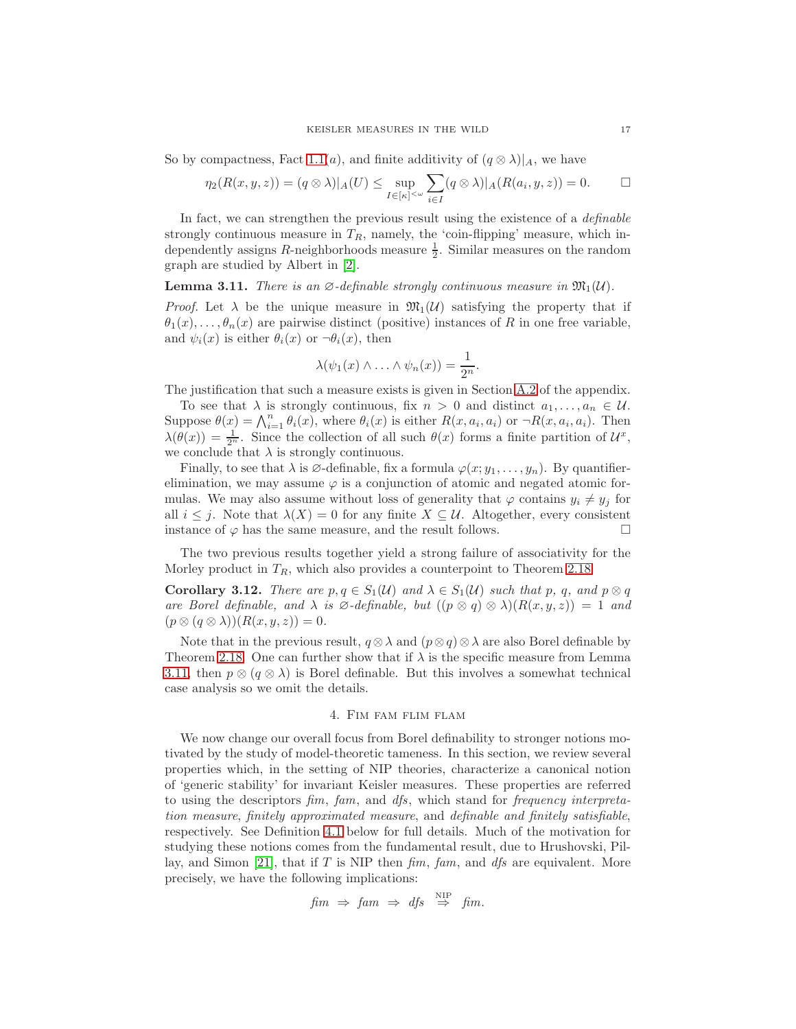So by compactness, Fact 1.1(a), and finite additivity of $(q \otimes \lambda)|_A$, we have

$$\eta_2(R(x,y,z)) = (q \otimes \lambda)|_A(U) \leq \sup_{I \in [\kappa]^{<\omega}} \sum_{i \in I} (q \otimes \lambda)|_A(R(a_i, y, z)) = 0. \qquad \square$$

In fact, we can strengthen the previous result using the existence of a *definable* strongly continuous measure in $T_R$, namely, the 'coin-flipping' measure, which independently assigns $R$-neighborhoods measure $\frac{1}{2}$. Similar measures on the random graph are studied by Albert in [2].

**Lemma 3.11.** *There is an $\varnothing$-definable strongly continuous measure in $\mathfrak{M}_1(\mathcal{U})$.*

*Proof.* Let $\lambda$ be the unique measure in $\mathfrak{M}_1(\mathcal{U})$ satisfying the property that if $\theta_1(x), \ldots, \theta_n(x)$ are pairwise distinct (positive) instances of $R$ in one free variable, and $\psi_i(x)$ is either $\theta_i(x)$ or $\neg\theta_i(x)$, then

$$\lambda(\psi_1(x) \wedge \ldots \wedge \psi_n(x)) = \frac{1}{2^n}.$$

The justification that such a measure exists is given in Section A.2 of the appendix.

To see that $\lambda$ is strongly continuous, fix $n > 0$ and distinct $a_1, \ldots, a_n \in \mathcal{U}$. Suppose $\theta(x) = \bigwedge_{i=1}^n \theta_i(x)$, where $\theta_i(x)$ is either $R(x, a_i, a_i)$ or $\neg R(x, a_i, a_i)$. Then $\lambda(\theta(x)) = \frac{1}{2^n}$. Since the collection of all such $\theta(x)$ forms a finite partition of $\mathcal{U}^x$, we conclude that $\lambda$ is strongly continuous.

Finally, to see that $\lambda$ is $\varnothing$-definable, fix a formula $\varphi(x; y_1, \ldots, y_n)$. By quantifier-elimination, we may assume $\varphi$ is a conjunction of atomic and negated atomic formulas. We may also assume without loss of generality that $\varphi$ contains $y_i \neq y_j$ for all $i \leq j$. Note that $\lambda(X) = 0$ for any finite $X \subseteq \mathcal{U}$. Altogether, every consistent instance of $\varphi$ has the same measure, and the result follows. $\square$

The two previous results together yield a strong failure of associativity for the Morley product in $T_R$, which also provides a counterpoint to Theorem 2.18.

**Corollary 3.12.** *There are $p, q \in S_1(\mathcal{U})$ and $\lambda \in S_1(\mathcal{U})$ such that $p$, $q$, and $p \otimes q$ are Borel definable, and $\lambda$ is $\varnothing$-definable, but $((p \otimes q) \otimes \lambda)(R(x,y,z)) = 1$ and $(p \otimes (q \otimes \lambda))(R(x,y,z)) = 0$.*

Note that in the previous result, $q \otimes \lambda$ and $(p \otimes q) \otimes \lambda$ are also Borel definable by Theorem 2.18. One can further show that if $\lambda$ is the specific measure from Lemma 3.11, then $p \otimes (q \otimes \lambda)$ is Borel definable. But this involves a somewhat technical case analysis so we omit the details.

## 4. Fim fam flim flam

We now change our overall focus from Borel definability to stronger notions motivated by the study of model-theoretic tameness. In this section, we review several properties which, in the setting of NIP theories, characterize a canonical notion of 'generic stability' for invariant Keisler measures. These properties are referred to using the descriptors *fim*, *fam*, and *dfs*, which stand for *frequency interpretation measure*, *finitely approximated measure*, and *definable and finitely satisfiable*, respectively. See Definition 4.1 below for full details. Much of the motivation for studying these notions comes from the fundamental result, due to Hrushovski, Pillay, and Simon [21], that if $T$ is NIP then *fim*, *fam*, and *dfs* are equivalent. More precisely, we have the following implications:

$$\textit{fim} \;\Rightarrow\; \textit{fam} \;\Rightarrow\; \textit{dfs} \;\overset{\text{NIP}}{\Rightarrow}\; \textit{fim}.$$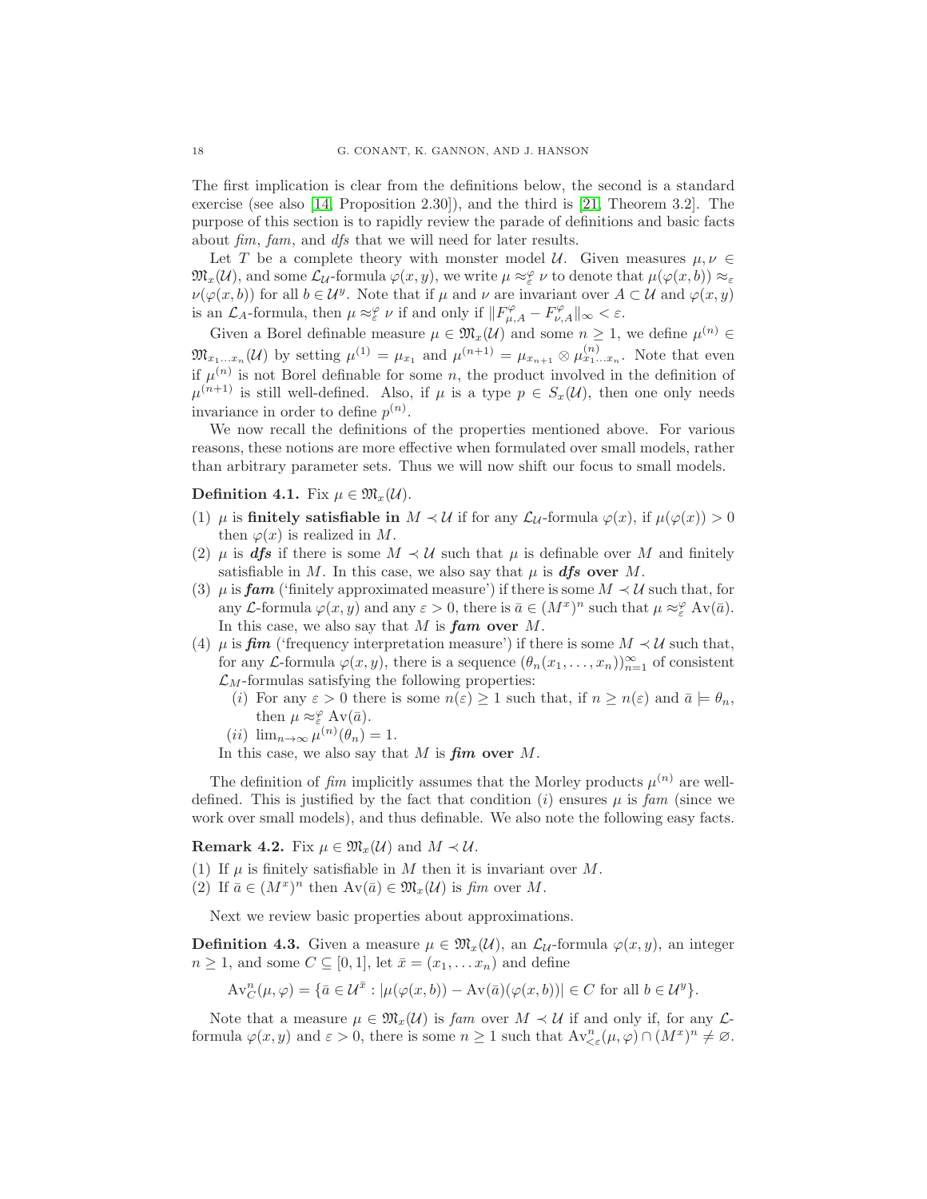The first implication is clear from the definitions below, the second is a standard exercise (see also [14, Proposition 2.30]), and the third is [21, Theorem 3.2]. The purpose of this section is to rapidly review the parade of definitions and basic facts about *fim*, *fam*, and *dfs* that we will need for later results.

Let $T$ be a complete theory with monster model $\mathcal{U}$. Given measures $\mu, \nu \in \mathfrak{M}_x(\mathcal{U})$, and some $\mathcal{L}_{\mathcal{U}}$-formula $\varphi(x,y)$, we write $\mu \approx_\varepsilon^\varphi \nu$ to denote that $\mu(\varphi(x,b)) \approx_\varepsilon \nu(\varphi(x,b))$ for all $b \in \mathcal{U}^y$. Note that if $\mu$ and $\nu$ are invariant over $A \subset \mathcal{U}$ and $\varphi(x,y)$ is an $\mathcal{L}_A$-formula, then $\mu \approx_\varepsilon^\varphi \nu$ if and only if $\|F_{\mu,A}^\varphi - F_{\nu,A}^\varphi\|_\infty < \varepsilon$.

Given a Borel definable measure $\mu \in \mathfrak{M}_x(\mathcal{U})$ and some $n \geq 1$, we define $\mu^{(n)} \in \mathfrak{M}_{x_1 \ldots x_n}(\mathcal{U})$ by setting $\mu^{(1)} = \mu_{x_1}$ and $\mu^{(n+1)} = \mu_{x_{n+1}} \otimes \mu_{x_1 \ldots x_n}^{(n)}$. Note that even if $\mu^{(n)}$ is not Borel definable for some $n$, the product involved in the definition of $\mu^{(n+1)}$ is still well-defined. Also, if $\mu$ is a type $p \in S_x(\mathcal{U})$, then one only needs invariance in order to define $p^{(n)}$.

We now recall the definitions of the properties mentioned above. For various reasons, these notions are more effective when formulated over small models, rather than arbitrary parameter sets. Thus we will now shift our focus to small models.

**Definition 4.1.** Fix $\mu \in \mathfrak{M}_x(\mathcal{U})$.

(1) $\mu$ is **finitely satisfiable in** $M \prec \mathcal{U}$ if for any $\mathcal{L}_{\mathcal{U}}$-formula $\varphi(x)$, if $\mu(\varphi(x)) > 0$ then $\varphi(x)$ is realized in $M$.
(2) $\mu$ is ***dfs*** if there is some $M \prec \mathcal{U}$ such that $\mu$ is definable over $M$ and finitely satisfiable in $M$. In this case, we also say that $\mu$ is ***dfs*** **over** $M$.
(3) $\mu$ is ***fam*** ('finitely approximated measure') if there is some $M \prec \mathcal{U}$ such that, for any $\mathcal{L}$-formula $\varphi(x,y)$ and any $\varepsilon > 0$, there is $\bar{a} \in (M^x)^n$ such that $\mu \approx_\varepsilon^\varphi \mathrm{Av}(\bar{a})$. In this case, we also say that $M$ is ***fam*** **over** $M$.
(4) $\mu$ is ***fim*** ('frequency interpretation measure') if there is some $M \prec \mathcal{U}$ such that, for any $\mathcal{L}$-formula $\varphi(x,y)$, there is a sequence $(\theta_n(x_1, \ldots, x_n))_{n=1}^\infty$ of consistent $\mathcal{L}_M$-formulas satisfying the following properties:
   (*i*) For any $\varepsilon > 0$ there is some $n(\varepsilon) \geq 1$ such that, if $n \geq n(\varepsilon)$ and $\bar{a} \models \theta_n$, then $\mu \approx_\varepsilon^\varphi \mathrm{Av}(\bar{a})$.
   (*ii*) $\lim_{n\to\infty} \mu^{(n)}(\theta_n) = 1$.

   In this case, we also say that $M$ is ***fim*** **over** $M$.

The definition of *fim* implicitly assumes that the Morley products $\mu^{(n)}$ are well-defined. This is justified by the fact that condition (*i*) ensures $\mu$ is *fam* (since we work over small models), and thus definable. We also note the following easy facts.

**Remark 4.2.** Fix $\mu \in \mathfrak{M}_x(\mathcal{U})$ and $M \prec \mathcal{U}$.

(1) If $\mu$ is finitely satisfiable in $M$ then it is invariant over $M$.
(2) If $\bar{a} \in (M^x)^n$ then $\mathrm{Av}(\bar{a}) \in \mathfrak{M}_x(\mathcal{U})$ is *fim* over $M$.

Next we review basic properties about approximations.

**Definition 4.3.** Given a measure $\mu \in \mathfrak{M}_x(\mathcal{U})$, an $\mathcal{L}_{\mathcal{U}}$-formula $\varphi(x,y)$, an integer $n \geq 1$, and some $C \subseteq [0,1]$, let $\bar{x} = (x_1, \ldots x_n)$ and define

$$\mathrm{Av}_C^n(\mu, \varphi) = \{\bar{a} \in \mathcal{U}^{\bar{x}} : |\mu(\varphi(x,b)) - \mathrm{Av}(\bar{a})(\varphi(x,b))| \in C \text{ for all } b \in \mathcal{U}^y\}.$$

Note that a measure $\mu \in \mathfrak{M}_x(\mathcal{U})$ is *fam* over $M \prec \mathcal{U}$ if and only if, for any $\mathcal{L}$-formula $\varphi(x,y)$ and $\varepsilon > 0$, there is some $n \geq 1$ such that $\mathrm{Av}_{<\varepsilon}^n(\mu, \varphi) \cap (M^x)^n \neq \varnothing$.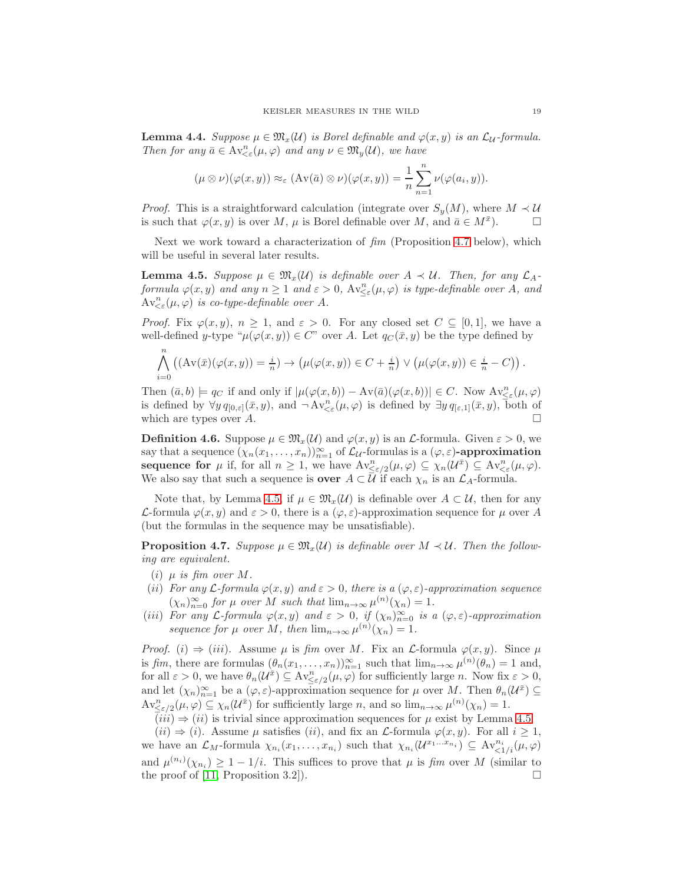**Lemma 4.4.** *Suppose $\mu \in \mathfrak{M}_x(\mathcal{U})$ is Borel definable and $\varphi(x,y)$ is an $\mathcal{L}_{\mathcal{U}}$-formula. Then for any $\bar{a} \in \mathrm{Av}^n_{<\varepsilon}(\mu,\varphi)$ and any $\nu \in \mathfrak{M}_y(\mathcal{U})$, we have*

$$(\mu \otimes \nu)(\varphi(x,y)) \approx_\varepsilon (\mathrm{Av}(\bar{a}) \otimes \nu)(\varphi(x,y)) = \frac{1}{n}\sum_{n=1}^{n} \nu(\varphi(a_i,y)).$$

*Proof.* This is a straightforward calculation (integrate over $S_y(M)$, where $M \prec \mathcal{U}$ is such that $\varphi(x,y)$ is over $M$, $\mu$ is Borel definable over $M$, and $\bar{a} \in M^{\bar{x}}$). $\square$

Next we work toward a characterization of *fim* (Proposition 4.7 below), which will be useful in several later results.

**Lemma 4.5.** *Suppose $\mu \in \mathfrak{M}_x(\mathcal{U})$ is definable over $A \prec \mathcal{U}$. Then, for any $\mathcal{L}_A$-formula $\varphi(x,y)$ and any $n \geq 1$ and $\varepsilon > 0$, $\mathrm{Av}^n_{\leq\varepsilon}(\mu,\varphi)$ is type-definable over $A$, and $\mathrm{Av}^n_{<\varepsilon}(\mu,\varphi)$ is co-type-definable over $A$.*

*Proof.* Fix $\varphi(x,y)$, $n \geq 1$, and $\varepsilon > 0$. For any closed set $C \subseteq [0,1]$, we have a well-defined $y$-type "$\mu(\varphi(x,y)) \in C$" over $A$. Let $q_C(\bar{x},y)$ be the type defined by

$$\bigwedge_{i=0}^{n} \left( (\mathrm{Av}(\bar{x})(\varphi(x,y)) = \tfrac{i}{n}) \to \left(\mu(\varphi(x,y)) \in C + \tfrac{i}{n}\right) \vee \left(\mu(\varphi(x,y)) \in \tfrac{i}{n} - C\right)\right).$$

Then $(\bar{a},b) \models q_C$ if and only if $|\mu(\varphi(x,b)) - \mathrm{Av}(\bar{a})(\varphi(x,b))| \in C$. Now $\mathrm{Av}^n_{\leq\varepsilon}(\mu,\varphi)$ is defined by $\forall y\, q_{[0,\varepsilon]}(\bar{x},y)$, and $\neg\mathrm{Av}^n_{<\varepsilon}(\mu,\varphi)$ is defined by $\exists y\, q_{[\varepsilon,1]}(\bar{x},y)$, both of which are types over $A$. $\square$

**Definition 4.6.** Suppose $\mu \in \mathfrak{M}_x(\mathcal{U})$ and $\varphi(x,y)$ is an $\mathcal{L}$-formula. Given $\varepsilon > 0$, we say that a sequence $(\chi_n(x_1,\ldots,x_n))_{n=1}^\infty$ of $\mathcal{L}_{\mathcal{U}}$-formulas is a **$(\varphi,\varepsilon)$-approximation sequence for** $\mu$ if, for all $n \geq 1$, we have $\mathrm{Av}^n_{\leq\varepsilon/2}(\mu,\varphi) \subseteq \chi_n(\mathcal{U}^{\bar{x}}) \subseteq \mathrm{Av}^n_{<\varepsilon}(\mu,\varphi)$. We also say that such a sequence is **over** $A \subset \mathcal{U}$ if each $\chi_n$ is an $\mathcal{L}_A$-formula.

Note that, by Lemma 4.5, if $\mu \in \mathfrak{M}_x(\mathcal{U})$ is definable over $A \subset \mathcal{U}$, then for any $\mathcal{L}$-formula $\varphi(x,y)$ and $\varepsilon > 0$, there is a $(\varphi,\varepsilon)$-approximation sequence for $\mu$ over $A$ (but the formulas in the sequence may be unsatisfiable).

**Proposition 4.7.** *Suppose $\mu \in \mathfrak{M}_x(\mathcal{U})$ is definable over $M \prec \mathcal{U}$. Then the following are equivalent.*

(i) *$\mu$ is fim over $M$.*

(ii) *For any $\mathcal{L}$-formula $\varphi(x,y)$ and $\varepsilon > 0$, there is a $(\varphi,\varepsilon)$-approximation sequence $(\chi_n)_{n=0}^\infty$ for $\mu$ over $M$ such that $\lim_{n\to\infty} \mu^{(n)}(\chi_n) = 1$.*

(iii) *For any $\mathcal{L}$-formula $\varphi(x,y)$ and $\varepsilon > 0$, if $(\chi_n)_{n=0}^\infty$ is a $(\varphi,\varepsilon)$-approximation sequence for $\mu$ over $M$, then $\lim_{n\to\infty} \mu^{(n)}(\chi_n) = 1$.*

*Proof.* (i) $\Rightarrow$ (iii). Assume $\mu$ is *fim* over $M$. Fix an $\mathcal{L}$-formula $\varphi(x,y)$. Since $\mu$ is *fim*, there are formulas $(\theta_n(x_1,\ldots,x_n))_{n=1}^\infty$ such that $\lim_{n\to\infty} \mu^{(n)}(\theta_n) = 1$ and, for all $\varepsilon > 0$, we have $\theta_n(\mathcal{U}^{\bar{x}}) \subseteq \mathrm{Av}^n_{\leq\varepsilon/2}(\mu,\varphi)$ for sufficiently large $n$. Now fix $\varepsilon > 0$, and let $(\chi_n)_{n=1}^\infty$ be a $(\varphi,\varepsilon)$-approximation sequence for $\mu$ over $M$. Then $\theta_n(\mathcal{U}^{\bar{x}}) \subseteq \mathrm{Av}^n_{\leq\varepsilon/2}(\mu,\varphi) \subseteq \chi_n(\mathcal{U}^{\bar{x}})$ for sufficiently large $n$, and so $\lim_{n\to\infty} \mu^{(n)}(\chi_n) = 1$.

(iii) $\Rightarrow$ (ii) is trivial since approximation sequences for $\mu$ exist by Lemma 4.5.

(ii) $\Rightarrow$ (i). Assume $\mu$ satisfies (ii), and fix an $\mathcal{L}$-formula $\varphi(x,y)$. For all $i \geq 1$, we have an $\mathcal{L}_M$-formula $\chi_{n_i}(x_1,\ldots,x_{n_i})$ such that $\chi_{n_i}(\mathcal{U}^{x_1\ldots x_{n_i}}) \subseteq \mathrm{Av}^{n_i}_{<1/i}(\mu,\varphi)$ and $\mu^{(n_i)}(\chi_{n_i}) \geq 1 - 1/i$. This suffices to prove that $\mu$ is *fim* over $M$ (similar to the proof of [11, Proposition 3.2]). $\square$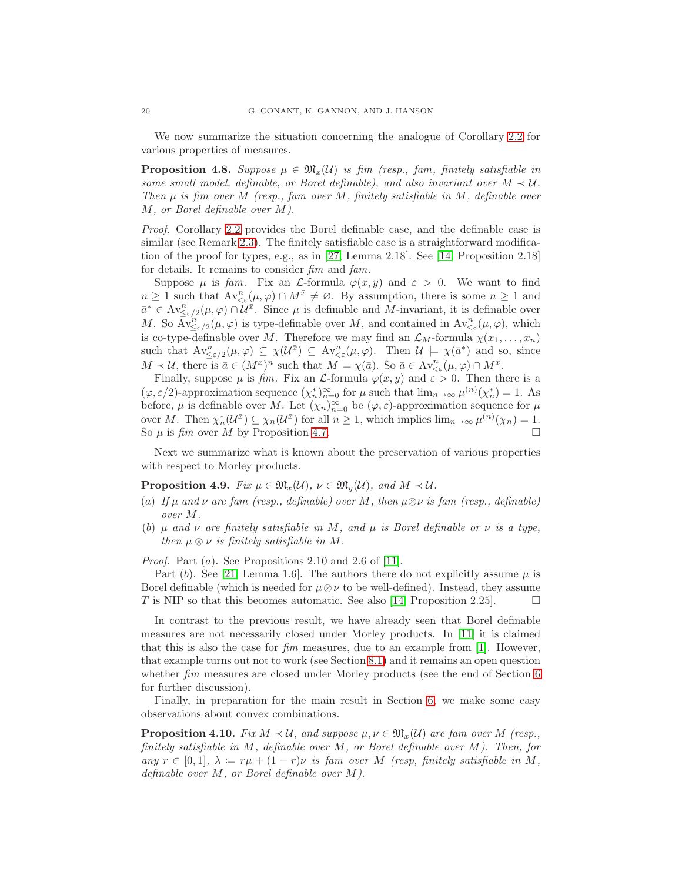We now summarize the situation concerning the analogue of Corollary 2.2 for various properties of measures.

**Proposition 4.8.** *Suppose $\mu \in \mathfrak{M}_x(\mathcal{U})$ is fim (resp., fam, finitely satisfiable in some small model, definable, or Borel definable), and also invariant over $M \prec \mathcal{U}$. Then $\mu$ is fim over $M$ (resp., fam over $M$, finitely satisfiable in $M$, definable over $M$, or Borel definable over $M$).*

*Proof.* Corollary 2.2 provides the Borel definable case, and the definable case is similar (see Remark 2.3). The finitely satisfiable case is a straightforward modification of the proof for types, e.g., as in [27, Lemma 2.18]. See [14, Proposition 2.18] for details. It remains to consider *fim* and *fam*.

Suppose $\mu$ is *fam*. Fix an $\mathcal{L}$-formula $\varphi(x, y)$ and $\varepsilon > 0$. We want to find $n \geq 1$ such that $\mathrm{Av}^n_{<\varepsilon}(\mu, \varphi) \cap M^{\bar{x}} \neq \varnothing$. By assumption, there is some $n \geq 1$ and $\bar{a}^* \in \mathrm{Av}^n_{\leq\varepsilon/2}(\mu, \varphi) \cap \mathcal{U}^{\bar{x}}$. Since $\mu$ is definable and $M$-invariant, it is definable over $M$. So $\mathrm{Av}^n_{\leq\varepsilon/2}(\mu, \varphi)$ is type-definable over $M$, and contained in $\mathrm{Av}^n_{<\varepsilon}(\mu, \varphi)$, which is co-type-definable over $M$. Therefore we may find an $\mathcal{L}_M$-formula $\chi(x_1, \ldots, x_n)$ such that $\mathrm{Av}^n_{\leq\varepsilon/2}(\mu, \varphi) \subseteq \chi(\mathcal{U}^{\bar{x}}) \subseteq \mathrm{Av}^n_{<\varepsilon}(\mu, \varphi)$. Then $\mathcal{U} \models \chi(\bar{a}^*)$ and so, since $M \prec \mathcal{U}$, there is $\bar{a} \in (M^x)^n$ such that $M \models \chi(\bar{a})$. So $\bar{a} \in \mathrm{Av}^n_{<\varepsilon}(\mu, \varphi) \cap M^{\bar{x}}$.

Finally, suppose $\mu$ is *fim*. Fix an $\mathcal{L}$-formula $\varphi(x, y)$ and $\varepsilon > 0$. Then there is a $(\varphi, \varepsilon/2)$-approximation sequence $(\chi^*_n)^\infty_{n=0}$ for $\mu$ such that $\lim_{n\to\infty} \mu^{(n)}(\chi^*_n) = 1$. As before, $\mu$ is definable over $M$. Let $(\chi_n)^\infty_{n=0}$ be $(\varphi, \varepsilon)$-approximation sequence for $\mu$ over $M$. Then $\chi^*_n(\mathcal{U}^{\bar{x}}) \subseteq \chi_n(\mathcal{U}^{\bar{x}})$ for all $n \geq 1$, which implies $\lim_{n\to\infty} \mu^{(n)}(\chi_n) = 1$. So $\mu$ is *fim* over $M$ by Proposition 4.7. $\square$

Next we summarize what is known about the preservation of various properties with respect to Morley products.

**Proposition 4.9.** *Fix $\mu \in \mathfrak{M}_x(\mathcal{U})$, $\nu \in \mathfrak{M}_y(\mathcal{U})$, and $M \prec \mathcal{U}$.*

*(a) If $\mu$ and $\nu$ are fam (resp., definable) over $M$, then $\mu \otimes \nu$ is fam (resp., definable) over $M$.*

*(b) $\mu$ and $\nu$ are finitely satisfiable in $M$, and $\mu$ is Borel definable or $\nu$ is a type, then $\mu \otimes \nu$ is finitely satisfiable in $M$.*

*Proof.* Part $(a)$. See Propositions 2.10 and 2.6 of [11].

Part $(b)$. See [21, Lemma 1.6]. The authors there do not explicitly assume $\mu$ is Borel definable (which is needed for $\mu \otimes \nu$ to be well-defined). Instead, they assume $T$ is NIP so that this becomes automatic. See also [14, Proposition 2.25]. $\square$

In contrast to the previous result, we have already seen that Borel definable measures are not necessarily closed under Morley products. In [11] it is claimed that this is also the case for *fim* measures, due to an example from [1]. However, that example turns out not to work (see Section 8.1) and it remains an open question whether *fim* measures are closed under Morley products (see the end of Section 6 for further discussion).

Finally, in preparation for the main result in Section 6, we make some easy observations about convex combinations.

**Proposition 4.10.** *Fix $M \prec \mathcal{U}$, and suppose $\mu, \nu \in \mathfrak{M}_x(\mathcal{U})$ are fam over $M$ (resp., finitely satisfiable in $M$, definable over $M$, or Borel definable over $M$). Then, for any $r \in [0, 1]$, $\lambda \coloneqq r\mu + (1 - r)\nu$ is fam over $M$ (resp, finitely satisfiable in $M$, definable over $M$, or Borel definable over $M$).*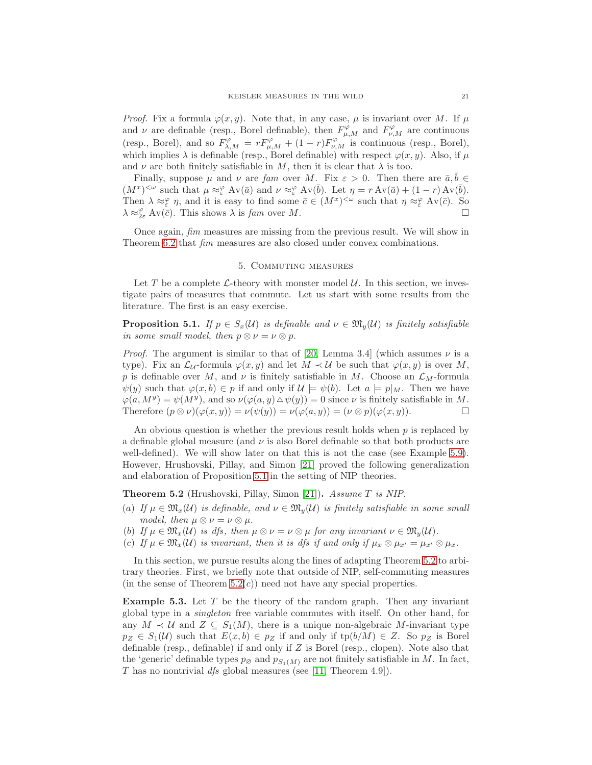*Proof.* Fix a formula $\varphi(x,y)$. Note that, in any case, $\mu$ is invariant over $M$. If $\mu$ and $\nu$ are definable (resp., Borel definable), then $F^{\varphi}_{\mu,M}$ and $F^{\varphi}_{\nu,M}$ are continuous (resp., Borel), and so $F^{\varphi}_{\lambda,M} = rF^{\varphi}_{\mu,M} + (1-r)F^{\varphi}_{\nu,M}$ is continuous (resp., Borel), which implies $\lambda$ is definable (resp., Borel definable) with respect $\varphi(x,y)$. Also, if $\mu$ and $\nu$ are both finitely satisfiable in $M$, then it is clear that $\lambda$ is too.

Finally, suppose $\mu$ and $\nu$ are *fam* over $M$. Fix $\varepsilon > 0$. Then there are $\bar{a}, \bar{b} \in (M^x)^{<\omega}$ such that $\mu \approx^{\varphi}_{\varepsilon} \operatorname{Av}(\bar{a})$ and $\nu \approx^{\varphi}_{\varepsilon} \operatorname{Av}(\bar{b})$. Let $\eta = r\operatorname{Av}(\bar{a}) + (1-r)\operatorname{Av}(\bar{b})$. Then $\lambda \approx^{\varphi}_{\varepsilon} \eta$, and it is easy to find some $\bar{c} \in (M^x)^{<\omega}$ such that $\eta \approx^{\varphi}_{\varepsilon} \operatorname{Av}(\bar{c})$. So $\lambda \approx^{\varphi}_{2\varepsilon} \operatorname{Av}(\bar{c})$. This shows $\lambda$ is *fam* over $M$. $\square$

Once again, *fim* measures are missing from the previous result. We will show in Theorem 6.2 that *fim* measures are also closed under convex combinations.

## 5. Commuting measures

Let $T$ be a complete $\mathcal{L}$-theory with monster model $\mathcal{U}$. In this section, we investigate pairs of measures that commute. Let us start with some results from the literature. The first is an easy exercise.

**Proposition 5.1.** *If $p \in S_x(\mathcal{U})$ is definable and $\nu \in \mathfrak{M}_y(\mathcal{U})$ is finitely satisfiable in some small model, then $p \otimes \nu = \nu \otimes p$.*

*Proof.* The argument is similar to that of [20, Lemma 3.4] (which assumes $\nu$ is a type). Fix an $\mathcal{L}_{\mathcal{U}}$-formula $\varphi(x,y)$ and let $M \prec \mathcal{U}$ be such that $\varphi(x,y)$ is over $M$, $p$ is definable over $M$, and $\nu$ is finitely satisfiable in $M$. Choose an $\mathcal{L}_M$-formula $\psi(y)$ such that $\varphi(x,b) \in p$ if and only if $\mathcal{U} \models \psi(b)$. Let $a \models p|_M$. Then we have $\varphi(a, M^y) = \psi(M^y)$, and so $\nu(\varphi(a,y) \mathbin{\triangle} \psi(y)) = 0$ since $\nu$ is finitely satisfiable in $M$. Therefore $(p \otimes \nu)(\varphi(x,y)) = \nu(\psi(y)) = \nu(\varphi(a,y)) = (\nu \otimes p)(\varphi(x,y))$. $\square$

An obvious question is whether the previous result holds when $p$ is replaced by a definable global measure (and $\nu$ is also Borel definable so that both products are well-defined). We will show later on that this is not the case (see Example 5.9). However, Hrushovski, Pillay, and Simon [21] proved the following generalization and elaboration of Proposition 5.1 in the setting of NIP theories.

**Theorem 5.2** (Hrushovski, Pillay, Simon [21])**.** *Assume $T$ is NIP.*

(a) *If $\mu \in \mathfrak{M}_x(\mathcal{U})$ is definable, and $\nu \in \mathfrak{M}_y(\mathcal{U})$ is finitely satisfiable in some small model, then $\mu \otimes \nu = \nu \otimes \mu$.*
(b) *If $\mu \in \mathfrak{M}_x(\mathcal{U})$ is dfs, then $\mu \otimes \nu = \nu \otimes \mu$ for any invariant $\nu \in \mathfrak{M}_y(\mathcal{U})$.*
(c) *If $\mu \in \mathfrak{M}_x(\mathcal{U})$ is invariant, then it is dfs if and only if $\mu_x \otimes \mu_{x'} = \mu_{x'} \otimes \mu_x$.*

In this section, we pursue results along the lines of adapting Theorem 5.2 to arbitrary theories. First, we briefly note that outside of NIP, self-commuting measures (in the sense of Theorem 5.2$(c)$) need not have any special properties.

**Example 5.3.** Let $T$ be the theory of the random graph. Then any invariant global type in a *singleton* free variable commutes with itself. On other hand, for any $M \prec \mathcal{U}$ and $Z \subseteq S_1(M)$, there is a unique non-algebraic $M$-invariant type $p_Z \in S_1(\mathcal{U})$ such that $E(x,b) \in p_Z$ if and only if $\operatorname{tp}(b/M) \in Z$. So $p_Z$ is Borel definable (resp., definable) if and only if $Z$ is Borel (resp., clopen). Note also that the 'generic' definable types $p_{\varnothing}$ and $p_{S_1(M)}$ are not finitely satisfiable in $M$. In fact, $T$ has no nontrivial *dfs* global measures (see [11, Theorem 4.9]).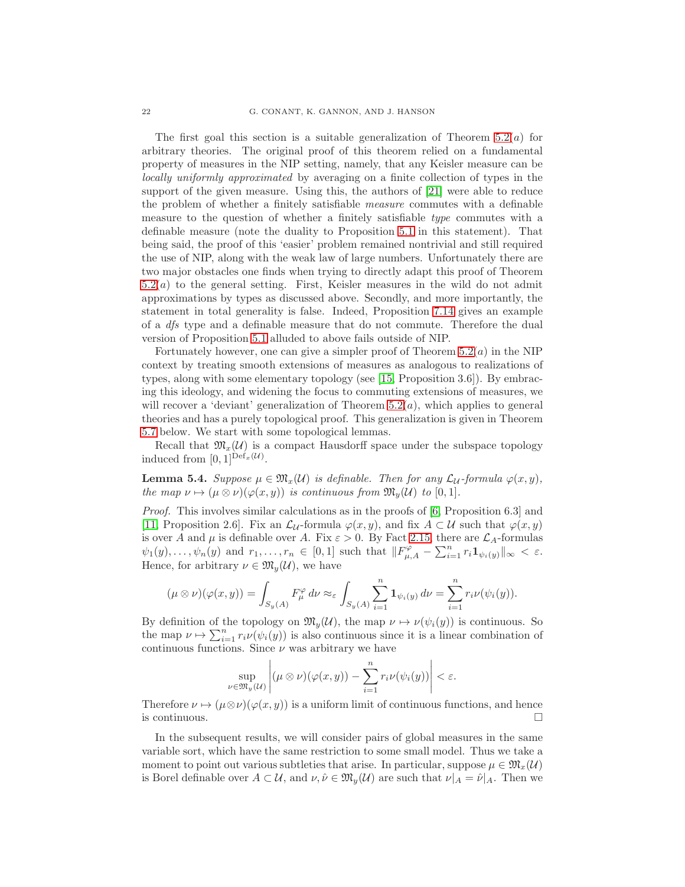The first goal this section is a suitable generalization of Theorem 5.2$(a)$ for arbitrary theories. The original proof of this theorem relied on a fundamental property of measures in the NIP setting, namely, that any Keisler measure can be *locally uniformly approximated* by averaging on a finite collection of types in the support of the given measure. Using this, the authors of [21] were able to reduce the problem of whether a finitely satisfiable *measure* commutes with a definable measure to the question of whether a finitely satisfiable *type* commutes with a definable measure (note the duality to Proposition 5.1 in this statement). That being said, the proof of this 'easier' problem remained nontrivial and still required the use of NIP, along with the weak law of large numbers. Unfortunately there are two major obstacles one finds when trying to directly adapt this proof of Theorem 5.2$(a)$ to the general setting. First, Keisler measures in the wild do not admit approximations by types as discussed above. Secondly, and more importantly, the statement in total generality is false. Indeed, Proposition 7.14 gives an example of a *dfs* type and a definable measure that do not commute. Therefore the dual version of Proposition 5.1 alluded to above fails outside of NIP.

Fortunately however, one can give a simpler proof of Theorem 5.2$(a)$ in the NIP context by treating smooth extensions of measures as analogous to realizations of types, along with some elementary topology (see [15, Proposition 3.6]). By embracing this ideology, and widening the focus to commuting extensions of measures, we will recover a 'deviant' generalization of Theorem 5.2$(a)$, which applies to general theories and has a purely topological proof. This generalization is given in Theorem 5.7 below. We start with some topological lemmas.

Recall that $\mathfrak{M}_x(\mathcal{U})$ is a compact Hausdorff space under the subspace topology induced from $[0,1]^{\mathrm{Def}_x(\mathcal{U})}$.

**Lemma 5.4.** *Suppose $\mu \in \mathfrak{M}_x(\mathcal{U})$ is definable. Then for any $\mathcal{L}_{\mathcal{U}}$-formula $\varphi(x,y)$, the map $\nu \mapsto (\mu \otimes \nu)(\varphi(x,y))$ is continuous from $\mathfrak{M}_y(\mathcal{U})$ to $[0,1]$.*

*Proof.* This involves similar calculations as in the proofs of [6, Proposition 6.3] and [11, Proposition 2.6]. Fix an $\mathcal{L}_{\mathcal{U}}$-formula $\varphi(x,y)$, and fix $A \subset \mathcal{U}$ such that $\varphi(x,y)$ is over $A$ and $\mu$ is definable over $A$. Fix $\varepsilon > 0$. By Fact 2.15, there are $\mathcal{L}_A$-formulas $\psi_1(y), \ldots, \psi_n(y)$ and $r_1, \ldots, r_n \in [0,1]$ such that $\|F^{\varphi}_{\mu,A} - \sum_{i=1}^{n} r_i \mathbf{1}_{\psi_i(y)}\|_\infty < \varepsilon$. Hence, for arbitrary $\nu \in \mathfrak{M}_y(\mathcal{U})$, we have

$$(\mu \otimes \nu)(\varphi(x,y)) = \int_{S_y(A)} F^{\varphi}_{\mu} \, d\nu \approx_\varepsilon \int_{S_y(A)} \sum_{i=1}^{n} \mathbf{1}_{\psi_i(y)} \, d\nu = \sum_{i=1}^{n} r_i \nu(\psi_i(y)).$$

By definition of the topology on $\mathfrak{M}_y(\mathcal{U})$, the map $\nu \mapsto \nu(\psi_i(y))$ is continuous. So the map $\nu \mapsto \sum_{i=1}^{n} r_i \nu(\psi_i(y))$ is also continuous since it is a linear combination of continuous functions. Since $\nu$ was arbitrary we have

$$\sup_{\nu \in \mathfrak{M}_y(\mathcal{U})} \left| (\mu \otimes \nu)(\varphi(x,y)) - \sum_{i=1}^{n} r_i \nu(\psi_i(y)) \right| < \varepsilon.$$

Therefore $\nu \mapsto (\mu \otimes \nu)(\varphi(x,y))$ is a uniform limit of continuous functions, and hence is continuous. $\square$

In the subsequent results, we will consider pairs of global measures in the same variable sort, which have the same restriction to some small model. Thus we take a moment to point out various subtleties that arise. In particular, suppose $\mu \in \mathfrak{M}_x(\mathcal{U})$ is Borel definable over $A \subset \mathcal{U}$, and $\nu, \hat{\nu} \in \mathfrak{M}_y(\mathcal{U})$ are such that $\nu|_A = \hat{\nu}|_A$. Then we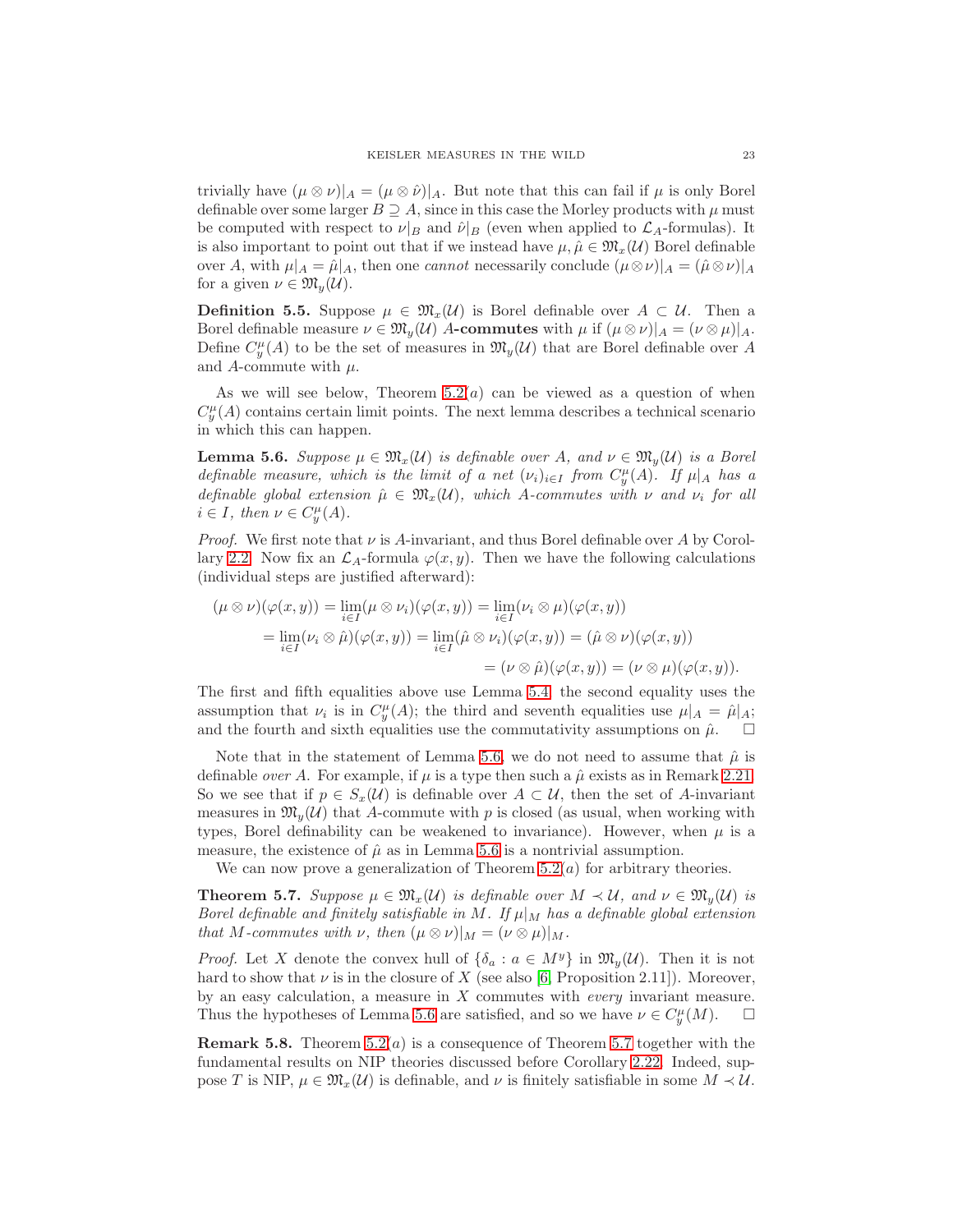trivially have $(\mu \otimes \nu)|_A = (\mu \otimes \hat{\nu})|_A$. But note that this can fail if $\mu$ is only Borel definable over some larger $B \supseteq A$, since in this case the Morley products with $\mu$ must be computed with respect to $\nu|_B$ and $\hat{\nu}|_B$ (even when applied to $\mathcal{L}_A$-formulas). It is also important to point out that if we instead have $\mu, \hat{\mu} \in \mathfrak{M}_x(\mathcal{U})$ Borel definable over $A$, with $\mu|_A = \hat{\mu}|_A$, then one *cannot* necessarily conclude $(\mu \otimes \nu)|_A = (\hat{\mu} \otimes \nu)|_A$ for a given $\nu \in \mathfrak{M}_y(\mathcal{U})$.

**Definition 5.5.** Suppose $\mu \in \mathfrak{M}_x(\mathcal{U})$ is Borel definable over $A \subset \mathcal{U}$. Then a Borel definable measure $\nu \in \mathfrak{M}_y(\mathcal{U})$ ***A*-commutes** with $\mu$ if $(\mu \otimes \nu)|_A = (\nu \otimes \mu)|_A$. Define $C^\mu_y(A)$ to be the set of measures in $\mathfrak{M}_y(\mathcal{U})$ that are Borel definable over $A$ and $A$-commute with $\mu$.

As we will see below, Theorem 5.2$(a)$ can be viewed as a question of when $C^\mu_y(A)$ contains certain limit points. The next lemma describes a technical scenario in which this can happen.

**Lemma 5.6.** *Suppose $\mu \in \mathfrak{M}_x(\mathcal{U})$ is definable over $A$, and $\nu \in \mathfrak{M}_y(\mathcal{U})$ is a Borel definable measure, which is the limit of a net $(\nu_i)_{i \in I}$ from $C^\mu_y(A)$. If $\mu|_A$ has a definable global extension $\hat{\mu} \in \mathfrak{M}_x(\mathcal{U})$, which $A$-commutes with $\nu$ and $\nu_i$ for all $i \in I$, then $\nu \in C^\mu_y(A)$.*

*Proof.* We first note that $\nu$ is $A$-invariant, and thus Borel definable over $A$ by Corollary 2.2. Now fix an $\mathcal{L}_A$-formula $\varphi(x, y)$. Then we have the following calculations (individual steps are justified afterward):

$$\begin{aligned}
(\mu \otimes \nu)(\varphi(x,y)) &= \lim_{i \in I} (\mu \otimes \nu_i)(\varphi(x,y)) = \lim_{i \in I} (\nu_i \otimes \mu)(\varphi(x,y)) \\
&= \lim_{i \in I} (\nu_i \otimes \hat{\mu})(\varphi(x,y)) = \lim_{i \in I} (\hat{\mu} \otimes \nu_i)(\varphi(x,y)) = (\hat{\mu} \otimes \nu)(\varphi(x,y)) \\
&\qquad\qquad\qquad\qquad = (\nu \otimes \hat{\mu})(\varphi(x,y)) = (\nu \otimes \mu)(\varphi(x,y)).
\end{aligned}$$

The first and fifth equalities above use Lemma 5.4; the second equality uses the assumption that $\nu_i$ is in $C^\mu_y(A)$; the third and seventh equalities use $\mu|_A = \hat{\mu}|_A$; and the fourth and sixth equalities use the commutativity assumptions on $\hat{\mu}$. $\square$

Note that in the statement of Lemma 5.6, we do not need to assume that $\hat{\mu}$ is definable *over A*. For example, if $\mu$ is a type then such a $\hat{\mu}$ exists as in Remark 2.21. So we see that if $p \in S_x(\mathcal{U})$ is definable over $A \subset \mathcal{U}$, then the set of $A$-invariant measures in $\mathfrak{M}_y(\mathcal{U})$ that $A$-commute with $p$ is closed (as usual, when working with types, Borel definability can be weakened to invariance). However, when $\mu$ is a measure, the existence of $\hat{\mu}$ as in Lemma 5.6 is a nontrivial assumption.

We can now prove a generalization of Theorem 5.2$(a)$ for arbitrary theories.

**Theorem 5.7.** *Suppose $\mu \in \mathfrak{M}_x(\mathcal{U})$ is definable over $M \prec \mathcal{U}$, and $\nu \in \mathfrak{M}_y(\mathcal{U})$ is Borel definable and finitely satisfiable in $M$. If $\mu|_M$ has a definable global extension that $M$-commutes with $\nu$, then $(\mu \otimes \nu)|_M = (\nu \otimes \mu)|_M$.*

*Proof.* Let $X$ denote the convex hull of $\{\delta_a : a \in M^y\}$ in $\mathfrak{M}_y(\mathcal{U})$. Then it is not hard to show that $\nu$ is in the closure of $X$ (see also [6, Proposition 2.11]). Moreover, by an easy calculation, a measure in $X$ commutes with *every* invariant measure. Thus the hypotheses of Lemma 5.6 are satisfied, and so we have $\nu \in C^\mu_y(M)$. $\square$

**Remark 5.8.** Theorem 5.2$(a)$ is a consequence of Theorem 5.7 together with the fundamental results on NIP theories discussed before Corollary 2.22. Indeed, suppose $T$ is NIP, $\mu \in \mathfrak{M}_x(\mathcal{U})$ is definable, and $\nu$ is finitely satisfiable in some $M \prec \mathcal{U}$.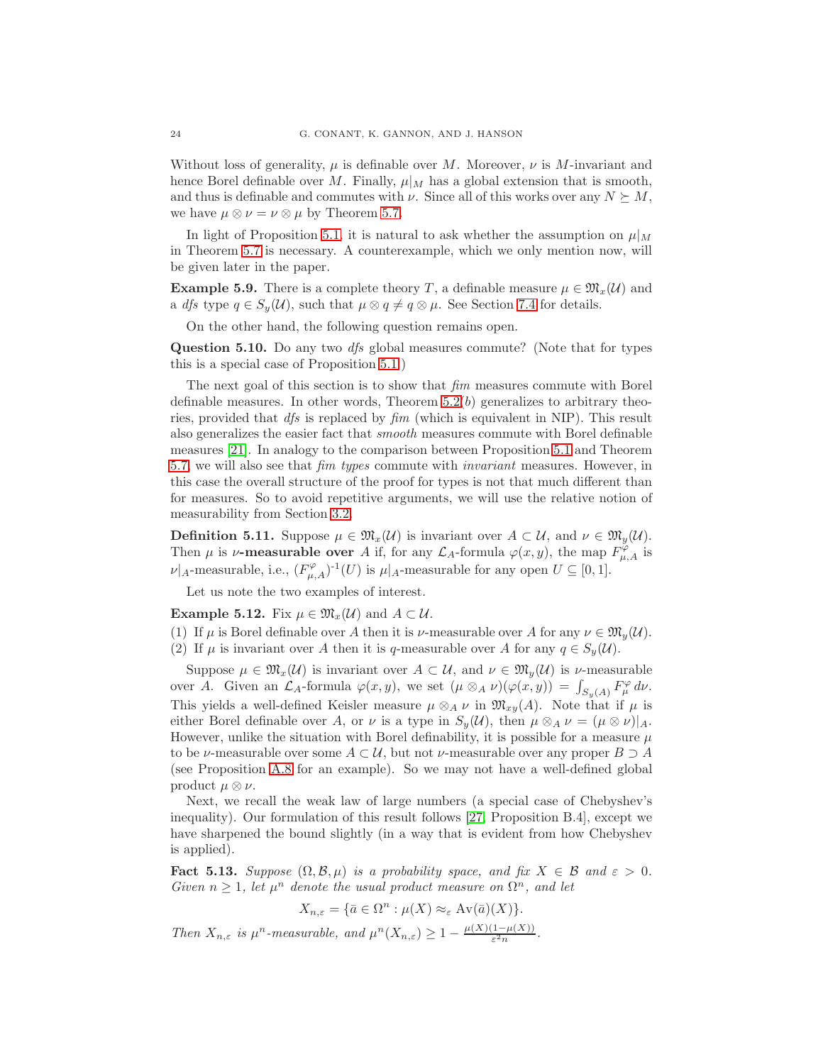Without loss of generality, $\mu$ is definable over $M$. Moreover, $\nu$ is $M$-invariant and hence Borel definable over $M$. Finally, $\mu|_M$ has a global extension that is smooth, and thus is definable and commutes with $\nu$. Since all of this works over any $N \succeq M$, we have $\mu \otimes \nu = \nu \otimes \mu$ by Theorem 5.7.

In light of Proposition 5.1, it is natural to ask whether the assumption on $\mu|_M$ in Theorem 5.7 is necessary. A counterexample, which we only mention now, will be given later in the paper.

**Example 5.9.** There is a complete theory $T$, a definable measure $\mu \in \mathfrak{M}_x(\mathcal{U})$ and a *dfs* type $q \in S_y(\mathcal{U})$, such that $\mu \otimes q \neq q \otimes \mu$. See Section 7.4 for details.

On the other hand, the following question remains open.

**Question 5.10.** Do any two *dfs* global measures commute? (Note that for types this is a special case of Proposition 5.1.)

The next goal of this section is to show that *fim* measures commute with Borel definable measures. In other words, Theorem 5.2$(b)$ generalizes to arbitrary theories, provided that *dfs* is replaced by *fim* (which is equivalent in NIP). This result also generalizes the easier fact that *smooth* measures commute with Borel definable measures [21]. In analogy to the comparison between Proposition 5.1 and Theorem 5.7, we will also see that *fim types* commute with *invariant* measures. However, in this case the overall structure of the proof for types is not that much different than for measures. So to avoid repetitive arguments, we will use the relative notion of measurability from Section 3.2.

**Definition 5.11.** Suppose $\mu \in \mathfrak{M}_x(\mathcal{U})$ is invariant over $A \subset \mathcal{U}$, and $\nu \in \mathfrak{M}_y(\mathcal{U})$. Then $\mu$ is **$\nu$-measurable over** $A$ if, for any $\mathcal{L}_A$-formula $\varphi(x,y)$, the map $F^{\varphi}_{\mu,A}$ is $\nu|_A$-measurable, i.e., $(F^{\varphi}_{\mu,A})^{-1}(U)$ is $\mu|_A$-measurable for any open $U \subseteq [0,1]$.

Let us note the two examples of interest.

**Example 5.12.** Fix $\mu \in \mathfrak{M}_x(\mathcal{U})$ and $A \subset \mathcal{U}$.

(1) If $\mu$ is Borel definable over $A$ then it is $\nu$-measurable over $A$ for any $\nu \in \mathfrak{M}_y(\mathcal{U})$.
(2) If $\mu$ is invariant over $A$ then it is $q$-measurable over $A$ for any $q \in S_y(\mathcal{U})$.

Suppose $\mu \in \mathfrak{M}_x(\mathcal{U})$ is invariant over $A \subset \mathcal{U}$, and $\nu \in \mathfrak{M}_y(\mathcal{U})$ is $\nu$-measurable over $A$. Given an $\mathcal{L}_A$-formula $\varphi(x,y)$, we set $(\mu \otimes_A \nu)(\varphi(x,y)) = \int_{S_y(A)} F^{\varphi}_{\mu}\,d\nu$. This yields a well-defined Keisler measure $\mu \otimes_A \nu$ in $\mathfrak{M}_{xy}(A)$. Note that if $\mu$ is either Borel definable over $A$, or $\nu$ is a type in $S_y(\mathcal{U})$, then $\mu \otimes_A \nu = (\mu \otimes \nu)|_A$. However, unlike the situation with Borel definability, it is possible for a measure $\mu$ to be $\nu$-measurable over some $A \subset \mathcal{U}$, but not $\nu$-measurable over any proper $B \supset A$ (see Proposition A.8 for an example). So we may not have a well-defined global product $\mu \otimes \nu$.

Next, we recall the weak law of large numbers (a special case of Chebyshev's inequality). Our formulation of this result follows [27, Proposition B.4], except we have sharpened the bound slightly (in a way that is evident from how Chebyshev is applied).

**Fact 5.13.** *Suppose $(\Omega, \mathcal{B}, \mu)$ is a probability space, and fix $X \in \mathcal{B}$ and $\varepsilon > 0$. Given $n \geq 1$, let $\mu^n$ denote the usual product measure on $\Omega^n$, and let*

$$X_{n,\varepsilon} = \{\bar{a} \in \Omega^n : \mu(X) \approx_{\varepsilon} \operatorname{Av}(\bar{a})(X)\}.$$

*Then $X_{n,\varepsilon}$ is $\mu^n$-measurable, and $\mu^n(X_{n,\varepsilon}) \geq 1 - \frac{\mu(X)(1-\mu(X))}{\varepsilon^2 n}$.*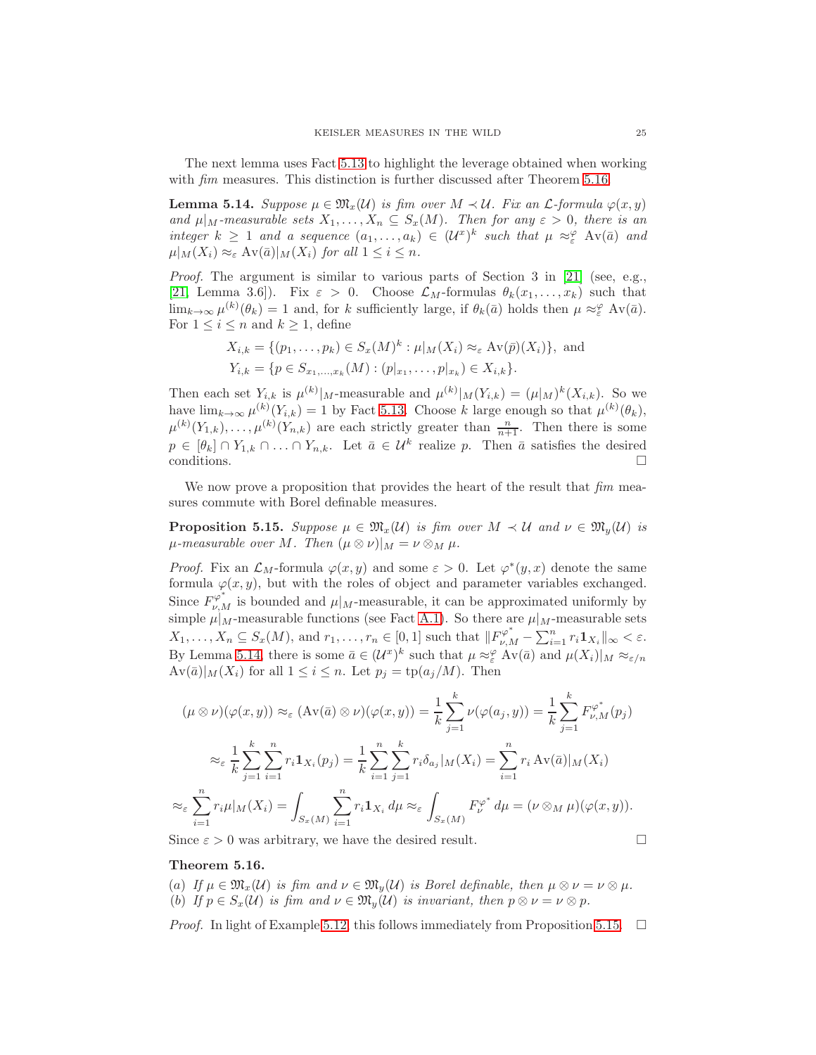The next lemma uses Fact 5.13 to highlight the leverage obtained when working with *fim* measures. This distinction is further discussed after Theorem 5.16.

**Lemma 5.14.** *Suppose $\mu \in \mathfrak{M}_x(\mathcal{U})$ is fim over $M \prec \mathcal{U}$. Fix an $\mathcal{L}$-formula $\varphi(x,y)$ and $\mu|_M$-measurable sets $X_1, \ldots, X_n \subseteq S_x(M)$. Then for any $\varepsilon > 0$, there is an integer $k \geq 1$ and a sequence $(a_1, \ldots, a_k) \in (\mathcal{U}^x)^k$ such that $\mu \approx^{\varphi}_{\varepsilon} \operatorname{Av}(\bar{a})$ and $\mu|_M(X_i) \approx_{\varepsilon} \operatorname{Av}(\bar{a})|_M(X_i)$ for all $1 \leq i \leq n$.*

*Proof.* The argument is similar to various parts of Section 3 in [21] (see, e.g., [21, Lemma 3.6]). Fix $\varepsilon > 0$. Choose $\mathcal{L}_M$-formulas $\theta_k(x_1, \ldots, x_k)$ such that $\lim_{k\to\infty} \mu^{(k)}(\theta_k) = 1$ and, for $k$ sufficiently large, if $\theta_k(\bar{a})$ holds then $\mu \approx^{\varphi}_{\varepsilon} \operatorname{Av}(\bar{a})$. For $1 \leq i \leq n$ and $k \geq 1$, define

$$X_{i,k} = \{(p_1, \ldots, p_k) \in S_x(M)^k : \mu|_M(X_i) \approx_{\varepsilon} \operatorname{Av}(\bar{p})(X_i)\}, \text{ and}$$
$$Y_{i,k} = \{p \in S_{x_1,\ldots,x_k}(M) : (p|_{x_1}, \ldots, p|_{x_k}) \in X_{i,k}\}.$$

Then each set $Y_{i,k}$ is $\mu^{(k)}|_M$-measurable and $\mu^{(k)}|_M(Y_{i,k}) = (\mu|_M)^k(X_{i,k})$. So we have $\lim_{k\to\infty} \mu^{(k)}(Y_{i,k}) = 1$ by Fact 5.13. Choose $k$ large enough so that $\mu^{(k)}(\theta_k)$, $\mu^{(k)}(Y_{1,k}), \ldots, \mu^{(k)}(Y_{n,k})$ are each strictly greater than $\frac{n}{n+1}$. Then there is some $p \in [\theta_k] \cap Y_{1,k} \cap \ldots \cap Y_{n,k}$. Let $\bar{a} \in \mathcal{U}^k$ realize $p$. Then $\bar{a}$ satisfies the desired conditions. $\square$

We now prove a proposition that provides the heart of the result that *fim* measures commute with Borel definable measures.

**Proposition 5.15.** *Suppose $\mu \in \mathfrak{M}_x(\mathcal{U})$ is fim over $M \prec \mathcal{U}$ and $\nu \in \mathfrak{M}_y(\mathcal{U})$ is $\mu$-measurable over $M$. Then $(\mu \otimes \nu)|_M = \nu \otimes_M \mu$.*

*Proof.* Fix an $\mathcal{L}_M$-formula $\varphi(x,y)$ and some $\varepsilon > 0$. Let $\varphi^*(y,x)$ denote the same formula $\varphi(x,y)$, but with the roles of object and parameter variables exchanged. Since $F^{\varphi^*}_{\nu,M}$ is bounded and $\mu|_M$-measurable, it can be approximated uniformly by simple $\mu|_M$-measurable functions (see Fact A.1). So there are $\mu|_M$-measurable sets $X_1, \ldots, X_n \subseteq S_x(M)$, and $r_1, \ldots, r_n \in [0,1]$ such that $\|F^{\varphi^*}_{\nu,M} - \sum_{i=1}^n r_i \mathbf{1}_{X_i}\|_\infty < \varepsilon$. By Lemma 5.14, there is some $\bar{a} \in (\mathcal{U}^x)^k$ such that $\mu \approx^{\varphi}_{\varepsilon} \operatorname{Av}(\bar{a})$ and $\mu(X_i)|_M \approx_{\varepsilon/n} \operatorname{Av}(\bar{a})|_M(X_i)$ for all $1 \leq i \leq n$. Let $p_j = \operatorname{tp}(a_j/M)$. Then

$$(\mu \otimes \nu)(\varphi(x,y)) \approx_{\varepsilon} (\operatorname{Av}(\bar{a}) \otimes \nu)(\varphi(x,y)) = \frac{1}{k}\sum_{j=1}^k \nu(\varphi(a_j,y)) = \frac{1}{k}\sum_{j=1}^k F^{\varphi^*}_{\nu,M}(p_j)$$
$$\approx_{\varepsilon} \frac{1}{k}\sum_{j=1}^k \sum_{i=1}^n r_i \mathbf{1}_{X_i}(p_j) = \frac{1}{k}\sum_{i=1}^n \sum_{j=1}^k r_i \delta_{a_j}|_M(X_i) = \sum_{i=1}^n r_i \operatorname{Av}(\bar{a})|_M(X_i)$$
$$\approx_{\varepsilon} \sum_{i=1}^n r_i \mu|_M(X_i) = \int_{S_x(M)} \sum_{i=1}^n r_i \mathbf{1}_{X_i}\, d\mu \approx_{\varepsilon} \int_{S_x(M)} F^{\varphi^*}_{\nu}\, d\mu = (\nu \otimes_M \mu)(\varphi(x,y)).$$

Since $\varepsilon > 0$ was arbitrary, we have the desired result. $\square$

**Theorem 5.16.**

(a) *If $\mu \in \mathfrak{M}_x(\mathcal{U})$ is fim and $\nu \in \mathfrak{M}_y(\mathcal{U})$ is Borel definable, then $\mu \otimes \nu = \nu \otimes \mu$.*
(b) *If $p \in S_x(\mathcal{U})$ is fim and $\nu \in \mathfrak{M}_y(\mathcal{U})$ is invariant, then $p \otimes \nu = \nu \otimes p$.*

*Proof.* In light of Example 5.12, this follows immediately from Proposition 5.15. $\square$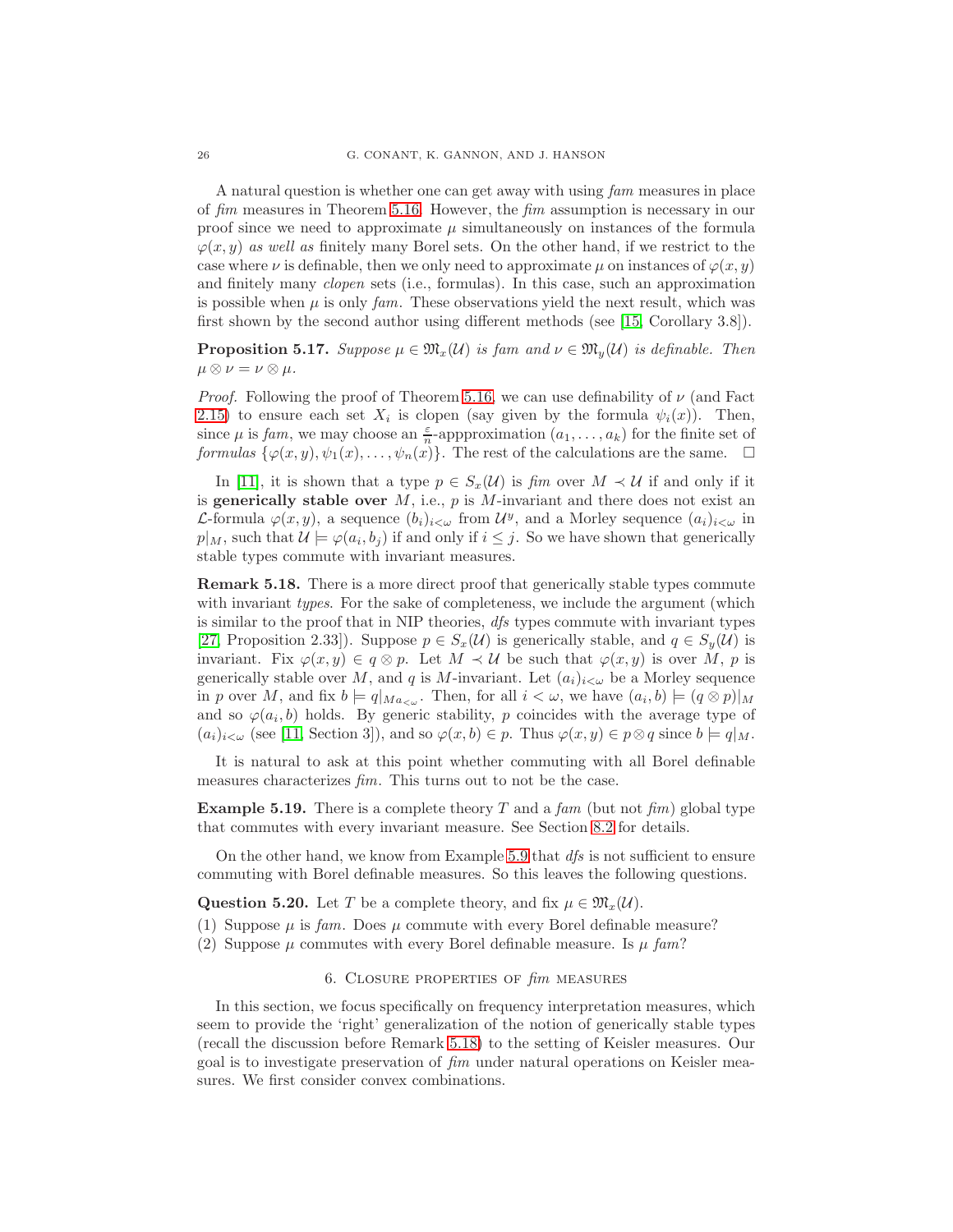A natural question is whether one can get away with using *fam* measures in place of *fim* measures in Theorem 5.16. However, the *fim* assumption is necessary in our proof since we need to approximate $\mu$ simultaneously on instances of the formula $\varphi(x,y)$ *as well as* finitely many Borel sets. On the other hand, if we restrict to the case where $\nu$ is definable, then we only need to approximate $\mu$ on instances of $\varphi(x,y)$ and finitely many *clopen* sets (i.e., formulas). In this case, such an approximation is possible when $\mu$ is only *fam*. These observations yield the next result, which was first shown by the second author using different methods (see [15, Corollary 3.8]).

**Proposition 5.17.** *Suppose $\mu \in \mathfrak{M}_x(\mathcal{U})$ is fam and $\nu \in \mathfrak{M}_y(\mathcal{U})$ is definable. Then $\mu \otimes \nu = \nu \otimes \mu$.*

*Proof.* Following the proof of Theorem 5.16, we can use definability of $\nu$ (and Fact 2.15) to ensure each set $X_i$ is clopen (say given by the formula $\psi_i(x)$). Then, since $\mu$ is *fam*, we may choose an $\frac{\varepsilon}{n}$-apppproximation $(a_1, \ldots, a_k)$ for the finite set of *formulas* $\{\varphi(x,y), \psi_1(x), \ldots, \psi_n(x)\}$. The rest of the calculations are the same. $\square$

In [11], it is shown that a type $p \in S_x(\mathcal{U})$ is *fim* over $M \prec \mathcal{U}$ if and only if it is **generically stable over** $M$, i.e., $p$ is $M$-invariant and there does not exist an $\mathcal{L}$-formula $\varphi(x,y)$, a sequence $(b_i)_{i<\omega}$ from $\mathcal{U}^y$, and a Morley sequence $(a_i)_{i<\omega}$ in $p|_M$, such that $\mathcal{U} \models \varphi(a_i, b_j)$ if and only if $i \leq j$. So we have shown that generically stable types commute with invariant measures.

**Remark 5.18.** There is a more direct proof that generically stable types commute with invariant *types*. For the sake of completeness, we include the argument (which is similar to the proof that in NIP theories, *dfs* types commute with invariant types [27, Proposition 2.33]). Suppose $p \in S_x(\mathcal{U})$ is generically stable, and $q \in S_y(\mathcal{U})$ is invariant. Fix $\varphi(x,y) \in q \otimes p$. Let $M \prec \mathcal{U}$ be such that $\varphi(x,y)$ is over $M$, $p$ is generically stable over $M$, and $q$ is $M$-invariant. Let $(a_i)_{i<\omega}$ be a Morley sequence in $p$ over $M$, and fix $b \models q|_{Ma_{<\omega}}$. Then, for all $i < \omega$, we have $(a_i, b) \models (q \otimes p)|_M$ and so $\varphi(a_i, b)$ holds. By generic stability, $p$ coincides with the average type of $(a_i)_{i<\omega}$ (see [11, Section 3]), and so $\varphi(x,b) \in p$. Thus $\varphi(x,y) \in p \otimes q$ since $b \models q|_M$.

It is natural to ask at this point whether commuting with all Borel definable measures characterizes *fim*. This turns out to not be the case.

**Example 5.19.** There is a complete theory $T$ and a *fam* (but not *fim*) global type that commutes with every invariant measure. See Section 8.2 for details.

On the other hand, we know from Example 5.9 that *dfs* is not sufficient to ensure commuting with Borel definable measures. So this leaves the following questions.

**Question 5.20.** Let $T$ be a complete theory, and fix $\mu \in \mathfrak{M}_x(\mathcal{U})$.

(1) Suppose $\mu$ is *fam*. Does $\mu$ commute with every Borel definable measure?
(2) Suppose $\mu$ commutes with every Borel definable measure. Is $\mu$ *fam*?

## 6. Closure properties of *fim* measures

In this section, we focus specifically on frequency interpretation measures, which seem to provide the 'right' generalization of the notion of generically stable types (recall the discussion before Remark 5.18) to the setting of Keisler measures. Our goal is to investigate preservation of *fim* under natural operations on Keisler measures. We first consider convex combinations.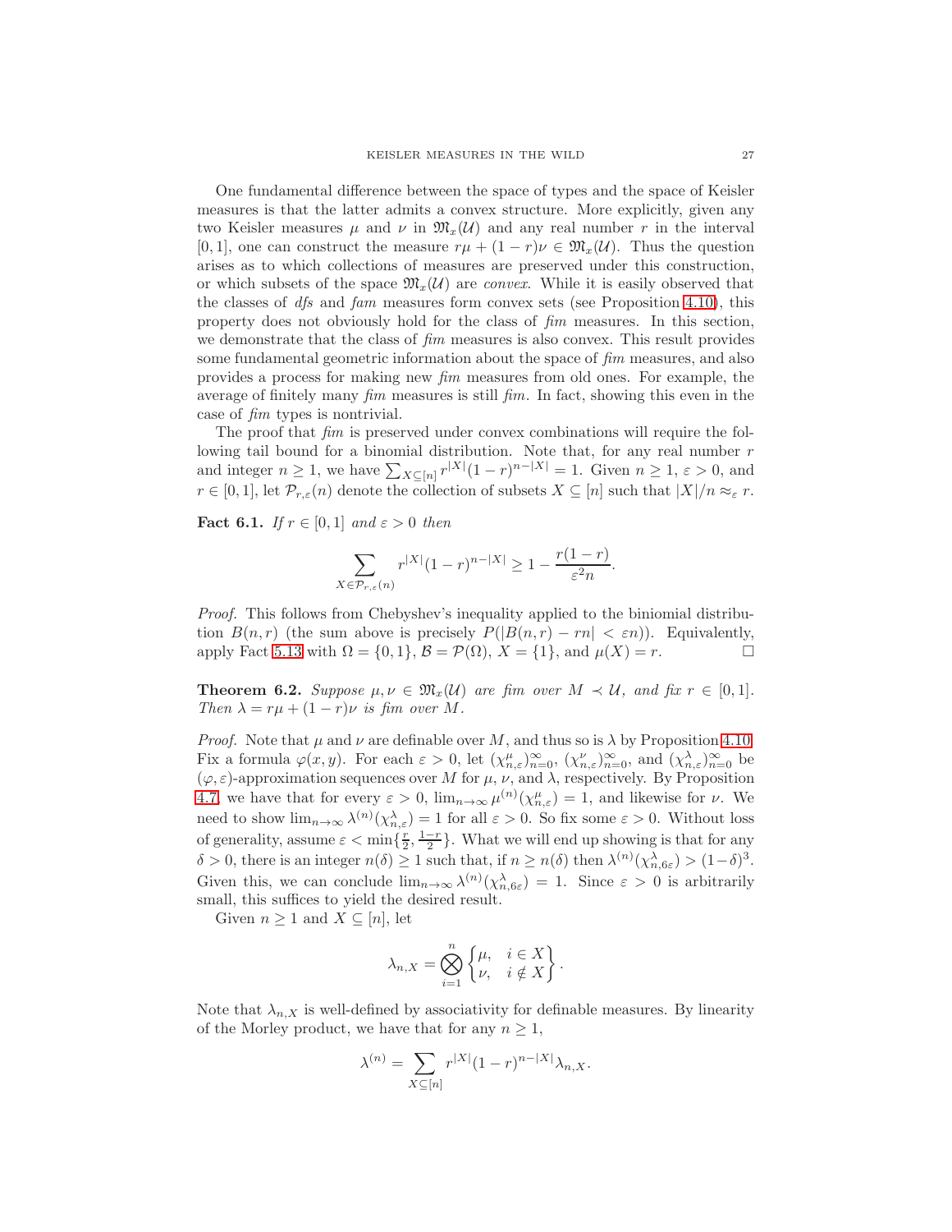One fundamental difference between the space of types and the space of Keisler measures is that the latter admits a convex structure. More explicitly, given any two Keisler measures $\mu$ and $\nu$ in $\mathfrak{M}_x(\mathcal{U})$ and any real number $r$ in the interval $[0,1]$, one can construct the measure $r\mu + (1-r)\nu \in \mathfrak{M}_x(\mathcal{U})$. Thus the question arises as to which collections of measures are preserved under this construction, or which subsets of the space $\mathfrak{M}_x(\mathcal{U})$ are *convex*. While it is easily observed that the classes of *dfs* and *fam* measures form convex sets (see Proposition 4.10), this property does not obviously hold for the class of *fim* measures. In this section, we demonstrate that the class of *fim* measures is also convex. This result provides some fundamental geometric information about the space of *fim* measures, and also provides a process for making new *fim* measures from old ones. For example, the average of finitely many *fim* measures is still *fim*. In fact, showing this even in the case of *fim* types is nontrivial.

The proof that *fim* is preserved under convex combinations will require the following tail bound for a binomial distribution. Note that, for any real number $r$ and integer $n \geq 1$, we have $\sum_{X \subseteq [n]} r^{|X|}(1-r)^{n-|X|} = 1$. Given $n \geq 1$, $\varepsilon > 0$, and $r \in [0,1]$, let $\mathcal{P}_{r,\varepsilon}(n)$ denote the collection of subsets $X \subseteq [n]$ such that $|X|/n \approx_\varepsilon r$.

**Fact 6.1.** *If $r \in [0,1]$ and $\varepsilon > 0$ then*

$$\sum_{X \in \mathcal{P}_{r,\varepsilon}(n)} r^{|X|}(1-r)^{n-|X|} \geq 1 - \frac{r(1-r)}{\varepsilon^2 n}.$$

*Proof.* This follows from Chebyshev's inequality applied to the biniomial distribution $B(n,r)$ (the sum above is precisely $P(|B(n,r) - rn| < \varepsilon n)$). Equivalently, apply Fact 5.13 with $\Omega = \{0,1\}$, $\mathcal{B} = \mathcal{P}(\Omega)$, $X = \{1\}$, and $\mu(X) = r$. □

**Theorem 6.2.** *Suppose $\mu, \nu \in \mathfrak{M}_x(\mathcal{U})$ are fim over $M \prec \mathcal{U}$, and fix $r \in [0,1]$. Then $\lambda = r\mu + (1-r)\nu$ is fim over $M$.*

*Proof.* Note that $\mu$ and $\nu$ are definable over $M$, and thus so is $\lambda$ by Proposition 4.10. Fix a formula $\varphi(x,y)$. For each $\varepsilon > 0$, let $(\chi^\mu_{n,\varepsilon})_{n=0}^\infty$, $(\chi^\nu_{n,\varepsilon})_{n=0}^\infty$, and $(\chi^\lambda_{n,\varepsilon})_{n=0}^\infty$ be $(\varphi,\varepsilon)$-approximation sequences over $M$ for $\mu$, $\nu$, and $\lambda$, respectively. By Proposition 4.7, we have that for every $\varepsilon > 0$, $\lim_{n\to\infty} \mu^{(n)}(\chi^\mu_{n,\varepsilon}) = 1$, and likewise for $\nu$. We need to show $\lim_{n\to\infty} \lambda^{(n)}(\chi^\lambda_{n,\varepsilon}) = 1$ for all $\varepsilon > 0$. So fix some $\varepsilon > 0$. Without loss of generality, assume $\varepsilon < \min\{\frac{r}{2}, \frac{1-r}{2}\}$. What we will end up showing is that for any $\delta > 0$, there is an integer $n(\delta) \geq 1$ such that, if $n \geq n(\delta)$ then $\lambda^{(n)}(\chi^\lambda_{n,6\varepsilon}) > (1-\delta)^3$. Given this, we can conclude $\lim_{n\to\infty} \lambda^{(n)}(\chi^\lambda_{n,6\varepsilon}) = 1$. Since $\varepsilon > 0$ is arbitrarily small, this suffices to yield the desired result.

Given $n \geq 1$ and $X \subseteq [n]$, let

$$\lambda_{n,X} = \bigotimes_{i=1}^n \begin{Bmatrix} \mu, & i \in X \\ \nu, & i \notin X \end{Bmatrix}.$$

Note that $\lambda_{n,X}$ is well-defined by associativity for definable measures. By linearity of the Morley product, we have that for any $n \geq 1$,

$$\lambda^{(n)} = \sum_{X \subseteq [n]} r^{|X|}(1-r)^{n-|X|}\lambda_{n,X}.$$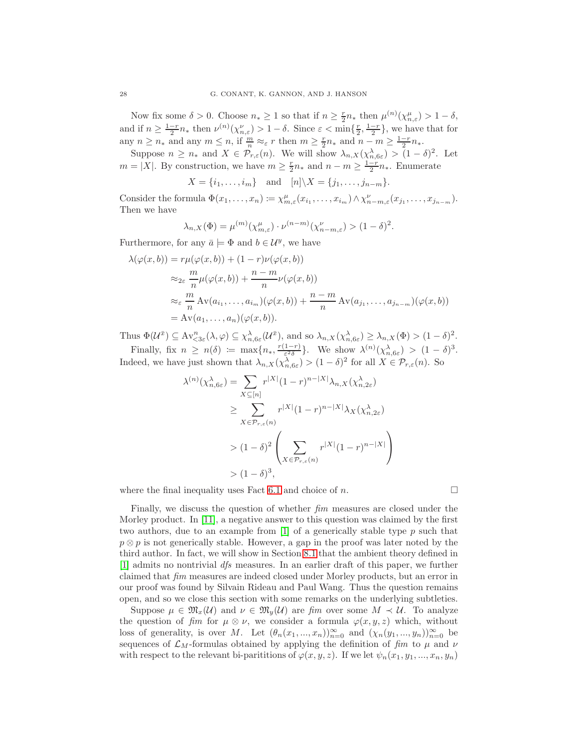Now fix some $\delta > 0$. Choose $n_* \geq 1$ so that if $n \geq \frac{r}{2}n_*$ then $\mu^{(n)}(\chi^\mu_{n,\varepsilon}) > 1 - \delta$, and if $n \geq \frac{1-r}{2}n_*$ then $\nu^{(n)}(\chi^\nu_{n,\varepsilon}) > 1 - \delta$. Since $\varepsilon < \min\{\frac{r}{2}, \frac{1-r}{2}\}$, we have that for any $n \geq n_*$ and any $m \leq n$, if $\frac{m}{n} \approx_\varepsilon r$ then $m \geq \frac{r}{2}n_*$ and $n - m \geq \frac{1-r}{2}n_*$.

Suppose $n \geq n_*$ and $X \in \mathcal{P}_{r,\varepsilon}(n)$. We will show $\lambda_{n,X}(\chi^\lambda_{n,6\varepsilon}) > (1-\delta)^2$. Let $m = |X|$. By construction, we have $m \geq \frac{r}{2}n_*$ and $n - m \geq \frac{1-r}{2}n_*$. Enumerate

$$X = \{i_1, \ldots, i_m\} \quad \text{and} \quad [n]\backslash X = \{j_1, \ldots, j_{n-m}\}.$$

Consider the formula $\Phi(x_1, \ldots, x_n) \coloneqq \chi^\mu_{m,\varepsilon}(x_{i_1}, \ldots, x_{i_m}) \wedge \chi^\nu_{n-m,\varepsilon}(x_{j_1}, \ldots, x_{j_{n-m}})$. Then we have

$$\lambda_{n,X}(\Phi) = \mu^{(m)}(\chi^\mu_{m,\varepsilon}) \cdot \nu^{(n-m)}(\chi^\nu_{n-m,\varepsilon}) > (1-\delta)^2.$$

Furthermore, for any $\bar{a} \models \Phi$ and $b \in \mathcal{U}^y$, we have

$$\begin{aligned}
\lambda(\varphi(x,b)) &= r\mu(\varphi(x,b)) + (1-r)\nu(\varphi(x,b)) \\
&\approx_{2\varepsilon} \frac{m}{n}\mu(\varphi(x,b)) + \frac{n-m}{n}\nu(\varphi(x,b)) \\
&\approx_\varepsilon \frac{m}{n}\operatorname{Av}(a_{i_1}, \ldots, a_{i_m})(\varphi(x,b)) + \frac{n-m}{n}\operatorname{Av}(a_{j_1}, \ldots, a_{j_{n-m}})(\varphi(x,b)) \\
&= \operatorname{Av}(a_1, \ldots, a_n)(\varphi(x,b)).
\end{aligned}$$

Thus $\Phi(\mathcal{U}^{\bar{x}}) \subseteq \operatorname{Av}^n_{<3\varepsilon}(\lambda, \varphi) \subseteq \chi^\lambda_{n,6\varepsilon}(\mathcal{U}^{\bar{x}})$, and so $\lambda_{n,X}(\chi^\lambda_{n,6\varepsilon}) \geq \lambda_{n,X}(\Phi) > (1-\delta)^2$.

Finally, fix $n \geq n(\delta) \coloneqq \max\{n_*, \frac{r(1-r)}{\varepsilon^2\delta}\}$. We show $\lambda^{(n)}(\chi^\lambda_{n,6\varepsilon}) > (1-\delta)^3$. Indeed, we have just shown that $\lambda_{n,X}(\chi^\lambda_{n,6\varepsilon}) > (1-\delta)^2$ for all $X \in \mathcal{P}_{r,\varepsilon}(n)$. So

$$\begin{aligned}
\lambda^{(n)}(\chi^\lambda_{n,6\varepsilon}) &= \sum_{X \subseteq [n]} r^{|X|}(1-r)^{n-|X|}\lambda_{n,X}(\chi^\lambda_{n,2\varepsilon}) \\
&\geq \sum_{X \in \mathcal{P}_{r,\varepsilon}(n)} r^{|X|}(1-r)^{n-|X|}\lambda_X(\chi^\lambda_{n,2\varepsilon}) \\
&> (1-\delta)^2 \left( \sum_{X \in \mathcal{P}_{r,\varepsilon}(n)} r^{|X|}(1-r)^{n-|X|} \right) \\
&> (1-\delta)^3,
\end{aligned}$$

where the final inequality uses Fact 6.1 and choice of $n$. $\square$

Finally, we discuss the question of whether *fim* measures are closed under the Morley product. In [11], a negative answer to this question was claimed by the first two authors, due to an example from [1] of a generically stable type $p$ such that $p \otimes p$ is not generically stable. However, a gap in the proof was later noted by the third author. In fact, we will show in Section 8.1 that the ambient theory defined in [1] admits no nontrivial *dfs* measures. In an earlier draft of this paper, we further claimed that *fim* measures are indeed closed under Morley products, but an error in our proof was found by Silvain Rideau and Paul Wang. Thus the question remains open, and so we close this section with some remarks on the underlying subtleties.

Suppose $\mu \in \mathfrak{M}_x(\mathcal{U})$ and $\nu \in \mathfrak{M}_y(\mathcal{U})$ are *fim* over some $M \prec \mathcal{U}$. To analyze the question of *fim* for $\mu \otimes \nu$, we consider a formula $\varphi(x, y, z)$ which, without loss of generality, is over $M$. Let $(\theta_n(x_1, ..., x_n))_{n=0}^\infty$ and $(\chi_n(y_1, ..., y_n))_{n=0}^\infty$ be sequences of $\mathcal{L}_M$-formulas obtained by applying the definition of *fim* to $\mu$ and $\nu$ with respect to the relevant bi-parititions of $\varphi(x, y, z)$. If we let $\psi_n(x_1, y_1, ..., x_n, y_n)$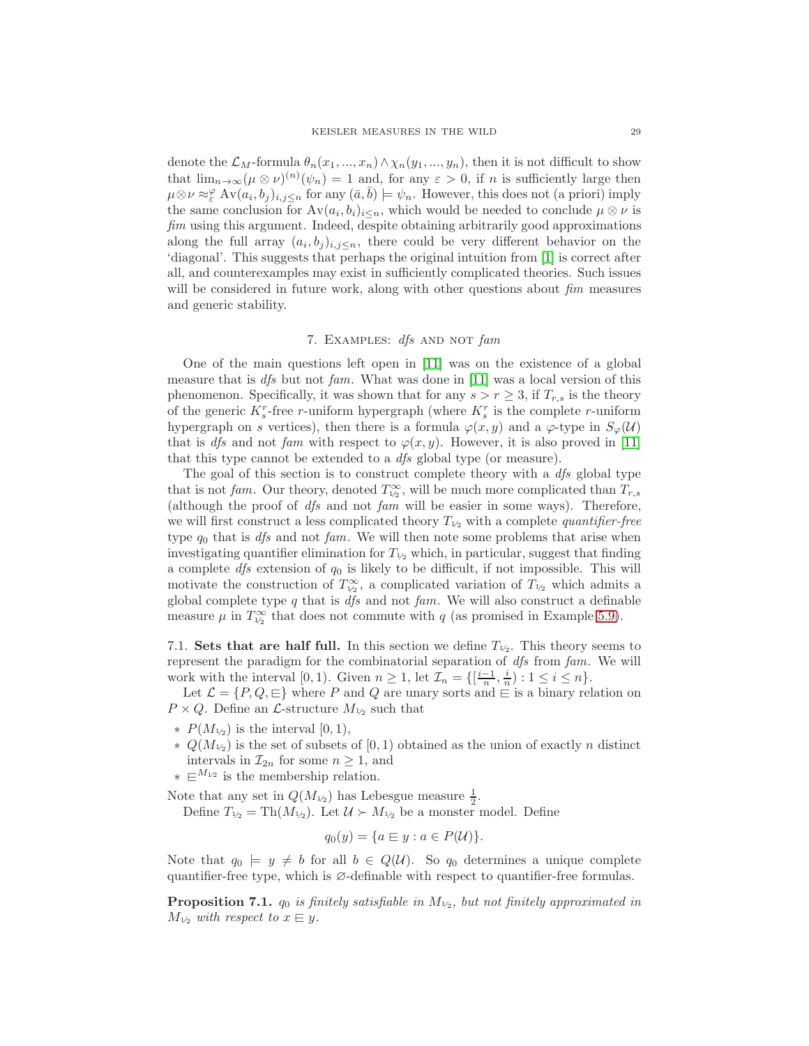denote the $\mathcal{L}_M$-formula $\theta_n(x_1,...,x_n) \wedge \chi_n(y_1,...,y_n)$, then it is not difficult to show that $\lim_{n\to\infty}(\mu \otimes \nu)^{(n)}(\psi_n) = 1$ and, for any $\varepsilon > 0$, if $n$ is sufficiently large then $\mu \otimes \nu \approx^{\varphi}_{\varepsilon} \mathrm{Av}(a_i, b_j)_{i,j\leq n}$ for any $(\bar{a}, \bar{b}) \models \psi_n$. However, this does not (a priori) imply the same conclusion for $\mathrm{Av}(a_i, b_i)_{i\leq n}$, which would be needed to conclude $\mu \otimes \nu$ is *fim* using this argument. Indeed, despite obtaining arbitrarily good approximations along the full array $(a_i, b_j)_{i,j\leq n}$, there could be very different behavior on the 'diagonal'. This suggests that perhaps the original intuition from [1] is correct after all, and counterexamples may exist in sufficiently complicated theories. Such issues will be considered in future work, along with other questions about *fim* measures and generic stability.

## 7. Examples: *dfs* and not *fam*

One of the main questions left open in [11] was on the existence of a global measure that is *dfs* but not *fam*. What was done in [11] was a local version of this phenomenon. Specifically, it was shown that for any $s > r \geq 3$, if $T_{r,s}$ is the theory of the generic $K^r_s$-free $r$-uniform hypergraph (where $K^r_s$ is the complete $r$-uniform hypergraph on $s$ vertices), then there is a formula $\varphi(x, y)$ and a $\varphi$-type in $S_\varphi(\mathcal{U})$ that is *dfs* and not *fam* with respect to $\varphi(x, y)$. However, it is also proved in [11] that this type cannot be extended to a *dfs* global type (or measure).

The goal of this section is to construct complete theory with a *dfs* global type that is not *fam*. Our theory, denoted $T^\infty_{1/2}$, will be much more complicated than $T_{r,s}$ (although the proof of *dfs* and not *fam* will be easier in some ways). Therefore, we will first construct a less complicated theory $T_{1/2}$ with a complete *quantifier-free* type $q_0$ that is *dfs* and not *fam*. We will then note some problems that arise when investigating quantifier elimination for $T_{1/2}$ which, in particular, suggest that finding a complete *dfs* extension of $q_0$ is likely to be difficult, if not impossible. This will motivate the construction of $T^\infty_{1/2}$, a complicated variation of $T_{1/2}$ which admits a global complete type $q$ that is *dfs* and not *fam*. We will also construct a definable measure $\mu$ in $T^\infty_{1/2}$ that does not commute with $q$ (as promised in Example 5.9).

### 7.1. Sets that are half full.

In this section we define $T_{1/2}$. This theory seems to represent the paradigm for the combinatorial separation of *dfs* from *fam*. We will work with the interval $[0, 1)$. Given $n \geq 1$, let $\mathcal{I}_n = \{[\frac{i-1}{n}, \frac{i}{n}) : 1 \leq i \leq n\}$.

Let $\mathcal{L} = \{P, Q, \sqsubseteq\}$ where $P$ and $Q$ are unary sorts and $\sqsubseteq$ is a binary relation on $P \times Q$. Define an $\mathcal{L}$-structure $M_{1/2}$ such that

* $P(M_{1/2})$ is the interval $[0, 1)$,
* $Q(M_{1/2})$ is the set of subsets of $[0, 1)$ obtained as the union of exactly $n$ distinct intervals in $\mathcal{I}_{2n}$ for some $n \geq 1$, and
* $\sqsubseteq^{M_{1/2}}$ is the membership relation.

Note that any set in $Q(M_{1/2})$ has Lebesgue measure $\frac{1}{2}$.

Define $T_{1/2} = \mathrm{Th}(M_{1/2})$. Let $\mathcal{U} \succ M_{1/2}$ be a monster model. Define

$$q_0(y) = \{a \sqsubseteq y : a \in P(\mathcal{U})\}.$$

Note that $q_0 \models y \neq b$ for all $b \in Q(\mathcal{U})$. So $q_0$ determines a unique complete quantifier-free type, which is $\varnothing$-definable with respect to quantifier-free formulas.

**Proposition 7.1.** *$q_0$ is finitely satisfiable in $M_{1/2}$, but not finitely approximated in $M_{1/2}$ with respect to $x \sqsubseteq y$.*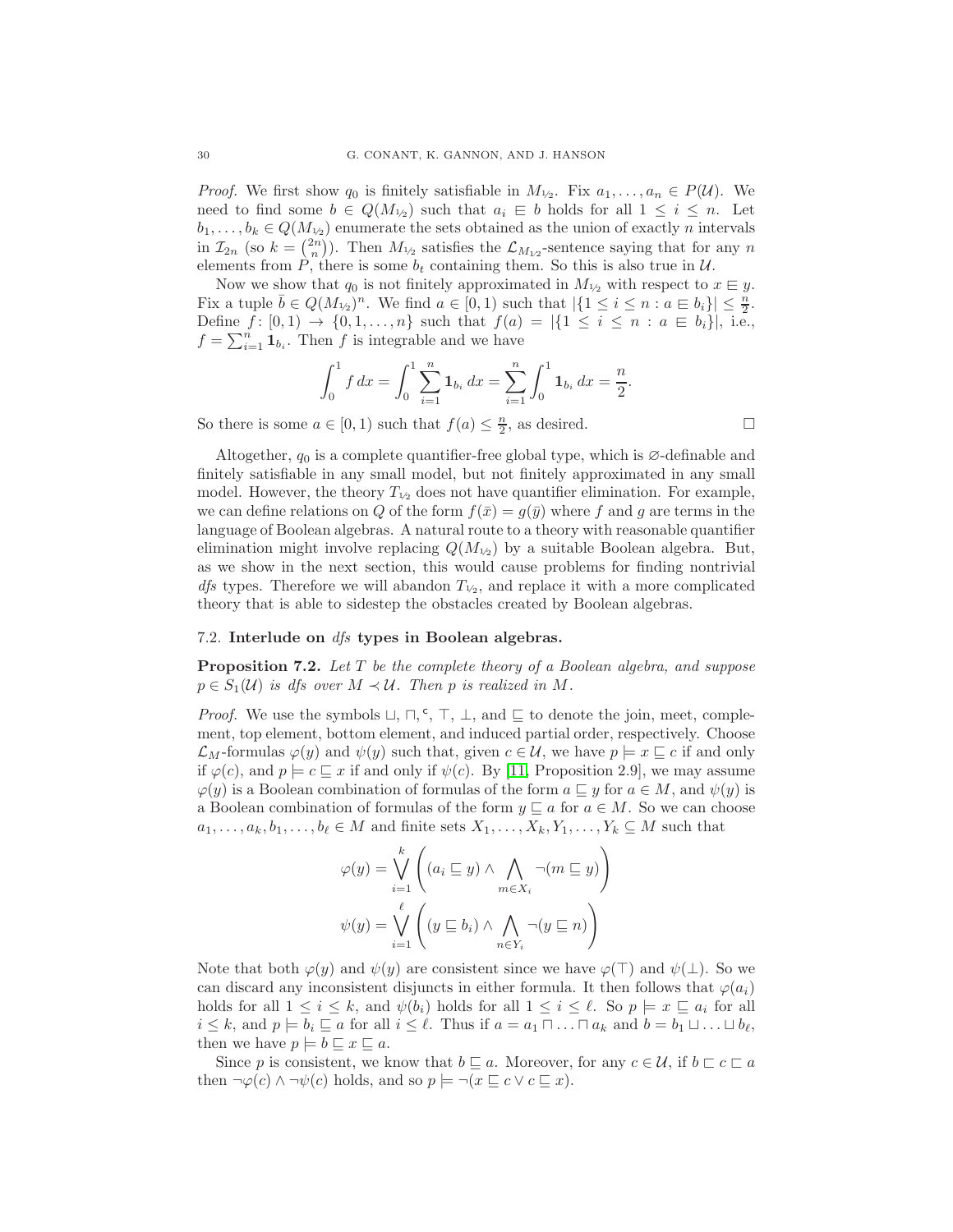*Proof.* We first show $q_0$ is finitely satisfiable in $M_{1/2}$. Fix $a_1, \ldots, a_n \in P(\mathcal{U})$. We need to find some $b \in Q(M_{1/2})$ such that $a_i \sqsubseteq b$ holds for all $1 \leq i \leq n$. Let $b_1, \ldots, b_k \in Q(M_{1/2})$ enumerate the sets obtained as the union of exactly $n$ intervals in $\mathcal{I}_{2n}$ (so $k = \binom{2n}{n}$). Then $M_{1/2}$ satisfies the $\mathcal{L}_{M_{1/2}}$-sentence saying that for any $n$ elements from $P$, there is some $b_t$ containing them. So this is also true in $\mathcal{U}$.

Now we show that $q_0$ is not finitely approximated in $M_{1/2}$ with respect to $x \sqsubseteq y$. Fix a tuple $\bar{b} \in Q(M_{1/2})^n$. We find $a \in [0, 1)$ such that $|\{1 \leq i \leq n : a \sqsubseteq b_i\}| \leq \frac{n}{2}$. Define $f\colon [0, 1) \to \{0, 1, \ldots, n\}$ such that $f(a) = |\{1 \leq i \leq n : a \sqsubseteq b_i\}|$, i.e., $f = \sum_{i=1}^{n} \mathbf{1}_{b_i}$. Then $f$ is integrable and we have

$$\int_0^1 f\,dx = \int_0^1 \sum_{i=1}^{n} \mathbf{1}_{b_i}\,dx = \sum_{i=1}^{n} \int_0^1 \mathbf{1}_{b_i}\,dx = \frac{n}{2}.$$

So there is some $a \in [0, 1)$ such that $f(a) \leq \frac{n}{2}$, as desired. $\square$

Altogether, $q_0$ is a complete quantifier-free global type, which is $\varnothing$-definable and finitely satisfiable in any small model, but not finitely approximated in any small model. However, the theory $T_{1/2}$ does not have quantifier elimination. For example, we can define relations on $Q$ of the form $f(\bar{x}) = g(\bar{y})$ where $f$ and $g$ are terms in the language of Boolean algebras. A natural route to a theory with reasonable quantifier elimination might involve replacing $Q(M_{1/2})$ by a suitable Boolean algebra. But, as we show in the next section, this would cause problems for finding nontrivial *dfs* types. Therefore we will abandon $T_{1/2}$, and replace it with a more complicated theory that is able to sidestep the obstacles created by Boolean algebras.

### 7.2. Interlude on *dfs* types in Boolean algebras.

**Proposition 7.2.** *Let $T$ be the complete theory of a Boolean algebra, and suppose $p \in S_1(\mathcal{U})$ is dfs over $M \prec \mathcal{U}$. Then $p$ is realized in $M$.*

*Proof.* We use the symbols $\sqcup$, $\sqcap$, ${}^{\mathsf{c}}$, $\top$, $\bot$, and $\sqsubseteq$ to denote the join, meet, complement, top element, bottom element, and induced partial order, respectively. Choose $\mathcal{L}_M$-formulas $\varphi(y)$ and $\psi(y)$ such that, given $c \in \mathcal{U}$, we have $p \models x \sqsubseteq c$ if and only if $\varphi(c)$, and $p \models c \sqsubseteq x$ if and only if $\psi(c)$. By [11, Proposition 2.9], we may assume $\varphi(y)$ is a Boolean combination of formulas of the form $a \sqsubseteq y$ for $a \in M$, and $\psi(y)$ is a Boolean combination of formulas of the form $y \sqsubseteq a$ for $a \in M$. So we can choose $a_1, \ldots, a_k, b_1, \ldots, b_\ell \in M$ and finite sets $X_1, \ldots, X_k, Y_1, \ldots, Y_k \subseteq M$ such that

$$\varphi(y) = \bigvee_{i=1}^{k} \left( (a_i \sqsubseteq y) \wedge \bigwedge_{m \in X_i} \neg(m \sqsubseteq y) \right)$$

$$\psi(y) = \bigvee_{i=1}^{\ell} \left( (y \sqsubseteq b_i) \wedge \bigwedge_{n \in Y_i} \neg(y \sqsubseteq n) \right)$$

Note that both $\varphi(y)$ and $\psi(y)$ are consistent since we have $\varphi(\top)$ and $\psi(\bot)$. So we can discard any inconsistent disjuncts in either formula. It then follows that $\varphi(a_i)$ holds for all $1 \leq i \leq k$, and $\psi(b_i)$ holds for all $1 \leq i \leq \ell$. So $p \models x \sqsubseteq a_i$ for all $i \leq k$, and $p \models b_i \sqsubseteq a$ for all $i \leq \ell$. Thus if $a = a_1 \sqcap \ldots \sqcap a_k$ and $b = b_1 \sqcup \ldots \sqcup b_\ell$, then we have $p \models b \sqsubseteq x \sqsubseteq a$.

Since $p$ is consistent, we know that $b \sqsubseteq a$. Moreover, for any $c \in \mathcal{U}$, if $b \sqsubset c \sqsubset a$ then $\neg\varphi(c) \wedge \neg\psi(c)$ holds, and so $p \models \neg(x \sqsubseteq c \vee c \sqsubseteq x)$.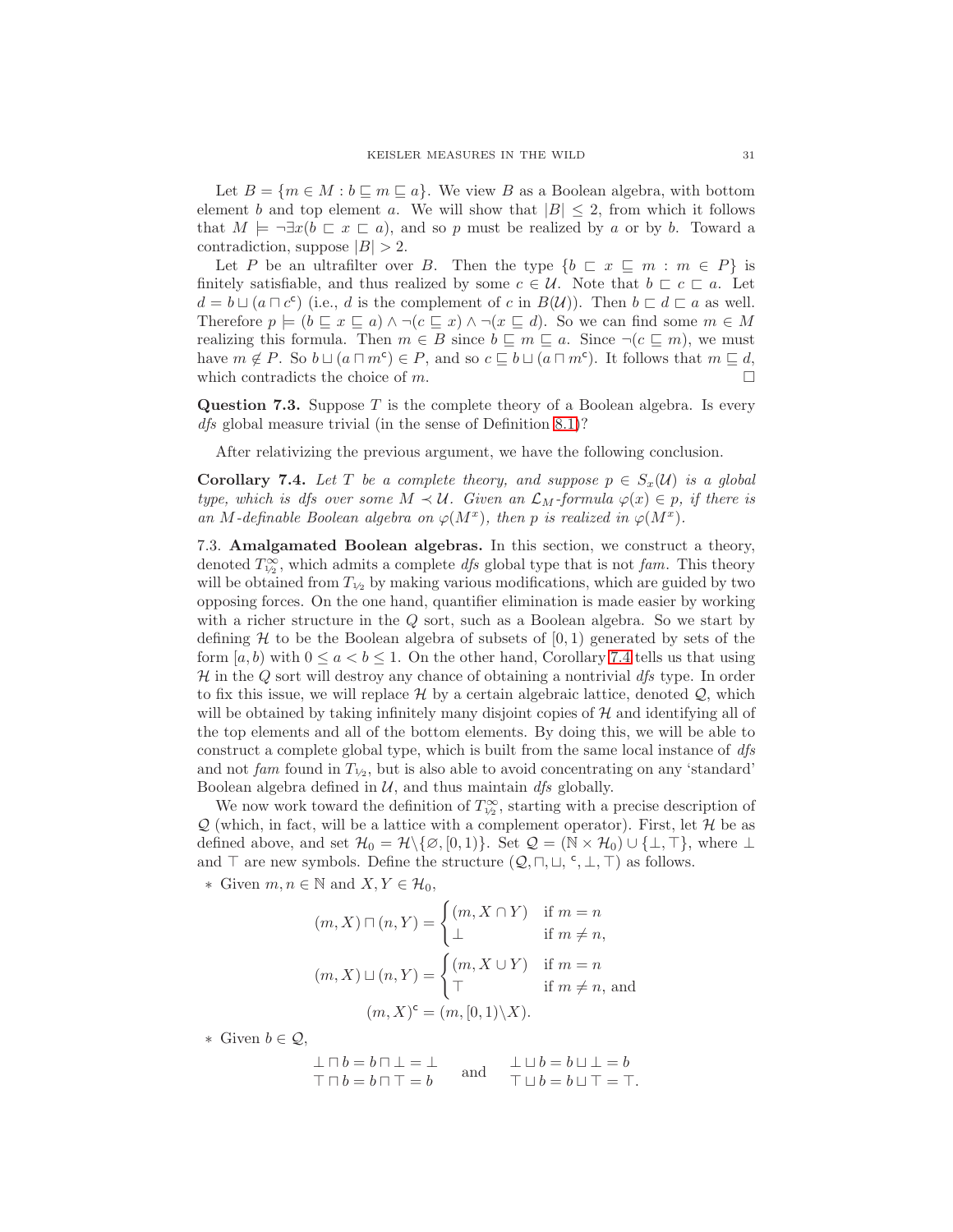Let $B = \{m \in M : b \sqsubseteq m \sqsubseteq a\}$. We view $B$ as a Boolean algebra, with bottom element $b$ and top element $a$. We will show that $|B| \leq 2$, from which it follows that $M \models \neg\exists x(b \sqsubset x \sqsubset a)$, and so $p$ must be realized by $a$ or by $b$. Toward a contradiction, suppose $|B| > 2$.

Let $P$ be an ultrafilter over $B$. Then the type $\{b \sqsubset x \sqsubseteq m : m \in P\}$ is finitely satisfiable, and thus realized by some $c \in \mathcal{U}$. Note that $b \sqsubset c \sqsubset a$. Let $d = b \sqcup (a \sqcap c^{\mathsf{c}})$ (i.e., $d$ is the complement of $c$ in $B(\mathcal{U})$). Then $b \sqsubset d \sqsubset a$ as well. Therefore $p \models (b \sqsubseteq x \sqsubseteq a) \wedge \neg(c \sqsubseteq x) \wedge \neg(x \sqsubseteq d)$. So we can find some $m \in M$ realizing this formula. Then $m \in B$ since $b \sqsubseteq m \sqsubseteq a$. Since $\neg(c \sqsubseteq m)$, we must have $m \notin P$. So $b \sqcup (a \sqcap m^{\mathsf{c}}) \in P$, and so $c \sqsubseteq b \sqcup (a \sqcap m^{\mathsf{c}})$. It follows that $m \sqsubseteq d$, which contradicts the choice of $m$. $\square$

**Question 7.3.** Suppose $T$ is the complete theory of a Boolean algebra. Is every *dfs* global measure trivial (in the sense of Definition 8.1)?

After relativizing the previous argument, we have the following conclusion.

**Corollary 7.4.** *Let $T$ be a complete theory, and suppose $p \in S_x(\mathcal{U})$ is a global type, which is dfs over some $M \prec \mathcal{U}$. Given an $\mathcal{L}_M$-formula $\varphi(x) \in p$, if there is an $M$-definable Boolean algebra on $\varphi(M^x)$, then $p$ is realized in $\varphi(M^x)$.*

7.3. **Amalgamated Boolean algebras.** In this section, we construct a theory, denoted $T^{\infty}_{1/2}$, which admits a complete *dfs* global type that is not *fam*. This theory will be obtained from $T_{1/2}$ by making various modifications, which are guided by two opposing forces. On the one hand, quantifier elimination is made easier by working with a richer structure in the $Q$ sort, such as a Boolean algebra. So we start by defining $\mathcal{H}$ to be the Boolean algebra of subsets of $[0, 1)$ generated by sets of the form $[a, b)$ with $0 \leq a < b \leq 1$. On the other hand, Corollary 7.4 tells us that using $\mathcal{H}$ in the $Q$ sort will destroy any chance of obtaining a nontrivial *dfs* type. In order to fix this issue, we will replace $\mathcal{H}$ by a certain algebraic lattice, denoted $\mathcal{Q}$, which will be obtained by taking infinitely many disjoint copies of $\mathcal{H}$ and identifying all of the top elements and all of the bottom elements. By doing this, we will be able to construct a complete global type, which is built from the same local instance of *dfs* and not *fam* found in $T_{1/2}$, but is also able to avoid concentrating on any 'standard' Boolean algebra defined in $\mathcal{U}$, and thus maintain *dfs* globally.

We now work toward the definition of $T^{\infty}_{1/2}$, starting with a precise description of $\mathcal{Q}$ (which, in fact, will be a lattice with a complement operator). First, let $\mathcal{H}$ be as defined above, and set $\mathcal{H}_0 = \mathcal{H} \backslash \{\varnothing, [0, 1)\}$. Set $\mathcal{Q} = (\mathbb{N} \times \mathcal{H}_0) \cup \{\bot, \top\}$, where $\bot$ and $\top$ are new symbols. Define the structure $(\mathcal{Q}, \sqcap, \sqcup, {}^{\mathsf{c}}, \bot, \top)$ as follows.

* Given $m, n \in \mathbb{N}$ and $X, Y \in \mathcal{H}_0$,

$$(m, X) \sqcap (n, Y) = \begin{cases} (m, X \cap Y) & \text{if } m = n \\ \bot & \text{if } m \neq n, \end{cases}$$

$$(m, X) \sqcup (n, Y) = \begin{cases} (m, X \cup Y) & \text{if } m = n \\ \top & \text{if } m \neq n, \text{ and} \end{cases}$$

$$(m, X)^{\mathsf{c}} = (m, [0, 1) \backslash X).$$

* Given $b \in \mathcal{Q}$,

$$\begin{array}{l} \bot \sqcap b = b \sqcap \bot = \bot \\ \top \sqcap b = b \sqcap \top = b \end{array} \quad \text{and} \quad \begin{array}{l} \bot \sqcup b = b \sqcup \bot = b \\ \top \sqcup b = b \sqcup \top = \top. \end{array}$$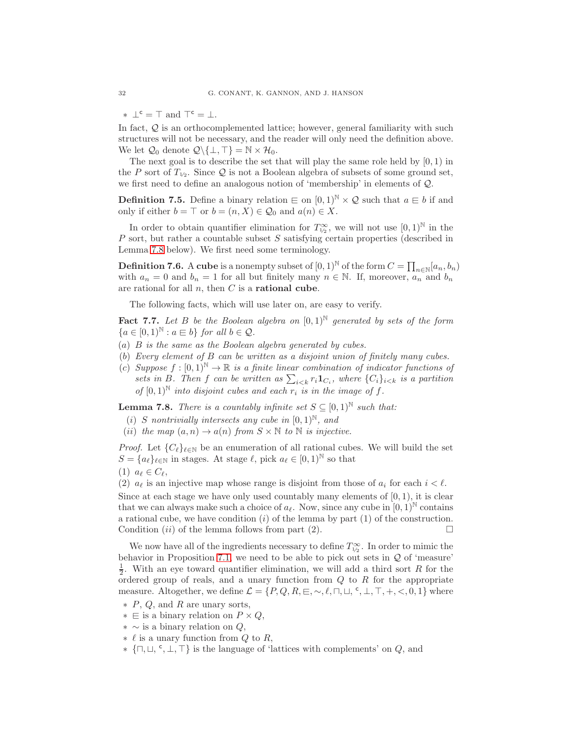* $\bot^{\mathsf{c}} = \top$ and $\top^{\mathsf{c}} = \bot$.

In fact, $\mathcal{Q}$ is an orthocomplemented lattice; however, general familiarity with such structures will not be necessary, and the reader will only need the definition above. We let $\mathcal{Q}_0$ denote $\mathcal{Q}\backslash\{\bot, \top\} = \mathbb{N} \times \mathcal{H}_0$.

The next goal is to describe the set that will play the same role held by $[0, 1)$ in the $P$ sort of $T_{1/2}$. Since $\mathcal{Q}$ is not a Boolean algebra of subsets of some ground set, we first need to define an analogous notion of 'membership' in elements of $\mathcal{Q}$.

**Definition 7.5.** Define a binary relation $\sqsubseteq$ on $[0, 1)^{\mathbb{N}} \times \mathcal{Q}$ such that $a \sqsubseteq b$ if and only if either $b = \top$ or $b = (n, X) \in \mathcal{Q}_0$ and $a(n) \in X$.

In order to obtain quantifier elimination for $T^{\infty}_{1/2}$, we will not use $[0, 1)^{\mathbb{N}}$ in the $P$ sort, but rather a countable subset $S$ satisfying certain properties (described in Lemma 7.8 below). We first need some terminology.

**Definition 7.6.** A **cube** is a nonempty subset of $[0, 1)^{\mathbb{N}}$ of the form $C = \prod_{n\in\mathbb{N}}[a_n, b_n)$ with $a_n = 0$ and $b_n = 1$ for all but finitely many $n \in \mathbb{N}$. If, moreover, $a_n$ and $b_n$ are rational for all $n$, then $C$ is a **rational cube**.

The following facts, which will use later on, are easy to verify.

**Fact 7.7.** *Let $B$ be the Boolean algebra on $[0, 1)^{\mathbb{N}}$ generated by sets of the form $\{a \in [0, 1)^{\mathbb{N}} : a \sqsubseteq b\}$ for all $b \in \mathcal{Q}$.*

(*a*) *$B$ is the same as the Boolean algebra generated by cubes.*

(*b*) *Every element of $B$ can be written as a disjoint union of finitely many cubes.*

(*c*) *Suppose $f : [0, 1)^{\mathbb{N}} \to \mathbb{R}$ is a finite linear combination of indicator functions of sets in $B$. Then $f$ can be written as $\sum_{i<k} r_i \mathbf{1}_{C_i}$, where $\{C_i\}_{i<k}$ is a partition of $[0, 1)^{\mathbb{N}}$ into disjoint cubes and each $r_i$ is in the image of $f$.*

**Lemma 7.8.** *There is a countably infinite set $S \subseteq [0, 1)^{\mathbb{N}}$ such that:*

(*i*) *$S$ nontrivially intersects any cube in $[0, 1)^{\mathbb{N}}$, and*

(*ii*) *the map $(a, n) \to a(n)$ from $S \times \mathbb{N}$ to $\mathbb{N}$ is injective.*

*Proof.* Let $\{C_\ell\}_{\ell\in\mathbb{N}}$ be an enumeration of all rational cubes. We will build the set $S = \{a_\ell\}_{\ell\in\mathbb{N}}$ in stages. At stage $\ell$, pick $a_\ell \in [0, 1)^{\mathbb{N}}$ so that

(1) $a_\ell \in C_\ell$,

(2) $a_\ell$ is an injective map whose range is disjoint from those of $a_i$ for each $i < \ell$.

Since at each stage we have only used countably many elements of $[0, 1)$, it is clear that we can always make such a choice of $a_\ell$. Now, since any cube in $[0, 1)^{\mathbb{N}}$ contains a rational cube, we have condition (*i*) of the lemma by part (1) of the construction. Condition (*ii*) of the lemma follows from part (2). □

We now have all of the ingredients necessary to define $T^{\infty}_{1/2}$. In order to mimic the behavior in Proposition 7.1, we need to be able to pick out sets in $\mathcal{Q}$ of 'measure' $\frac{1}{2}$. With an eye toward quantifier elimination, we will add a third sort $R$ for the ordered group of reals, and a unary function from $Q$ to $R$ for the appropriate measure. Altogether, we define $\mathcal{L} = \{P, Q, R, \sqsubseteq, \sim, \ell, \sqcap, \sqcup, {}^{\mathsf{c}}, \bot, \top, +, <, 0, 1\}$ where

* $P$, $Q$, and $R$ are unary sorts,
* $\sqsubseteq$ is a binary relation on $P \times Q$,
* $\sim$ is a binary relation on $Q$,
* $\ell$ is a unary function from $Q$ to $R$,
* $\{\sqcap, \sqcup, {}^{\mathsf{c}}, \bot, \top\}$ is the language of 'lattices with complements' on $Q$, and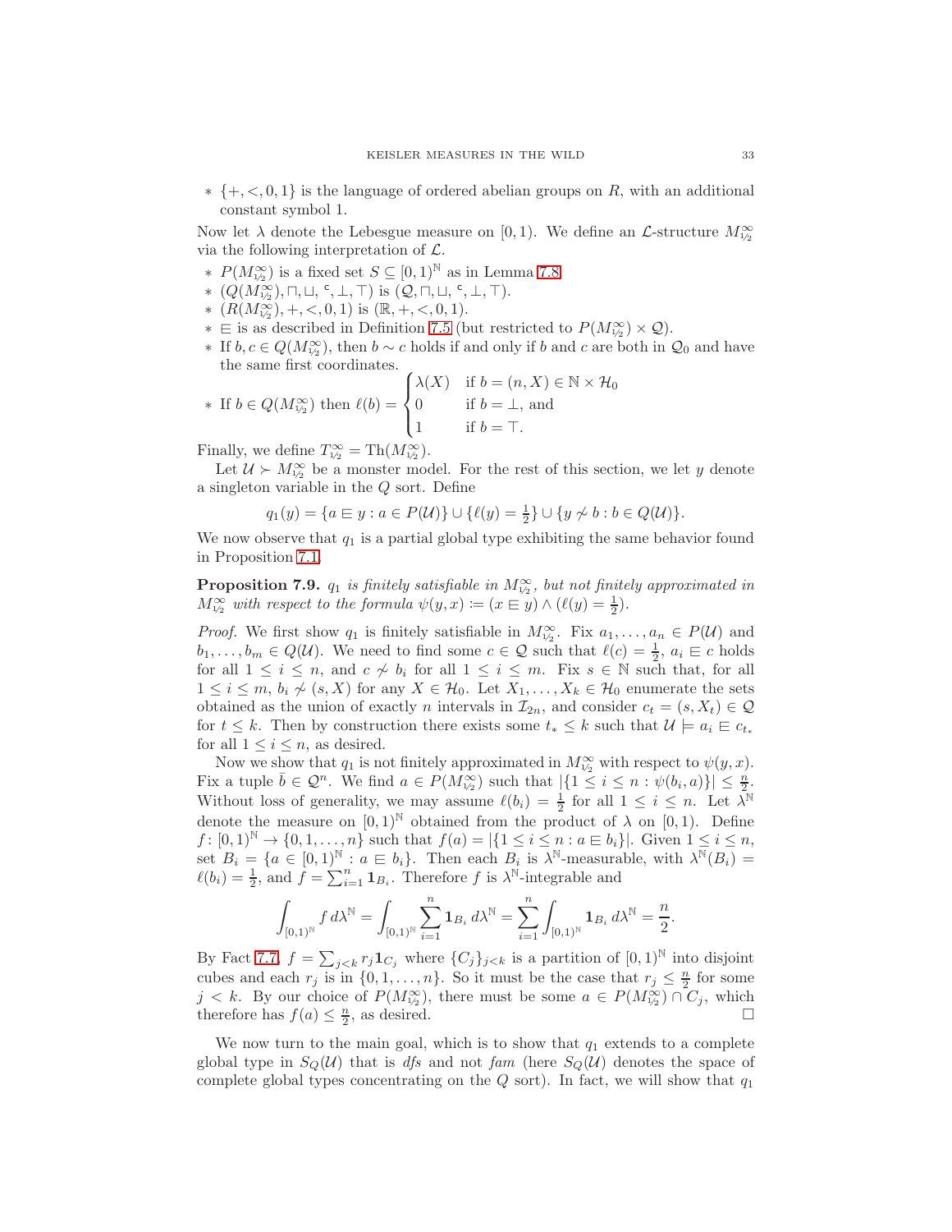* $\{+, <, 0, 1\}$ is the language of ordered abelian groups on $R$, with an additional constant symbol 1.

Now let $\lambda$ denote the Lebesgue measure on $[0,1)$. We define an $\mathcal{L}$-structure $M^{\infty}_{1/2}$ via the following interpretation of $\mathcal{L}$.

* $P(M^{\infty}_{1/2})$ is a fixed set $S \subseteq [0,1)^{\mathbb{N}}$ as in Lemma 7.8.
* $(Q(M^{\infty}_{1/2}), \sqcap, \sqcup, {}^{\mathsf{c}}, \bot, \top)$ is $(\mathcal{Q}, \sqcap, \sqcup, {}^{\mathsf{c}}, \bot, \top)$.
* $(R(M^{\infty}_{1/2}), +, <, 0, 1)$ is $(\mathbb{R}, +, <, 0, 1)$.
* $\sqsubseteq$ is as described in Definition 7.5 (but restricted to $P(M^{\infty}_{1/2}) \times \mathcal{Q}$).
* If $b, c \in Q(M^{\infty}_{1/2})$, then $b \sim c$ holds if and only if $b$ and $c$ are both in $\mathcal{Q}_0$ and have the same first coordinates.
* If $b \in Q(M^{\infty}_{1/2})$ then $\ell(b) = \begin{cases} \lambda(X) & \text{if } b = (n, X) \in \mathbb{N} \times \mathcal{H}_0 \\ 0 & \text{if } b = \bot, \text{ and} \\ 1 & \text{if } b = \top. \end{cases}$

Finally, we define $T^{\infty}_{1/2} = \mathrm{Th}(M^{\infty}_{1/2})$.

Let $\mathcal{U} \succ M^{\infty}_{1/2}$ be a monster model. For the rest of this section, we let $y$ denote a singleton variable in the $Q$ sort. Define

$$q_1(y) = \{a \sqsubseteq y : a \in P(\mathcal{U})\} \cup \{\ell(y) = \tfrac{1}{2}\} \cup \{y \not\sim b : b \in Q(\mathcal{U})\}.$$

We now observe that $q_1$ is a partial global type exhibiting the same behavior found in Proposition 7.1.

**Proposition 7.9.** *$q_1$ is finitely satisfiable in $M^{\infty}_{1/2}$, but not finitely approximated in $M^{\infty}_{1/2}$ with respect to the formula $\psi(y, x) := (x \sqsubseteq y) \wedge (\ell(y) = \frac{1}{2})$.*

*Proof.* We first show $q_1$ is finitely satisfiable in $M^{\infty}_{1/2}$. Fix $a_1, \ldots, a_n \in P(\mathcal{U})$ and $b_1, \ldots, b_m \in Q(\mathcal{U})$. We need to find some $c \in \mathcal{Q}$ such that $\ell(c) = \frac{1}{2}$, $a_i \sqsubseteq c$ holds for all $1 \leq i \leq n$, and $c \not\sim b_i$ for all $1 \leq i \leq m$. Fix $s \in \mathbb{N}$ such that, for all $1 \leq i \leq m$, $b_i \not\sim (s, X)$ for any $X \in \mathcal{H}_0$. Let $X_1, \ldots, X_k \in \mathcal{H}_0$ enumerate the sets obtained as the union of exactly $n$ intervals in $\mathcal{I}_{2n}$, and consider $c_t = (s, X_t) \in \mathcal{Q}$ for $t \leq k$. Then by construction there exists some $t_* \leq k$ such that $\mathcal{U} \models a_i \sqsubseteq c_{t_*}$ for all $1 \leq i \leq n$, as desired.

Now we show that $q_1$ is not finitely approximated in $M^{\infty}_{1/2}$ with respect to $\psi(y, x)$. Fix a tuple $\bar{b} \in \mathcal{Q}^n$. We find $a \in P(M^{\infty}_{1/2})$ such that $|\{1 \leq i \leq n : \psi(b_i, a)\}| \leq \frac{n}{2}$. Without loss of generality, we may assume $\ell(b_i) = \frac{1}{2}$ for all $1 \leq i \leq n$. Let $\lambda^{\mathbb{N}}$ denote the measure on $[0,1)^{\mathbb{N}}$ obtained from the product of $\lambda$ on $[0,1)$. Define $f \colon [0,1)^{\mathbb{N}} \to \{0, 1, \ldots, n\}$ such that $f(a) = |\{1 \leq i \leq n : a \sqsubseteq b_i\}|$. Given $1 \leq i \leq n$, set $B_i = \{a \in [0,1)^{\mathbb{N}} : a \sqsubseteq b_i\}$. Then each $B_i$ is $\lambda^{\mathbb{N}}$-measurable, with $\lambda^{\mathbb{N}}(B_i) = \ell(b_i) = \frac{1}{2}$, and $f = \sum_{i=1}^{n} \mathbf{1}_{B_i}$. Therefore $f$ is $\lambda^{\mathbb{N}}$-integrable and

$$\int_{[0,1)^{\mathbb{N}}} f \, d\lambda^{\mathbb{N}} = \int_{[0,1)^{\mathbb{N}}} \sum_{i=1}^{n} \mathbf{1}_{B_i} \, d\lambda^{\mathbb{N}} = \sum_{i=1}^{n} \int_{[0,1)^{\mathbb{N}}} \mathbf{1}_{B_i} \, d\lambda^{\mathbb{N}} = \frac{n}{2}.$$

By Fact 7.7, $f = \sum_{j<k} r_j \mathbf{1}_{C_j}$ where $\{C_j\}_{j<k}$ is a partition of $[0,1)^{\mathbb{N}}$ into disjoint cubes and each $r_j$ is in $\{0, 1, \ldots, n\}$. So it must be the case that $r_j \leq \frac{n}{2}$ for some $j < k$. By our choice of $P(M^{\infty}_{1/2})$, there must be some $a \in P(M^{\infty}_{1/2}) \cap C_j$, which therefore has $f(a) \leq \frac{n}{2}$, as desired. $\square$

We now turn to the main goal, which is to show that $q_1$ extends to a complete global type in $S_Q(\mathcal{U})$ that is *dfs* and not *fam* (here $S_Q(\mathcal{U})$ denotes the space of complete global types concentrating on the $Q$ sort). In fact, we will show that $q_1$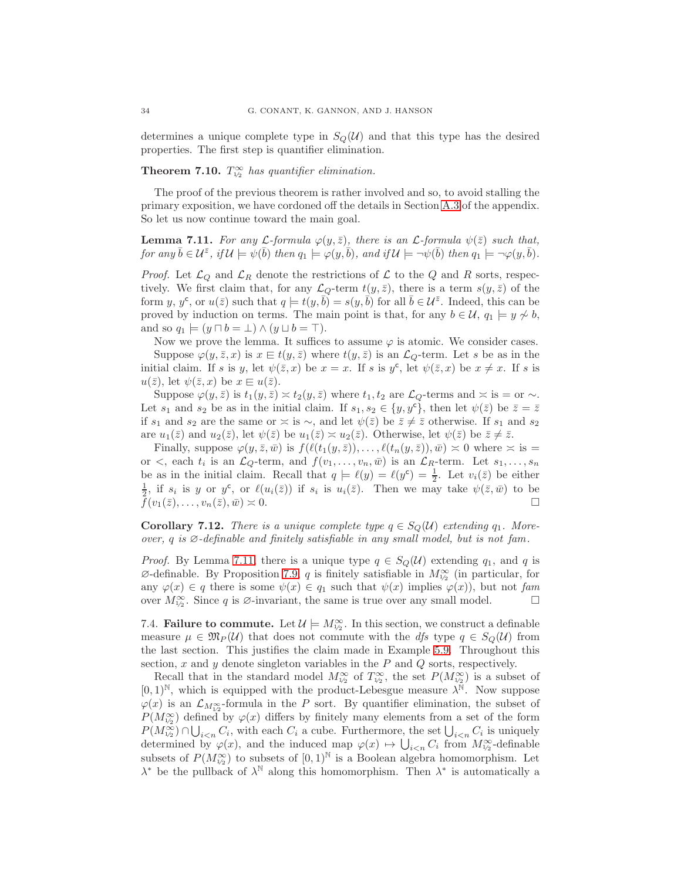determines a unique complete type in $S_Q(\mathcal{U})$ and that this type has the desired properties. The first step is quantifier elimination.

**Theorem 7.10.** *$T^\infty_{\frac{1}{2}}$ has quantifier elimination.*

The proof of the previous theorem is rather involved and so, to avoid stalling the primary exposition, we have cordoned off the details in Section A.3 of the appendix. So let us now continue toward the main goal.

**Lemma 7.11.** *For any $\mathcal{L}$-formula $\varphi(y, \bar{z})$, there is an $\mathcal{L}$-formula $\psi(\bar{z})$ such that, for any $\bar{b} \in \mathcal{U}^{\bar{z}}$, if $\mathcal{U} \models \psi(\bar{b})$ then $q_1 \models \varphi(y, \bar{b})$, and if $\mathcal{U} \models \neg\psi(\bar{b})$ then $q_1 \models \neg\varphi(y, \bar{b})$.*

*Proof.* Let $\mathcal{L}_Q$ and $\mathcal{L}_R$ denote the restrictions of $\mathcal{L}$ to the $Q$ and $R$ sorts, respectively. We first claim that, for any $\mathcal{L}_Q$-term $t(y, \bar{z})$, there is a term $s(y, \bar{z})$ of the form $y$, $y^{\mathsf{c}}$, or $u(\bar{z})$ such that $q \models t(y, \bar{b}) = s(y, \bar{b})$ for all $\bar{b} \in \mathcal{U}^{\bar{z}}$. Indeed, this can be proved by induction on terms. The main point is that, for any $b \in \mathcal{U}$, $q_1 \models y \not\sim b$, and so $q_1 \models (y \sqcap b = \bot) \wedge (y \sqcup b = \top)$.

Now we prove the lemma. It suffices to assume $\varphi$ is atomic. We consider cases.

Suppose $\varphi(y, \bar{z}, x)$ is $x \sqsubseteq t(y, \bar{z})$ where $t(y, \bar{z})$ is an $\mathcal{L}_Q$-term. Let $s$ be as in the initial claim. If $s$ is $y$, let $\psi(\bar{z}, x)$ be $x = x$. If $s$ is $y^{\mathsf{c}}$, let $\psi(\bar{z}, x)$ be $x \neq x$. If $s$ is $u(\bar{z})$, let $\psi(\bar{z}, x)$ be $x \sqsubseteq u(\bar{z})$.

Suppose $\varphi(y, \bar{z})$ is $t_1(y, \bar{z}) \asymp t_2(y, \bar{z})$ where $t_1, t_2$ are $\mathcal{L}_Q$-terms and $\asymp$ is $=$ or $\sim$. Let $s_1$ and $s_2$ be as in the initial claim. If $s_1, s_2 \in \{y, y^{\mathsf{c}}\}$, then let $\psi(\bar{z})$ be $\bar{z} = \bar{z}$ if $s_1$ and $s_2$ are the same or $\asymp$ is $\sim$, and let $\psi(\bar{z})$ be $\bar{z} \neq \bar{z}$ otherwise. If $s_1$ and $s_2$ are $u_1(\bar{z})$ and $u_2(\bar{z})$, let $\psi(\bar{z})$ be $u_1(\bar{z}) \asymp u_2(\bar{z})$. Otherwise, let $\psi(\bar{z})$ be $\bar{z} \neq \bar{z}$.

Finally, suppose $\varphi(y, \bar{z}, \bar{w})$ is $f(\ell(t_1(y, \bar{z})), \ldots, \ell(t_n(y, \bar{z})), \bar{w}) \asymp 0$ where $\asymp$ is $=$ or $<$, each $t_i$ is an $\mathcal{L}_Q$-term, and $f(v_1, \ldots, v_n, \bar{w})$ is an $\mathcal{L}_R$-term. Let $s_1, \ldots, s_n$ be as in the initial claim. Recall that $q \models \ell(y) = \ell(y^{\mathsf{c}}) = \frac{1}{2}$. Let $v_i(\bar{z})$ be either $\frac{1}{2}$, if $s_i$ is $y$ or $y^{\mathsf{c}}$, or $\ell(u_i(\bar{z}))$ if $s_i$ is $u_i(\bar{z})$. Then we may take $\psi(\bar{z}, \bar{w})$ to be $f(v_1(\bar{z}), \ldots, v_n(\bar{z}), \bar{w}) \asymp 0$. $\square$

**Corollary 7.12.** *There is a unique complete type $q \in S_Q(\mathcal{U})$ extending $q_1$. Moreover, $q$ is $\varnothing$-definable and finitely satisfiable in any small model, but is not fam.*

*Proof.* By Lemma 7.11, there is a unique type $q \in S_Q(\mathcal{U})$ extending $q_1$, and $q$ is $\varnothing$-definable. By Proposition 7.9, $q$ is finitely satisfiable in $M^\infty_{\frac{1}{2}}$ (in particular, for any $\varphi(x) \in q$ there is some $\psi(x) \in q_1$ such that $\psi(x)$ implies $\varphi(x)$), but not *fam* over $M^\infty_{\frac{1}{2}}$. Since $q$ is $\varnothing$-invariant, the same is true over any small model. $\square$

7.4. **Failure to commute.** Let $\mathcal{U} \models M^\infty_{\frac{1}{2}}$. In this section, we construct a definable measure $\mu \in \mathfrak{M}_P(\mathcal{U})$ that does not commute with the *dfs* type $q \in S_Q(\mathcal{U})$ from the last section. This justifies the claim made in Example 5.9. Throughout this section, $x$ and $y$ denote singleton variables in the $P$ and $Q$ sorts, respectively.

Recall that in the standard model $M^\infty_{\frac{1}{2}}$ of $T^\infty_{\frac{1}{2}}$, the set $P(M^\infty_{\frac{1}{2}})$ is a subset of $[0,1)^{\mathbb{N}}$, which is equipped with the product-Lebesgue measure $\lambda^{\mathbb{N}}$. Now suppose $\varphi(x)$ is an $\mathcal{L}_{M^\infty_{\frac{1}{2}}}$-formula in the $P$ sort. By quantifier elimination, the subset of $P(M^\infty_{\frac{1}{2}})$ defined by $\varphi(x)$ differs by finitely many elements from a set of the form $P(M^\infty_{\frac{1}{2}}) \cap \bigcup_{i<n} C_i$, with each $C_i$ a cube. Furthermore, the set $\bigcup_{i<n} C_i$ is uniquely determined by $\varphi(x)$, and the induced map $\varphi(x) \mapsto \bigcup_{i<n} C_i$ from $M^\infty_{\frac{1}{2}}$-definable subsets of $P(M^\infty_{\frac{1}{2}})$ to subsets of $[0,1)^{\mathbb{N}}$ is a Boolean algebra homomorphism. Let $\lambda^*$ be the pullback of $\lambda^{\mathbb{N}}$ along this homomorphism. Then $\lambda^*$ is automatically a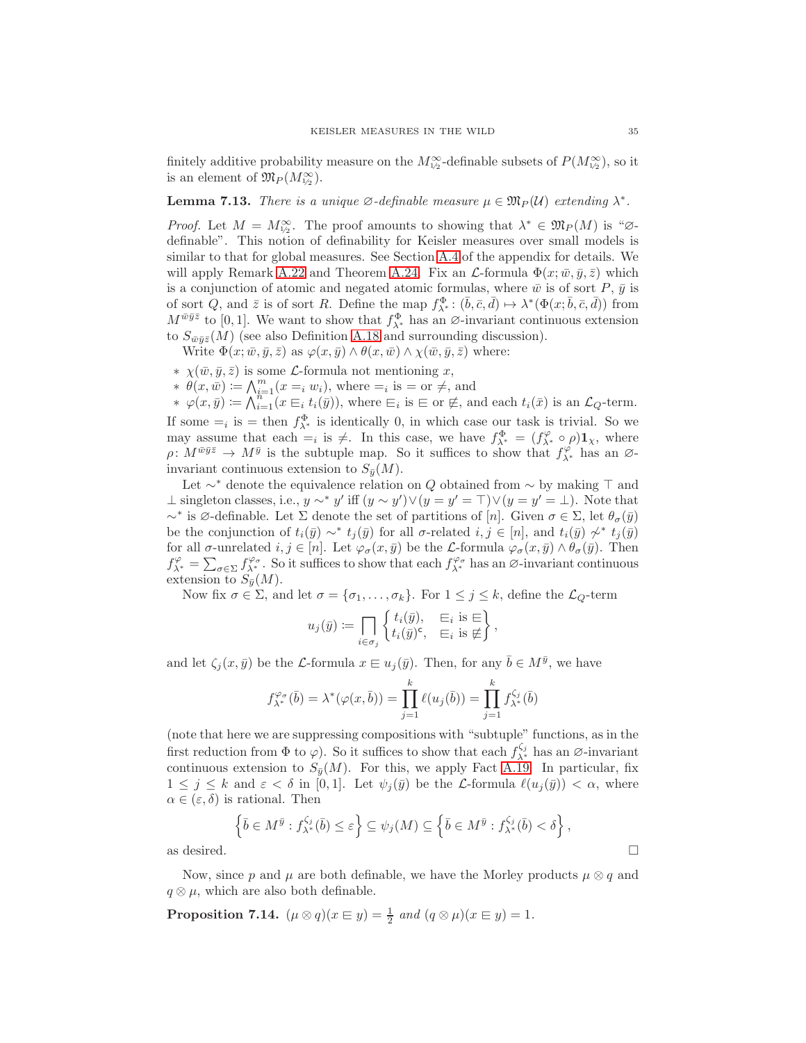finitely additive probability measure on the $M^\infty_{1/2}$-definable subsets of $P(M^\infty_{1/2})$, so it is an element of $\mathfrak{M}_P(M^\infty_{1/2})$.

**Lemma 7.13.** *There is a unique $\varnothing$-definable measure $\mu \in \mathfrak{M}_P(\mathcal{U})$ extending $\lambda^*$.*

*Proof.* Let $M = M^\infty_{1/2}$. The proof amounts to showing that $\lambda^* \in \mathfrak{M}_P(M)$ is "$\varnothing$-definable". This notion of definability for Keisler measures over small models is similar to that for global measures. See Section A.4 of the appendix for details. We will apply Remark A.22 and Theorem A.24. Fix an $\mathcal{L}$-formula $\Phi(x; \bar{w}, \bar{y}, \bar{z})$ which is a conjunction of atomic and negated atomic formulas, where $\bar{w}$ is of sort $P$, $\bar{y}$ is of sort $Q$, and $\bar{z}$ is of sort $R$. Define the map $f^\Phi_{\lambda^*} \colon (\bar{b}, \bar{c}, \bar{d}) \mapsto \lambda^*(\Phi(x; \bar{b}, \bar{c}, \bar{d}))$ from $M^{\bar{w}\bar{y}\bar{z}}$ to $[0,1]$. We want to show that $f^\Phi_{\lambda^*}$ has an $\varnothing$-invariant continuous extension to $S_{\bar{w}\bar{y}\bar{z}}(M)$ (see also Definition A.18 and surrounding discussion).

Write $\Phi(x; \bar{w}, \bar{y}, \bar{z})$ as $\varphi(x, \bar{y}) \wedge \theta(x, \bar{w}) \wedge \chi(\bar{w}, \bar{y}, \bar{z})$ where:

* $\chi(\bar{w}, \bar{y}, \bar{z})$ is some $\mathcal{L}$-formula not mentioning $x$,
* $\theta(x, \bar{w}) \coloneqq \bigwedge_{i=1}^m (x =_i w_i)$, where $=_i$ is $=$ or $\neq$, and
* $\varphi(x, \bar{y}) \coloneqq \bigwedge_{i=1}^n (x \sqsubseteq_i t_i(\bar{y}))$, where $\sqsubseteq_i$ is $\sqsubseteq$ or $\not\sqsubseteq$, and each $t_i(\bar{x})$ is an $\mathcal{L}_Q$-term.

If some $=_i$ is $=$ then $f^\Phi_{\lambda^*}$ is identically 0, in which case our task is trivial. So we may assume that each $=_i$ is $\neq$. In this case, we have $f^\Phi_{\lambda^*} = (f^\varphi_{\lambda^*} \circ \rho)\mathbf{1}_\chi$, where $\rho \colon M^{\bar{w}\bar{y}\bar{z}} \to M^{\bar{y}}$ is the subtuple map. So it suffices to show that $f^\varphi_{\lambda^*}$ has an $\varnothing$-invariant continuous extension to $S_{\bar{y}}(M)$.

Let $\sim^*$ denote the equivalence relation on $Q$ obtained from $\sim$ by making $\top$ and $\bot$ singleton classes, i.e., $y \sim^* y'$ iff $(y \sim y') \vee (y = y' = \top) \vee (y = y' = \bot)$. Note that $\sim^*$ is $\varnothing$-definable. Let $\Sigma$ denote the set of partitions of $[n]$. Given $\sigma \in \Sigma$, let $\theta_\sigma(\bar{y})$ be the conjunction of $t_i(\bar{y}) \sim^* t_j(\bar{y})$ for all $\sigma$-related $i, j \in [n]$, and $t_i(\bar{y}) \not\sim^* t_j(\bar{y})$ for all $\sigma$-unrelated $i, j \in [n]$. Let $\varphi_\sigma(x, \bar{y})$ be the $\mathcal{L}$-formula $\varphi_\sigma(x, \bar{y}) \wedge \theta_\sigma(\bar{y})$. Then $f^\varphi_{\lambda^*} = \sum_{\sigma \in \Sigma} f^{\varphi_\sigma}_{\lambda^*}$. So it suffices to show that each $f^{\varphi_\sigma}_{\lambda^*}$ has an $\varnothing$-invariant continuous extension to $S_{\bar{y}}(M)$.

Now fix $\sigma \in \Sigma$, and let $\sigma = \{\sigma_1, \ldots, \sigma_k\}$. For $1 \leq j \leq k$, define the $\mathcal{L}_Q$-term

$$u_j(\bar{y}) \coloneqq \prod_{i \in \sigma_j} \begin{Bmatrix} t_i(\bar{y}), & \sqsubseteq_i \text{ is } \sqsubseteq \\ t_i(\bar{y})^{\mathsf{c}}, & \sqsubseteq_i \text{ is } \not\sqsubseteq \end{Bmatrix},$$

and let $\zeta_j(x, \bar{y})$ be the $\mathcal{L}$-formula $x \sqsubseteq u_j(\bar{y})$. Then, for any $\bar{b} \in M^{\bar{y}}$, we have

$$f^{\varphi_\sigma}_{\lambda^*}(\bar{b}) = \lambda^*(\varphi(x, \bar{b})) = \prod_{j=1}^k \ell(u_j(\bar{b})) = \prod_{j=1}^k f^{\zeta_j}_{\lambda^*}(\bar{b})$$

(note that here we are suppressing compositions with "subtuple" functions, as in the first reduction from $\Phi$ to $\varphi$). So it suffices to show that each $f^{\zeta_j}_{\lambda^*}$ has an $\varnothing$-invariant continuous extension to $S_{\bar{y}}(M)$. For this, we apply Fact A.19. In particular, fix $1 \leq j \leq k$ and $\varepsilon < \delta$ in $[0,1]$. Let $\psi_j(\bar{y})$ be the $\mathcal{L}$-formula $\ell(u_j(\bar{y})) < \alpha$, where $\alpha \in (\varepsilon, \delta)$ is rational. Then

$$\left\{\bar{b} \in M^{\bar{y}} : f^{\zeta_j}_{\lambda^*}(\bar{b}) \leq \varepsilon\right\} \subseteq \psi_j(M) \subseteq \left\{\bar{b} \in M^{\bar{y}} : f^{\zeta_j}_{\lambda^*}(\bar{b}) < \delta\right\},$$

as desired. $\square$

Now, since $p$ and $\mu$ are both definable, we have the Morley products $\mu \otimes q$ and $q \otimes \mu$, which are also both definable.

**Proposition 7.14.** $(\mu \otimes q)(x \sqsubseteq y) = \frac{1}{2}$ *and* $(q \otimes \mu)(x \sqsubseteq y) = 1$.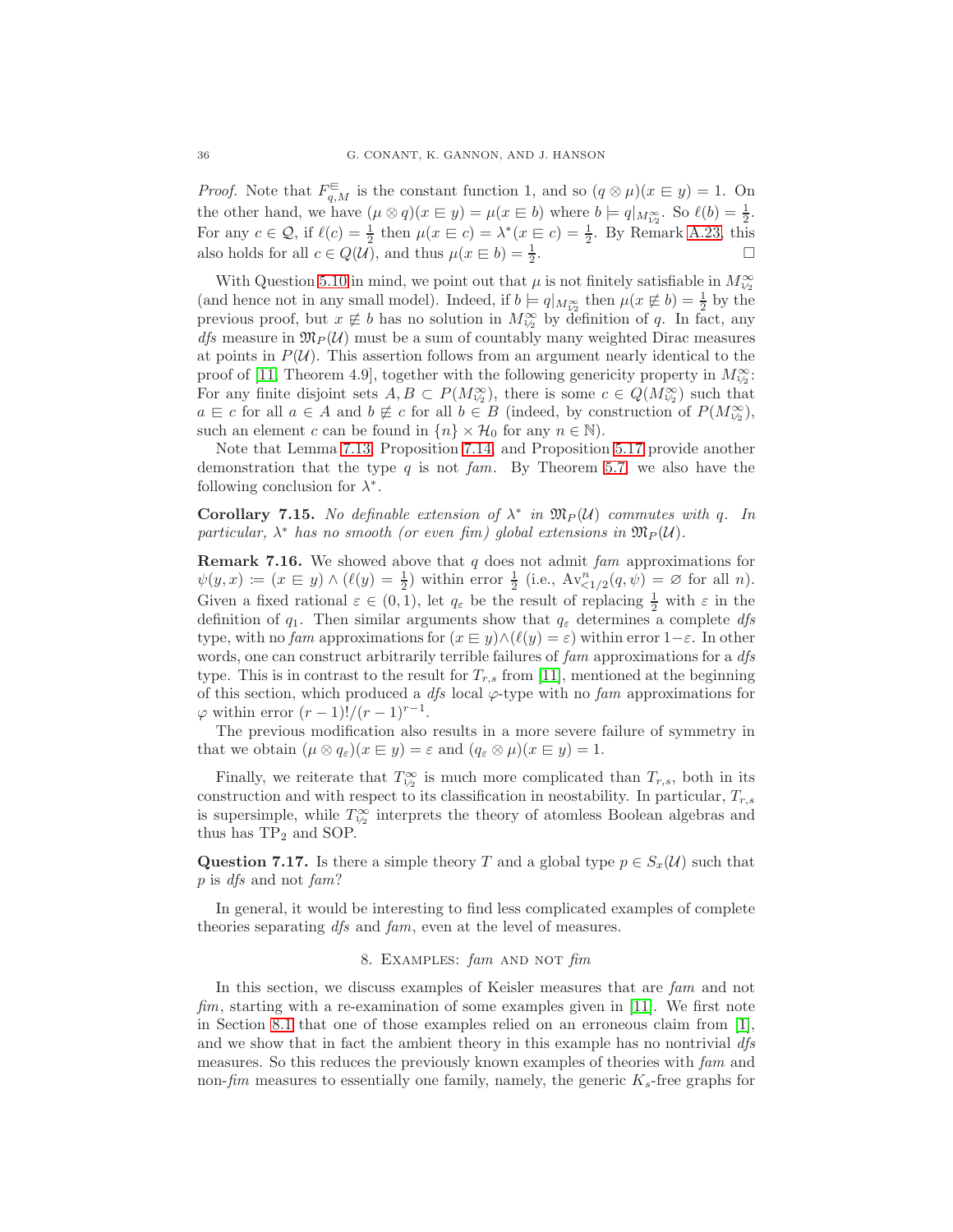*Proof.* Note that $F^{\sqsubseteq}_{q,M}$ is the constant function 1, and so $(q \otimes \mu)(x \sqsubseteq y) = 1$. On the other hand, we have $(\mu \otimes q)(x \sqsubseteq y) = \mu(x \sqsubseteq b)$ where $b \models q|_{M^\infty_{1/2}}$. So $\ell(b) = \frac{1}{2}$. For any $c \in \mathcal{Q}$, if $\ell(c) = \frac{1}{2}$ then $\mu(x \sqsubseteq c) = \lambda^*(x \sqsubseteq c) = \frac{1}{2}$. By Remark A.23, this also holds for all $c \in Q(\mathcal{U})$, and thus $\mu(x \sqsubseteq b) = \frac{1}{2}$. □

With Question 5.10 in mind, we point out that $\mu$ is not finitely satisfiable in $M^\infty_{1/2}$ (and hence not in any small model). Indeed, if $b \models q|_{M^\infty_{1/2}}$ then $\mu(x \not\sqsubseteq b) = \frac{1}{2}$ by the previous proof, but $x \not\sqsubseteq b$ has no solution in $M^\infty_{1/2}$ by definition of $q$. In fact, any *dfs* measure in $\mathfrak{M}_P(\mathcal{U})$ must be a sum of countably many weighted Dirac measures at points in $P(\mathcal{U})$. This assertion follows from an argument nearly identical to the proof of [11, Theorem 4.9], together with the following genericity property in $M^\infty_{1/2}$: For any finite disjoint sets $A, B \subset P(M^\infty_{1/2})$, there is some $c \in Q(M^\infty_{1/2})$ such that $a \sqsubseteq c$ for all $a \in A$ and $b \not\sqsubseteq c$ for all $b \in B$ (indeed, by construction of $P(M^\infty_{1/2})$, such an element $c$ can be found in $\{n\} \times \mathcal{H}_0$ for any $n \in \mathbb{N}$).

Note that Lemma 7.13, Proposition 7.14, and Proposition 5.17 provide another demonstration that the type $q$ is not *fam*. By Theorem 5.7, we also have the following conclusion for $\lambda^*$.

**Corollary 7.15.** *No definable extension of $\lambda^*$ in $\mathfrak{M}_P(\mathcal{U})$ commutes with $q$. In particular, $\lambda^*$ has no smooth (or even fim) global extensions in $\mathfrak{M}_P(\mathcal{U})$.*

**Remark 7.16.** We showed above that $q$ does not admit *fam* approximations for $\psi(y, x) := (x \sqsubseteq y) \wedge (\ell(y) = \frac{1}{2})$ within error $\frac{1}{2}$ (i.e., $\mathrm{Av}^n_{<1/2}(q, \psi) = \varnothing$ for all $n$). Given a fixed rational $\varepsilon \in (0, 1)$, let $q_\varepsilon$ be the result of replacing $\frac{1}{2}$ with $\varepsilon$ in the definition of $q_1$. Then similar arguments show that $q_\varepsilon$ determines a complete *dfs* type, with no *fam* approximations for $(x \sqsubseteq y) \wedge (\ell(y) = \varepsilon)$ within error $1 - \varepsilon$. In other words, one can construct arbitrarily terrible failures of *fam* approximations for a *dfs* type. This is in contrast to the result for $T_{r,s}$ from [11], mentioned at the beginning of this section, which produced a *dfs* local $\varphi$-type with no *fam* approximations for $\varphi$ within error $(r - 1)!/(r - 1)^{r-1}$.

The previous modification also results in a more severe failure of symmetry in that we obtain $(\mu \otimes q_\varepsilon)(x \sqsubseteq y) = \varepsilon$ and $(q_\varepsilon \otimes \mu)(x \sqsubseteq y) = 1$.

Finally, we reiterate that $T^\infty_{1/2}$ is much more complicated than $T_{r,s}$, both in its construction and with respect to its classification in neostability. In particular, $T_{r,s}$ is supersimple, while $T^\infty_{1/2}$ interprets the theory of atomless Boolean algebras and thus has $\mathrm{TP}_2$ and SOP.

**Question 7.17.** Is there a simple theory $T$ and a global type $p \in S_x(\mathcal{U})$ such that $p$ is *dfs* and not *fam*?

In general, it would be interesting to find less complicated examples of complete theories separating *dfs* and *fam*, even at the level of measures.

## 8. Examples: *fam* and not *fim*

In this section, we discuss examples of Keisler measures that are *fam* and not *fim*, starting with a re-examination of some examples given in [11]. We first note in Section 8.1 that one of those examples relied on an erroneous claim from [1], and we show that in fact the ambient theory in this example has no nontrivial *dfs* measures. So this reduces the previously known examples of theories with *fam* and non-*fim* measures to essentially one family, namely, the generic $K_s$-free graphs for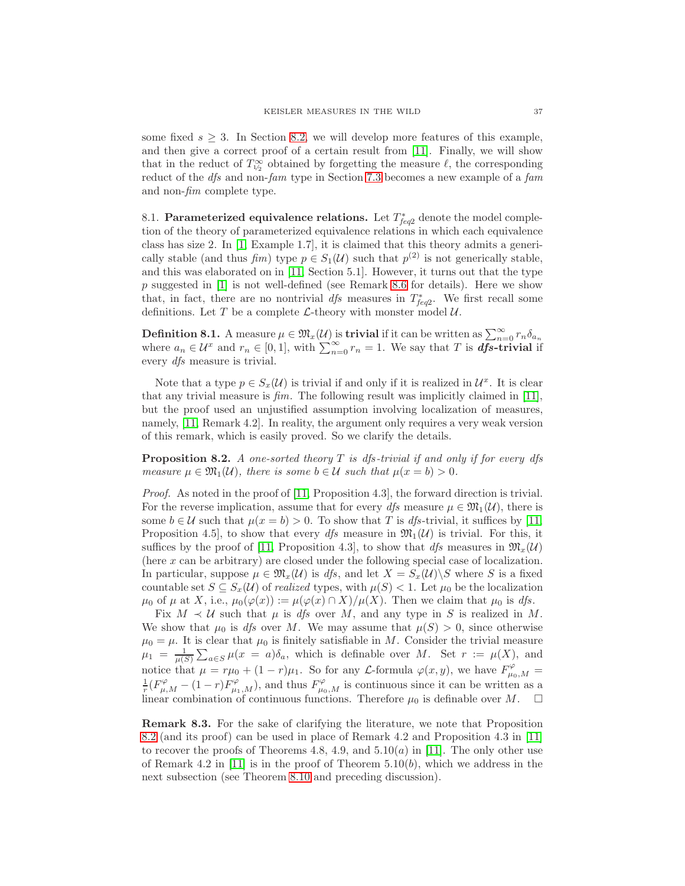some fixed $s \geq 3$. In Section 8.2, we will develop more features of this example, and then give a correct proof of a certain result from [11]. Finally, we will show that in the reduct of $T^{\infty}_{\sqrt{2}}$ obtained by forgetting the measure $\ell$, the corresponding reduct of the *dfs* and non-*fam* type in Section 7.3 becomes a new example of a *fam* and non-*fim* complete type.

8.1. **Parameterized equivalence relations.** Let $T^*_{feq2}$ denote the model completion of the theory of parameterized equivalence relations in which each equivalence class has size 2. In [1, Example 1.7], it is claimed that this theory admits a generically stable (and thus *fim*) type $p \in S_1(\mathcal{U})$ such that $p^{(2)}$ is not generically stable, and this was elaborated on in [11, Section 5.1]. However, it turns out that the type $p$ suggested in [1] is not well-defined (see Remark 8.6 for details). Here we show that, in fact, there are no nontrivial *dfs* measures in $T^*_{feq2}$. We first recall some definitions. Let $T$ be a complete $\mathcal{L}$-theory with monster model $\mathcal{U}$.

**Definition 8.1.** A measure $\mu \in \mathfrak{M}_x(\mathcal{U})$ is **trivial** if it can be written as $\sum_{n=0}^{\infty} r_n \delta_{a_n}$ where $a_n \in \mathcal{U}^x$ and $r_n \in [0,1]$, with $\sum_{n=0}^{\infty} r_n = 1$. We say that $T$ is ***dfs*-trivial** if every *dfs* measure is trivial.

Note that a type $p \in S_x(\mathcal{U})$ is trivial if and only if it is realized in $\mathcal{U}^x$. It is clear that any trivial measure is *fim*. The following result was implicitly claimed in [11], but the proof used an unjustified assumption involving localization of measures, namely, [11, Remark 4.2]. In reality, the argument only requires a very weak version of this remark, which is easily proved. So we clarify the details.

**Proposition 8.2.** *A one-sorted theory $T$ is dfs-trivial if and only if for every dfs measure $\mu \in \mathfrak{M}_1(\mathcal{U})$, there is some $b \in \mathcal{U}$ such that $\mu(x = b) > 0$.*

*Proof.* As noted in the proof of [11, Proposition 4.3], the forward direction is trivial. For the reverse implication, assume that for every *dfs* measure $\mu \in \mathfrak{M}_1(\mathcal{U})$, there is some $b \in \mathcal{U}$ such that $\mu(x = b) > 0$. To show that $T$ is *dfs*-trivial, it suffices by [11, Proposition 4.5], to show that every *dfs* measure in $\mathfrak{M}_1(\mathcal{U})$ is trivial. For this, it suffices by the proof of [11, Proposition 4.3], to show that *dfs* measures in $\mathfrak{M}_x(\mathcal{U})$ (here $x$ can be arbitrary) are closed under the following special case of localization. In particular, suppose $\mu \in \mathfrak{M}_x(\mathcal{U})$ is *dfs*, and let $X = S_x(\mathcal{U}) \backslash S$ where $S$ is a fixed countable set $S \subseteq S_x(\mathcal{U})$ of *realized* types, with $\mu(S) < 1$. Let $\mu_0$ be the localization $\mu_0$ of $\mu$ at $X$, i.e., $\mu_0(\varphi(x)) := \mu(\varphi(x) \cap X)/\mu(X)$. Then we claim that $\mu_0$ is *dfs*.

Fix $M \prec \mathcal{U}$ such that $\mu$ is *dfs* over $M$, and any type in $S$ is realized in $M$. We show that $\mu_0$ is *dfs* over $M$. We may assume that $\mu(S) > 0$, since otherwise $\mu_0 = \mu$. It is clear that $\mu_0$ is finitely satisfiable in $M$. Consider the trivial measure $\mu_1 = \frac{1}{\mu(S)} \sum_{a \in S} \mu(x = a)\delta_a$, which is definable over $M$. Set $r := \mu(X)$, and notice that $\mu = r\mu_0 + (1-r)\mu_1$. So for any $\mathcal{L}$-formula $\varphi(x,y)$, we have $F^{\varphi}_{\mu_0,M} = \frac{1}{r}(F^{\varphi}_{\mu,M} - (1-r)F^{\varphi}_{\mu_1,M})$, and thus $F^{\varphi}_{\mu_0,M}$ is continuous since it can be written as a linear combination of continuous functions. Therefore $\mu_0$ is definable over $M$. $\square$

**Remark 8.3.** For the sake of clarifying the literature, we note that Proposition 8.2 (and its proof) can be used in place of Remark 4.2 and Proposition 4.3 in [11] to recover the proofs of Theorems 4.8, 4.9, and 5.10$(a)$ in [11]. The only other use of Remark 4.2 in [11] is in the proof of Theorem 5.10$(b)$, which we address in the next subsection (see Theorem 8.10 and preceding discussion).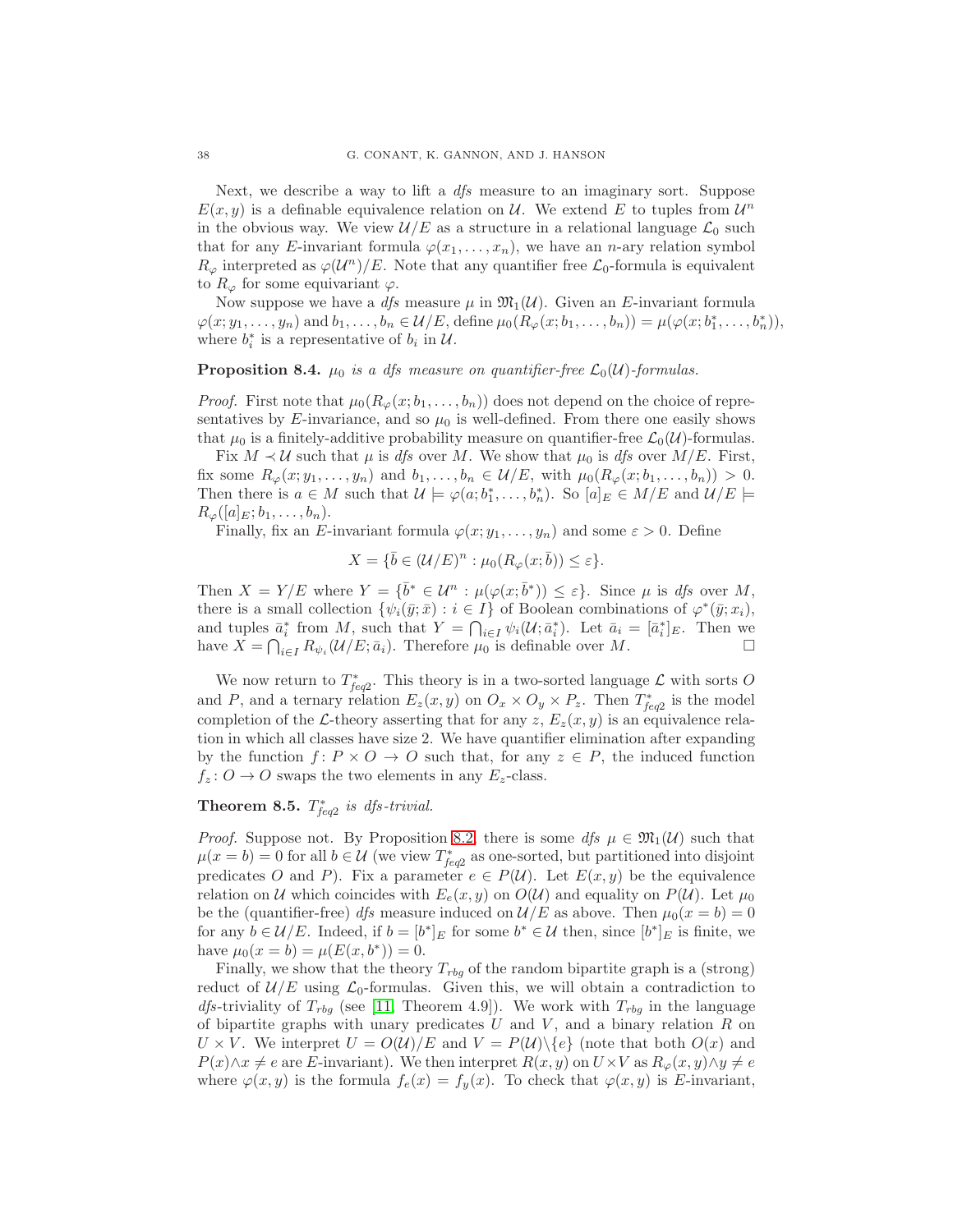Next, we describe a way to lift a *dfs* measure to an imaginary sort. Suppose $E(x, y)$ is a definable equivalence relation on $\mathcal{U}$. We extend $E$ to tuples from $\mathcal{U}^n$ in the obvious way. We view $\mathcal{U}/E$ as a structure in a relational language $\mathcal{L}_0$ such that for any $E$-invariant formula $\varphi(x_1, \ldots, x_n)$, we have an $n$-ary relation symbol $R_\varphi$ interpreted as $\varphi(\mathcal{U}^n)/E$. Note that any quantifier free $\mathcal{L}_0$-formula is equivalent to $R_\varphi$ for some equivariant $\varphi$.

Now suppose we have a *dfs* measure $\mu$ in $\mathfrak{M}_1(\mathcal{U})$. Given an $E$-invariant formula $\varphi(x; y_1, \ldots, y_n)$ and $b_1, \ldots, b_n \in \mathcal{U}/E$, define $\mu_0(R_\varphi(x; b_1, \ldots, b_n)) = \mu(\varphi(x; b_1^*, \ldots, b_n^*))$, where $b_i^*$ is a representative of $b_i$ in $\mathcal{U}$.

**Proposition 8.4.** *$\mu_0$ is a dfs measure on quantifier-free $\mathcal{L}_0(\mathcal{U})$-formulas.*

*Proof.* First note that $\mu_0(R_\varphi(x; b_1, \ldots, b_n))$ does not depend on the choice of representatives by $E$-invariance, and so $\mu_0$ is well-defined. From there one easily shows that $\mu_0$ is a finitely-additive probability measure on quantifier-free $\mathcal{L}_0(\mathcal{U})$-formulas.

Fix $M \prec \mathcal{U}$ such that $\mu$ is *dfs* over $M$. We show that $\mu_0$ is *dfs* over $M/E$. First, fix some $R_\varphi(x; y_1, \ldots, y_n)$ and $b_1, \ldots, b_n \in \mathcal{U}/E$, with $\mu_0(R_\varphi(x; b_1, \ldots, b_n)) > 0$. Then there is $a \in M$ such that $\mathcal{U} \models \varphi(a; b_1^*, \ldots, b_n^*)$. So $[a]_E \in M/E$ and $\mathcal{U}/E \models R_\varphi([a]_E; b_1, \ldots, b_n)$.

Finally, fix an $E$-invariant formula $\varphi(x; y_1, \ldots, y_n)$ and some $\varepsilon > 0$. Define

$$X = \{\bar{b} \in (\mathcal{U}/E)^n : \mu_0(R_\varphi(x; \bar{b})) \leq \varepsilon\}.$$

Then $X = Y/E$ where $Y = \{\bar{b}^* \in \mathcal{U}^n : \mu(\varphi(x; \bar{b}^*)) \leq \varepsilon\}$. Since $\mu$ is *dfs* over $M$, there is a small collection $\{\psi_i(\bar{y}; \bar{x}) : i \in I\}$ of Boolean combinations of $\varphi^*(\bar{y}; x_i)$, and tuples $\bar{a}_i^*$ from $M$, such that $Y = \bigcap_{i \in I} \psi_i(\mathcal{U}; \bar{a}_i^*)$. Let $\bar{a}_i = [\bar{a}_i^*]_E$. Then we have $X = \bigcap_{i \in I} R_{\psi_i}(\mathcal{U}/E; \bar{a}_i)$. Therefore $\mu_0$ is definable over $M$. □

We now return to $T^*_{feq2}$. This theory is in a two-sorted language $\mathcal{L}$ with sorts $O$ and $P$, and a ternary relation $E_z(x, y)$ on $O_x \times O_y \times P_z$. Then $T^*_{feq2}$ is the model completion of the $\mathcal{L}$-theory asserting that for any $z$, $E_z(x, y)$ is an equivalence relation in which all classes have size 2. We have quantifier elimination after expanding by the function $f\colon P \times O \to O$ such that, for any $z \in P$, the induced function $f_z\colon O \to O$ swaps the two elements in any $E_z$-class.

**Theorem 8.5.** *$T^*_{feq2}$ is dfs-trivial.*

*Proof.* Suppose not. By Proposition 8.2, there is some *dfs* $\mu \in \mathfrak{M}_1(\mathcal{U})$ such that $\mu(x = b) = 0$ for all $b \in \mathcal{U}$ (we view $T^*_{feq2}$ as one-sorted, but partitioned into disjoint predicates $O$ and $P$). Fix a parameter $e \in P(\mathcal{U})$. Let $E(x, y)$ be the equivalence relation on $\mathcal{U}$ which coincides with $E_e(x, y)$ on $O(\mathcal{U})$ and equality on $P(\mathcal{U})$. Let $\mu_0$ be the (quantifier-free) *dfs* measure induced on $\mathcal{U}/E$ as above. Then $\mu_0(x = b) = 0$ for any $b \in \mathcal{U}/E$. Indeed, if $b = [b^*]_E$ for some $b^* \in \mathcal{U}$ then, since $[b^*]_E$ is finite, we have $\mu_0(x = b) = \mu(E(x, b^*)) = 0$.

Finally, we show that the theory $T_{rbg}$ of the random bipartite graph is a (strong) reduct of $\mathcal{U}/E$ using $\mathcal{L}_0$-formulas. Given this, we will obtain a contradiction to *dfs*-triviality of $T_{rbg}$ (see [11, Theorem 4.9]). We work with $T_{rbg}$ in the language of bipartite graphs with unary predicates $U$ and $V$, and a binary relation $R$ on $U \times V$. We interpret $U = O(\mathcal{U})/E$ and $V = P(\mathcal{U})\backslash\{e\}$ (note that both $O(x)$ and $P(x) \wedge x \neq e$ are $E$-invariant). We then interpret $R(x, y)$ on $U \times V$ as $R_\varphi(x, y) \wedge y \neq e$ where $\varphi(x, y)$ is the formula $f_e(x) = f_y(x)$. To check that $\varphi(x, y)$ is $E$-invariant,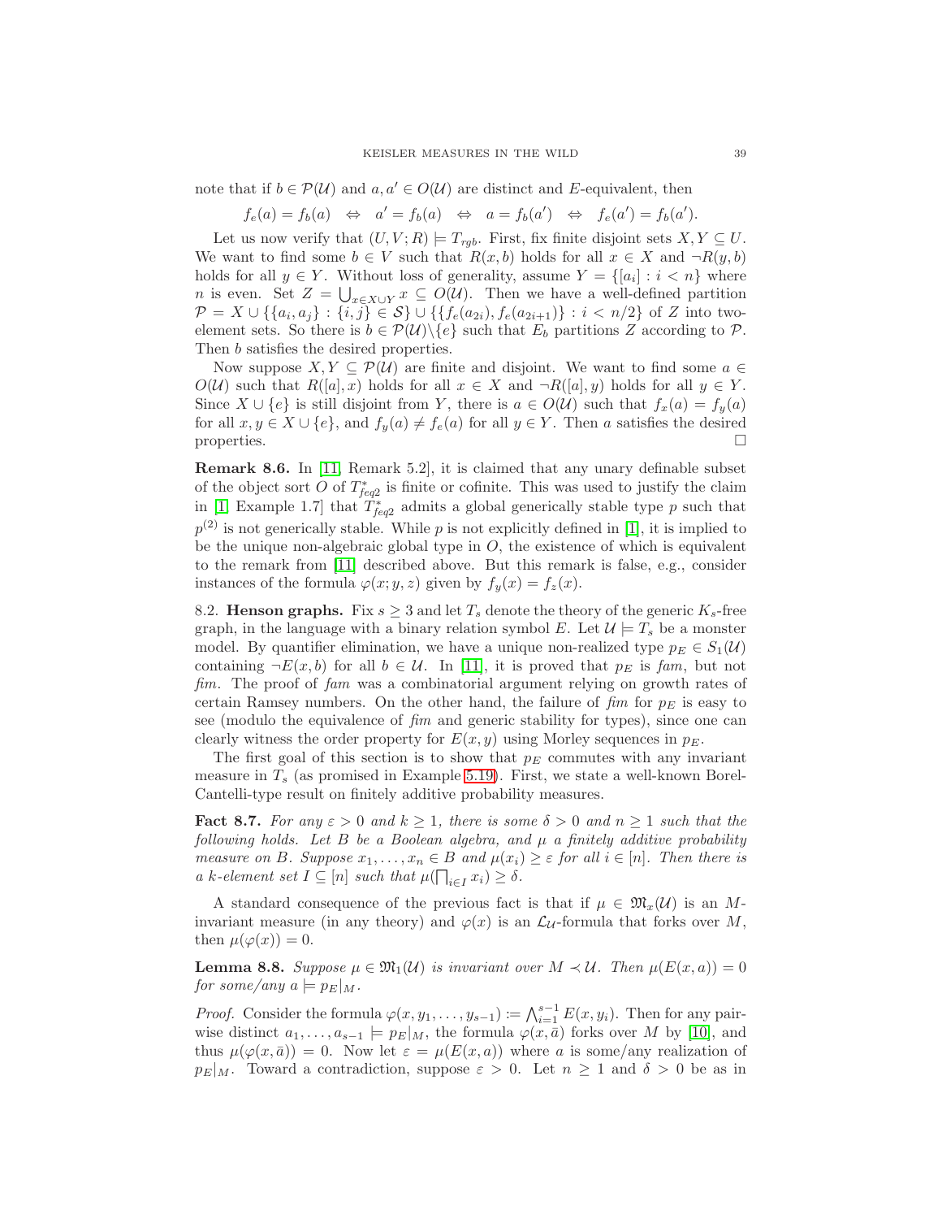note that if $b \in \mathcal{P}(\mathcal{U})$ and $a, a' \in O(\mathcal{U})$ are distinct and $E$-equivalent, then

$$f_e(a) = f_b(a) \quad \Leftrightarrow \quad a' = f_b(a) \quad \Leftrightarrow \quad a = f_b(a') \quad \Leftrightarrow \quad f_e(a') = f_b(a').$$

Let us now verify that $(U, V; R) \models T_{rgb}$. First, fix finite disjoint sets $X, Y \subseteq U$. We want to find some $b \in V$ such that $R(x, b)$ holds for all $x \in X$ and $\neg R(y, b)$ holds for all $y \in Y$. Without loss of generality, assume $Y = \{[a_i] : i < n\}$ where $n$ is even. Set $Z = \bigcup_{x \in X \cup Y} x \subseteq O(\mathcal{U})$. Then we have a well-defined partition $\mathcal{P} = X \cup \{\{a_i, a_j\} : \{i, j\} \in \mathcal{S}\} \cup \{\{f_e(a_{2i}), f_e(a_{2i+1})\} : i < n/2\}$ of $Z$ into two-element sets. So there is $b \in \mathcal{P}(\mathcal{U}) \backslash \{e\}$ such that $E_b$ partitions $Z$ according to $\mathcal{P}$. Then $b$ satisfies the desired properties.

Now suppose $X, Y \subseteq \mathcal{P}(\mathcal{U})$ are finite and disjoint. We want to find some $a \in O(\mathcal{U})$ such that $R([a], x)$ holds for all $x \in X$ and $\neg R([a], y)$ holds for all $y \in Y$. Since $X \cup \{e\}$ is still disjoint from $Y$, there is $a \in O(\mathcal{U})$ such that $f_x(a) = f_y(a)$ for all $x, y \in X \cup \{e\}$, and $f_y(a) \neq f_e(a)$ for all $y \in Y$. Then $a$ satisfies the desired properties. □

**Remark 8.6.** In [11, Remark 5.2], it is claimed that any unary definable subset of the object sort $O$ of $T^*_{feq2}$ is finite or cofinite. This was used to justify the claim in [1, Example 1.7] that $T^*_{feq2}$ admits a global generically stable type $p$ such that $p^{(2)}$ is not generically stable. While $p$ is not explicitly defined in [1], it is implied to be the unique non-algebraic global type in $O$, the existence of which is equivalent to the remark from [11] described above. But this remark is false, e.g., consider instances of the formula $\varphi(x; y, z)$ given by $f_y(x) = f_z(x)$.

## 8.2. Henson graphs.

Fix $s \geq 3$ and let $T_s$ denote the theory of the generic $K_s$-free graph, in the language with a binary relation symbol $E$. Let $\mathcal{U} \models T_s$ be a monster model. By quantifier elimination, we have a unique non-realized type $p_E \in S_1(\mathcal{U})$ containing $\neg E(x, b)$ for all $b \in \mathcal{U}$. In [11], it is proved that $p_E$ is *fam*, but not *fim*. The proof of *fam* was a combinatorial argument relying on growth rates of certain Ramsey numbers. On the other hand, the failure of *fim* for $p_E$ is easy to see (modulo the equivalence of *fim* and generic stability for types), since one can clearly witness the order property for $E(x, y)$ using Morley sequences in $p_E$.

The first goal of this section is to show that $p_E$ commutes with any invariant measure in $T_s$ (as promised in Example 5.19). First, we state a well-known Borel-Cantelli-type result on finitely additive probability measures.

**Fact 8.7.** *For any $\varepsilon > 0$ and $k \geq 1$, there is some $\delta > 0$ and $n \geq 1$ such that the following holds. Let $B$ be a Boolean algebra, and $\mu$ a finitely additive probability measure on $B$. Suppose $x_1, \ldots, x_n \in B$ and $\mu(x_i) \geq \varepsilon$ for all $i \in [n]$. Then there is a $k$-element set $I \subseteq [n]$ such that $\mu(\prod_{i \in I} x_i) \geq \delta$.*

A standard consequence of the previous fact is that if $\mu \in \mathfrak{M}_x(\mathcal{U})$ is an $M$-invariant measure (in any theory) and $\varphi(x)$ is an $\mathcal{L}_\mathcal{U}$-formula that forks over $M$, then $\mu(\varphi(x)) = 0$.

**Lemma 8.8.** *Suppose $\mu \in \mathfrak{M}_1(\mathcal{U})$ is invariant over $M \prec \mathcal{U}$. Then $\mu(E(x, a)) = 0$ for some/any $a \models p_E|_M$.*

*Proof.* Consider the formula $\varphi(x, y_1, \ldots, y_{s-1}) := \bigwedge_{i=1}^{s-1} E(x, y_i)$. Then for any pairwise distinct $a_1, \ldots, a_{s-1} \models p_E|_M$, the formula $\varphi(x, \bar{a})$ forks over $M$ by [10], and thus $\mu(\varphi(x, \bar{a})) = 0$. Now let $\varepsilon = \mu(E(x, a))$ where $a$ is some/any realization of $p_E|_M$. Toward a contradiction, suppose $\varepsilon > 0$. Let $n \geq 1$ and $\delta > 0$ be as in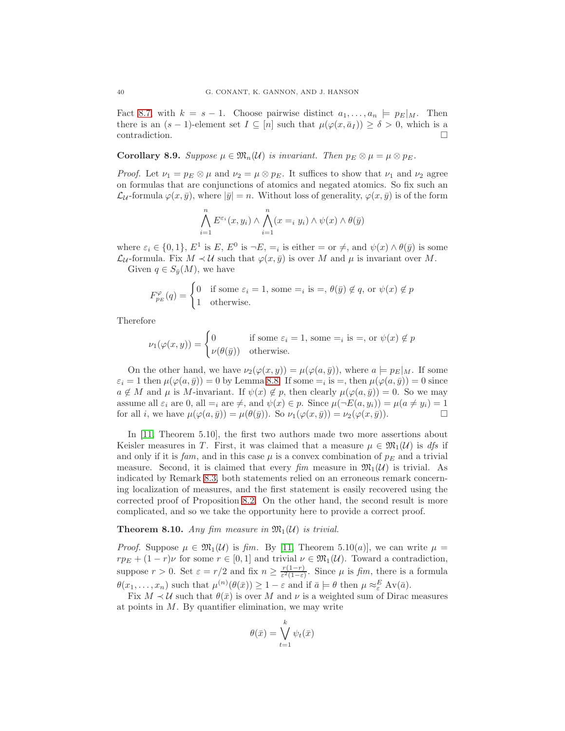Fact 8.7 with $k = s-1$. Choose pairwise distinct $a_1, \ldots, a_n \models p_E|_M$. Then there is an $(s-1)$-element set $I \subseteq [n]$ such that $\mu(\varphi(x, \bar{a}_I)) \geq \delta > 0$, which is a contradiction. $\square$

**Corollary 8.9.** *Suppose $\mu \in \mathfrak{M}_n(\mathcal{U})$ is invariant. Then $p_E \otimes \mu = \mu \otimes p_E$.*

*Proof.* Let $\nu_1 = p_E \otimes \mu$ and $\nu_2 = \mu \otimes p_E$. It suffices to show that $\nu_1$ and $\nu_2$ agree on formulas that are conjunctions of atomics and negated atomics. So fix such an $\mathcal{L}_{\mathcal{U}}$-formula $\varphi(x, \bar{y})$, where $|\bar{y}| = n$. Without loss of generality, $\varphi(x, \bar{y})$ is of the form

$$\bigwedge_{i=1}^{n} E^{\varepsilon_i}(x, y_i) \wedge \bigwedge_{i=1}^{n} (x =_i y_i) \wedge \psi(x) \wedge \theta(\bar{y})$$

where $\varepsilon_i \in \{0, 1\}$, $E^1$ is $E$, $E^0$ is $\neg E$, $=_i$ is either $=$ or $\neq$, and $\psi(x) \wedge \theta(\bar{y})$ is some $\mathcal{L}_{\mathcal{U}}$-formula. Fix $M \prec \mathcal{U}$ such that $\varphi(x, \bar{y})$ is over $M$ and $\mu$ is invariant over $M$.

Given $q \in S_{\bar{y}}(M)$, we have

$$F^{\varphi}_{p_E}(q) = \begin{cases} 0 & \text{if some } \varepsilon_i = 1, \text{ some } =_i \text{ is } =, \ \theta(\bar{y}) \notin q, \text{ or } \psi(x) \notin p \\ 1 & \text{otherwise.} \end{cases}$$

Therefore

$$\nu_1(\varphi(x, y)) = \begin{cases} 0 & \text{if some } \varepsilon_i = 1, \text{ some } =_i \text{ is } =, \text{ or } \psi(x) \notin p \\ \nu(\theta(\bar{y})) & \text{otherwise.} \end{cases}$$

On the other hand, we have $\nu_2(\varphi(x, y)) = \mu(\varphi(a, \bar{y}))$, where $a \models p_E|_M$. If some $\varepsilon_i = 1$ then $\mu(\varphi(a, \bar{y})) = 0$ by Lemma 8.8. If some $=_i$ is $=$, then $\mu(\varphi(a, \bar{y})) = 0$ since $a \notin M$ and $\mu$ is $M$-invariant. If $\psi(x) \notin p$, then clearly $\mu(\varphi(a, \bar{y})) = 0$. So we may assume all $\varepsilon_i$ are 0, all $=_i$ are $\neq$, and $\psi(x) \in p$. Since $\mu(\neg E(a, y_i)) = \mu(a \neq y_i) = 1$ for all $i$, we have $\mu(\varphi(a, \bar{y})) = \mu(\theta(\bar{y}))$. So $\nu_1(\varphi(x, \bar{y})) = \nu_2(\varphi(x, \bar{y}))$. $\square$

In [11, Theorem 5.10], the first two authors made two more assertions about Keisler measures in $T$. First, it was claimed that a measure $\mu \in \mathfrak{M}_1(\mathcal{U})$ is *dfs* if and only if it is *fam*, and in this case $\mu$ is a convex combination of $p_E$ and a trivial measure. Second, it is claimed that every *fim* measure in $\mathfrak{M}_1(\mathcal{U})$ is trivial. As indicated by Remark 8.3, both statements relied on an erroneous remark concerning localization of measures, and the first statement is easily recovered using the corrected proof of Proposition 8.2. On the other hand, the second result is more complicated, and so we take the opportunity here to provide a correct proof.

**Theorem 8.10.** *Any fim measure in $\mathfrak{M}_1(\mathcal{U})$ is trivial.*

*Proof.* Suppose $\mu \in \mathfrak{M}_1(\mathcal{U})$ is *fim*. By [11, Theorem 5.10(a)], we can write $\mu = rp_E + (1-r)\nu$ for some $r \in [0, 1]$ and trivial $\nu \in \mathfrak{M}_1(\mathcal{U})$. Toward a contradiction, suppose $r > 0$. Set $\varepsilon = r/2$ and fix $n \geq \frac{r(1-r)}{\varepsilon^2(1-\varepsilon)}$. Since $\mu$ is *fim*, there is a formula $\theta(x_1, \ldots, x_n)$ such that $\mu^{(n)}(\theta(\bar{x})) \geq 1 - \varepsilon$ and if $\bar{a} \models \theta$ then $\mu \approx^E_\varepsilon \operatorname{Av}(\bar{a})$.

Fix $M \prec \mathcal{U}$ such that $\theta(\bar{x})$ is over $M$ and $\nu$ is a weighted sum of Dirac measures at points in $M$. By quantifier elimination, we may write

$$\theta(\bar{x}) = \bigvee_{t=1}^{k} \psi_t(\bar{x})$$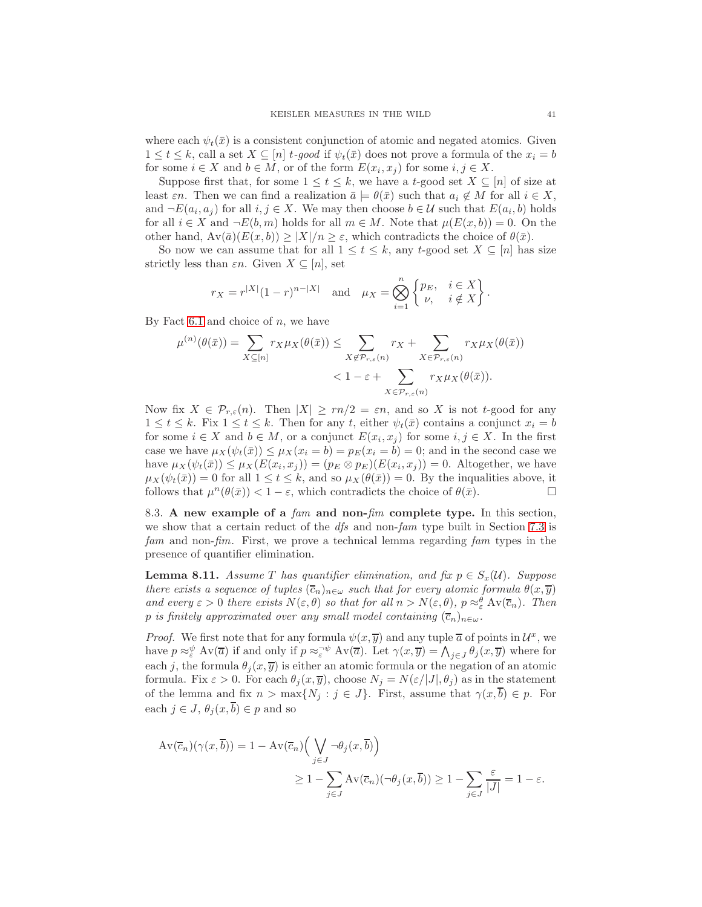where each $\psi_t(\bar{x})$ is a consistent conjunction of atomic and negated atomics. Given $1 \leq t \leq k$, call a set $X \subseteq [n]$ *t-good* if $\psi_t(\bar{x})$ does not prove a formula of the $x_i = b$ for some $i \in X$ and $b \in M$, or of the form $E(x_i, x_j)$ for some $i, j \in X$.

Suppose first that, for some $1 \leq t \leq k$, we have a $t$-good set $X \subseteq [n]$ of size at least $\varepsilon n$. Then we can find a realization $\bar{a} \models \theta(\bar{x})$ such that $a_i \notin M$ for all $i \in X$, and $\neg E(a_i, a_j)$ for all $i, j \in X$. We may then choose $b \in \mathcal{U}$ such that $E(a_i, b)$ holds for all $i \in X$ and $\neg E(b, m)$ holds for all $m \in M$. Note that $\mu(E(x, b)) = 0$. On the other hand, $\operatorname{Av}(\bar{a})(E(x, b)) \geq |X|/n \geq \varepsilon$, which contradicts the choice of $\theta(\bar{x})$.

So now we can assume that for all $1 \leq t \leq k$, any $t$-good set $X \subseteq [n]$ has size strictly less than $\varepsilon n$. Given $X \subseteq [n]$, set

$$r_X = r^{|X|}(1-r)^{n-|X|} \quad \text{and} \quad \mu_X = \bigotimes_{i=1}^{n} \left\{ \begin{matrix} p_E, & i \in X \\ \nu, & i \notin X \end{matrix} \right\}.$$

By Fact 6.1 and choice of $n$, we have

$$\begin{aligned}
\mu^{(n)}(\theta(\bar{x})) = \sum_{X \subseteq [n]} r_X \mu_X(\theta(\bar{x})) &\leq \sum_{X \notin \mathcal{P}_{r,\varepsilon}(n)} r_X + \sum_{X \in \mathcal{P}_{r,\varepsilon}(n)} r_X \mu_X(\theta(\bar{x})) \\
&< 1 - \varepsilon + \sum_{X \in \mathcal{P}_{r,\varepsilon}(n)} r_X \mu_X(\theta(\bar{x})).
\end{aligned}$$

Now fix $X \in \mathcal{P}_{r,\varepsilon}(n)$. Then $|X| \geq rn/2 = \varepsilon n$, and so $X$ is not $t$-good for any $1 \leq t \leq k$. Fix $1 \leq t \leq k$. Then for any $t$, either $\psi_t(\bar{x})$ contains a conjunct $x_i = b$ for some $i \in X$ and $b \in M$, or a conjunct $E(x_i, x_j)$ for some $i, j \in X$. In the first case we have $\mu_X(\psi_t(\bar{x})) \leq \mu_X(x_i = b) = p_E(x_i = b) = 0$; and in the second case we have $\mu_X(\psi_t(\bar{x})) \leq \mu_X(E(x_i, x_j)) = (p_E \otimes p_E)(E(x_i, x_j)) = 0$. Altogether, we have $\mu_X(\psi_t(\bar{x})) = 0$ for all $1 \leq t \leq k$, and so $\mu_X(\theta(\bar{x})) = 0$. By the inequalities above, it follows that $\mu^n(\theta(\bar{x})) < 1 - \varepsilon$, which contradicts the choice of $\theta(\bar{x})$. □

**8.3. A new example of a *fam* and non-*fim* complete type.** In this section, we show that a certain reduct of the *dfs* and non-*fam* type built in Section 7.3 is *fam* and non-*fim*. First, we prove a technical lemma regarding *fam* types in the presence of quantifier elimination.

**Lemma 8.11.** *Assume $T$ has quantifier elimination, and fix $p \in S_x(\mathcal{U})$. Suppose there exists a sequence of tuples $(\overline{c}_n)_{n \in \omega}$ such that for every atomic formula $\theta(x, \overline{y})$ and every $\varepsilon > 0$ there exists $N(\varepsilon, \theta)$ so that for all $n > N(\varepsilon, \theta)$, $p \approx_\varepsilon^\theta \operatorname{Av}(\overline{c}_n)$. Then $p$ is finitely approximated over any small model containing $(\overline{c}_n)_{n \in \omega}$.*

*Proof.* We first note that for any formula $\psi(x, \overline{y})$ and any tuple $\overline{a}$ of points in $\mathcal{U}^x$, we have $p \approx_\varepsilon^\psi \operatorname{Av}(\overline{a})$ if and only if $p \approx_\varepsilon^{\neg\psi} \operatorname{Av}(\overline{a})$. Let $\gamma(x, \overline{y}) = \bigwedge_{j \in J} \theta_j(x, \overline{y})$ where for each $j$, the formula $\theta_j(x, \overline{y})$ is either an atomic formula or the negation of an atomic formula. Fix $\varepsilon > 0$. For each $\theta_j(x, \overline{y})$, choose $N_j = N(\varepsilon/|J|, \theta_j)$ as in the statement of the lemma and fix $n > \max\{N_j : j \in J\}$. First, assume that $\gamma(x, \overline{b}) \in p$. For each $j \in J$, $\theta_j(x, \overline{b}) \in p$ and so

$$\begin{aligned}
\operatorname{Av}(\overline{c}_n)(\gamma(x, \overline{b})) &= 1 - \operatorname{Av}(\overline{c}_n)\Big(\bigvee_{j \in J} \neg\theta_j(x, \overline{b})\Big) \\
&\geq 1 - \sum_{j \in J} \operatorname{Av}(\overline{c}_n)(\neg\theta_j(x, \overline{b})) \geq 1 - \sum_{j \in J} \frac{\varepsilon}{|J|} = 1 - \varepsilon.
\end{aligned}$$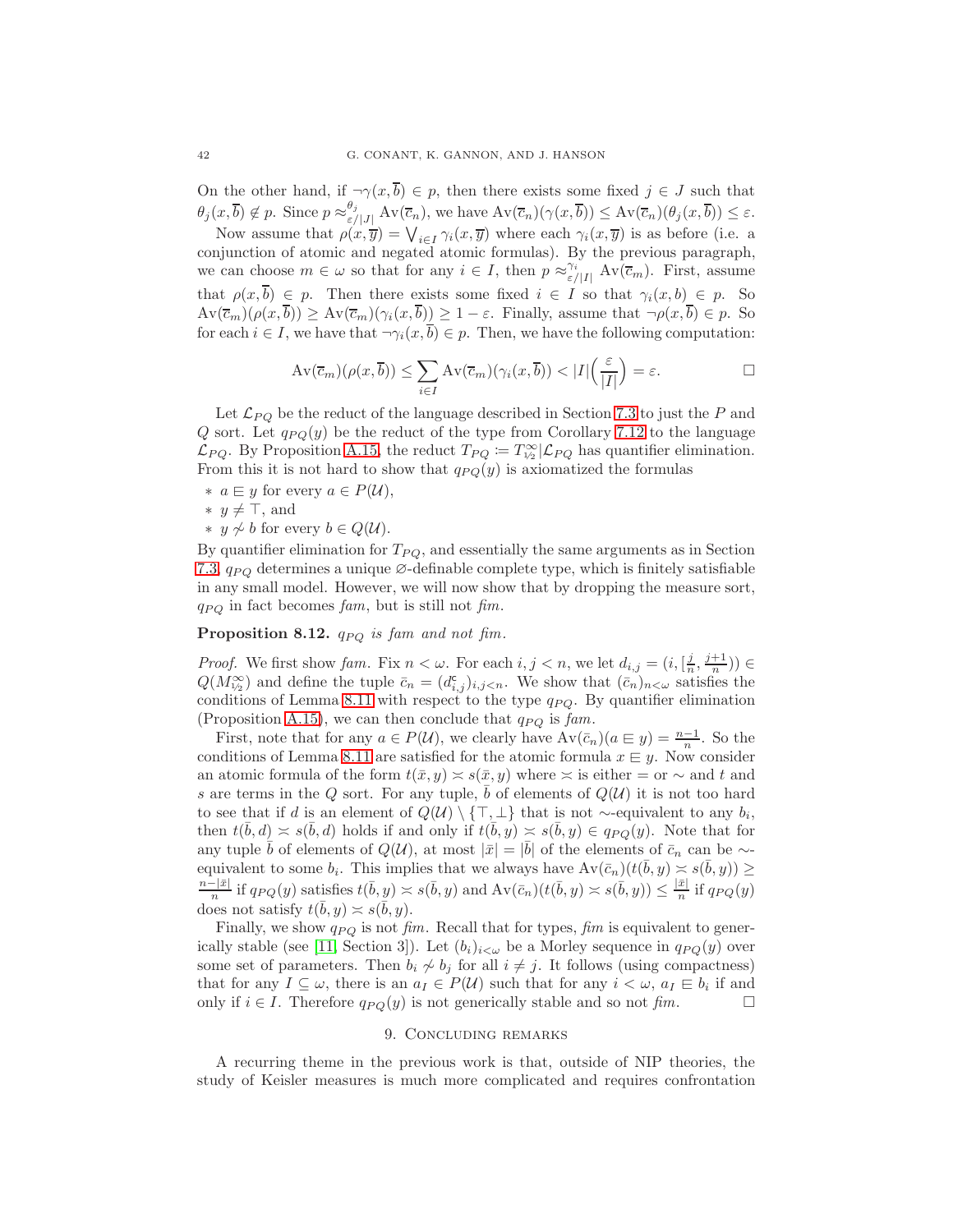On the other hand, if $\neg\gamma(x,\overline{b}) \in p$, then there exists some fixed $j \in J$ such that $\theta_j(x,\overline{b}) \notin p$. Since $p \approx^{\theta_j}_{\varepsilon/|J|} \mathrm{Av}(\overline{c}_n)$, we have $\mathrm{Av}(\overline{c}_n)(\gamma(x,\overline{b})) \leq \mathrm{Av}(\overline{c}_n)(\theta_j(x,\overline{b})) \leq \varepsilon$.

Now assume that $\rho(x,\overline{y}) = \bigvee_{i\in I}\gamma_i(x,\overline{y})$ where each $\gamma_i(x,\overline{y})$ is as before (i.e. a conjunction of atomic and negated atomic formulas). By the previous paragraph, we can choose $m \in \omega$ so that for any $i \in I$, then $p \approx^{\gamma_i}_{\varepsilon/|I|} \mathrm{Av}(\overline{c}_m)$. First, assume that $\rho(x,\overline{b}) \in p$. Then there exists some fixed $i \in I$ so that $\gamma_i(x,b) \in p$. So $\mathrm{Av}(\overline{c}_m)(\rho(x,\overline{b})) \geq \mathrm{Av}(\overline{c}_m)(\gamma_i(x,\overline{b})) \geq 1-\varepsilon$. Finally, assume that $\neg\rho(x,\overline{b}) \in p$. So for each $i \in I$, we have that $\neg\gamma_i(x,\overline{b}) \in p$. Then, we have the following computation:

$$\mathrm{Av}(\overline{c}_m)(\rho(x,\overline{b})) \leq \sum_{i\in I}\mathrm{Av}(\overline{c}_m)(\gamma_i(x,\overline{b})) < |I|\Big(\frac{\varepsilon}{|I|}\Big) = \varepsilon. \qquad \square$$

Let $\mathcal{L}_{PQ}$ be the reduct of the language described in Section 7.3 to just the $P$ and $Q$ sort. Let $q_{PQ}(y)$ be the reduct of the type from Corollary 7.12 to the language $\mathcal{L}_{PQ}$. By Proposition A.15, the reduct $T_{PQ} \coloneqq T^{\infty}_{1/2}|\mathcal{L}_{PQ}$ has quantifier elimination. From this it is not hard to show that $q_{PQ}(y)$ is axiomatized the formulas

* $a \sqsubseteq y$ for every $a \in P(\mathcal{U})$,
* $y \neq \top$, and
* $y \not\sim b$ for every $b \in Q(\mathcal{U})$.

By quantifier elimination for $T_{PQ}$, and essentially the same arguments as in Section 7.3, $q_{PQ}$ determines a unique $\varnothing$-definable complete type, which is finitely satisfiable in any small model. However, we will now show that by dropping the measure sort, $q_{PQ}$ in fact becomes *fam*, but is still not *fim*.

**Proposition 8.12.** *$q_{PQ}$ is fam and not fim.*

*Proof.* We first show *fam*. Fix $n < \omega$. For each $i, j < n$, we let $d_{i,j} = (i, [\frac{j}{n}, \frac{j+1}{n})) \in Q(M^{\infty}_{1/2})$ and define the tuple $\bar{c}_n = (d^c_{i,j})_{i,j<n}$. We show that $(\bar{c}_n)_{n<\omega}$ satisfies the conditions of Lemma 8.11 with respect to the type $q_{PQ}$. By quantifier elimination (Proposition A.15), we can then conclude that $q_{PQ}$ is *fam*.

First, note that for any $a \in P(\mathcal{U})$, we clearly have $\mathrm{Av}(\bar{c}_n)(a \sqsubseteq y) = \frac{n-1}{n}$. So the conditions of Lemma 8.11 are satisfied for the atomic formula $x \sqsubseteq y$. Now consider an atomic formula of the form $t(\bar{x},y) \asymp s(\bar{x},y)$ where $\asymp$ is either $=$ or $\sim$ and $t$ and $s$ are terms in the $Q$ sort. For any tuple, $\bar{b}$ of elements of $Q(\mathcal{U})$ it is not too hard to see that if $d$ is an element of $Q(\mathcal{U}) \setminus \{\top, \bot\}$ that is not $\sim$-equivalent to any $b_i$, then $t(\bar{b},d) \asymp s(\bar{b},d)$ holds if and only if $t(\bar{b},y) \asymp s(\bar{b},y) \in q_{PQ}(y)$. Note that for any tuple $\bar{b}$ of elements of $Q(\mathcal{U})$, at most $|\bar{x}| = |\bar{b}|$ of the elements of $\bar{c}_n$ can be $\sim$-equivalent to some $b_i$. This implies that we always have $\mathrm{Av}(\bar{c}_n)(t(\bar{b},y) \asymp s(\bar{b},y)) \geq \frac{n-|\bar{x}|}{n}$ if $q_{PQ}(y)$ satisfies $t(\bar{b},y) \asymp s(\bar{b},y)$ and $\mathrm{Av}(\bar{c}_n)(t(\bar{b},y) \asymp s(\bar{b},y)) \leq \frac{|\bar{x}|}{n}$ if $q_{PQ}(y)$ does not satisfy $t(\bar{b},y) \asymp s(\bar{b},y)$.

Finally, we show $q_{PQ}$ is not *fim*. Recall that for types, *fim* is equivalent to generically stable (see [11, Section 3]). Let $(b_i)_{i<\omega}$ be a Morley sequence in $q_{PQ}(y)$ over some set of parameters. Then $b_i \not\sim b_j$ for all $i \neq j$. It follows (using compactness) that for any $I \subseteq \omega$, there is an $a_I \in P(\mathcal{U})$ such that for any $i < \omega$, $a_I \sqsubseteq b_i$ if and only if $i \in I$. Therefore $q_{PQ}(y)$ is not generically stable and so not *fim*. $\square$

## 9. Concluding remarks

A recurring theme in the previous work is that, outside of NIP theories, the study of Keisler measures is much more complicated and requires confrontation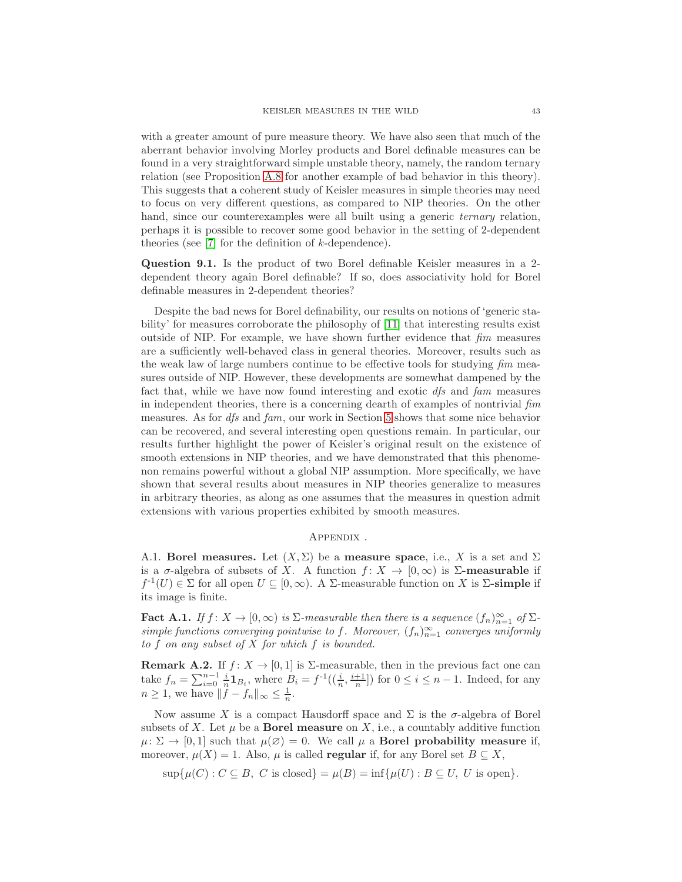with a greater amount of pure measure theory. We have also seen that much of the aberrant behavior involving Morley products and Borel definable measures can be found in a very straightforward simple unstable theory, namely, the random ternary relation (see Proposition A.8 for another example of bad behavior in this theory). This suggests that a coherent study of Keisler measures in simple theories may need to focus on very different questions, as compared to NIP theories. On the other hand, since our counterexamples were all built using a generic *ternary* relation, perhaps it is possible to recover some good behavior in the setting of 2-dependent theories (see [7] for the definition of $k$-dependence).

**Question 9.1.** Is the product of two Borel definable Keisler measures in a 2-dependent theory again Borel definable? If so, does associativity hold for Borel definable measures in 2-dependent theories?

Despite the bad news for Borel definability, our results on notions of 'generic stability' for measures corroborate the philosophy of [11] that interesting results exist outside of NIP. For example, we have shown further evidence that *fim* measures are a sufficiently well-behaved class in general theories. Moreover, results such as the weak law of large numbers continue to be effective tools for studying *fim* measures outside of NIP. However, these developments are somewhat dampened by the fact that, while we have now found interesting and exotic *dfs* and *fam* measures in independent theories, there is a concerning dearth of examples of nontrivial *fim* measures. As for *dfs* and *fam*, our work in Section 5 shows that some nice behavior can be recovered, and several interesting open questions remain. In particular, our results further highlight the power of Keisler's original result on the existence of smooth extensions in NIP theories, and we have demonstrated that this phenomenon remains powerful without a global NIP assumption. More specifically, we have shown that several results about measures in NIP theories generalize to measures in arbitrary theories, as along as one assumes that the measures in question admit extensions with various properties exhibited by smooth measures.

## Appendix .

A.1. **Borel measures.** Let $(X, \Sigma)$ be a **measure space**, i.e., $X$ is a set and $\Sigma$ is a $\sigma$-algebra of subsets of $X$. A function $f\colon X \to [0,\infty)$ is **$\Sigma$-measurable** if $f^{-1}(U) \in \Sigma$ for all open $U \subseteq [0,\infty)$. A $\Sigma$-measurable function on $X$ is **$\Sigma$-simple** if its image is finite.

**Fact A.1.** *If $f\colon X \to [0,\infty)$ is $\Sigma$-measurable then there is a sequence $(f_n)_{n=1}^{\infty}$ of $\Sigma$-simple functions converging pointwise to $f$. Moreover, $(f_n)_{n=1}^{\infty}$ converges uniformly to $f$ on any subset of $X$ for which $f$ is bounded.*

**Remark A.2.** If $f\colon X \to [0,1]$ is $\Sigma$-measurable, then in the previous fact one can take $f_n = \sum_{i=0}^{n-1} \frac{i}{n}\mathbf{1}_{B_i}$, where $B_i = f^{-1}((\frac{i}{n}, \frac{i+1}{n}])$ for $0 \leq i \leq n-1$. Indeed, for any $n \geq 1$, we have $\|f - f_n\|_\infty \leq \frac{1}{n}$.

Now assume $X$ is a compact Hausdorff space and $\Sigma$ is the $\sigma$-algebra of Borel subsets of $X$. Let $\mu$ be a **Borel measure** on $X$, i.e., a countably additive function $\mu\colon \Sigma \to [0,1]$ such that $\mu(\varnothing) = 0$. We call $\mu$ a **Borel probability measure** if, moreover, $\mu(X) = 1$. Also, $\mu$ is called **regular** if, for any Borel set $B \subseteq X$,

$$\sup\{\mu(C) : C \subseteq B,\ C \text{ is closed}\} = \mu(B) = \inf\{\mu(U) : B \subseteq U,\ U \text{ is open}\}.$$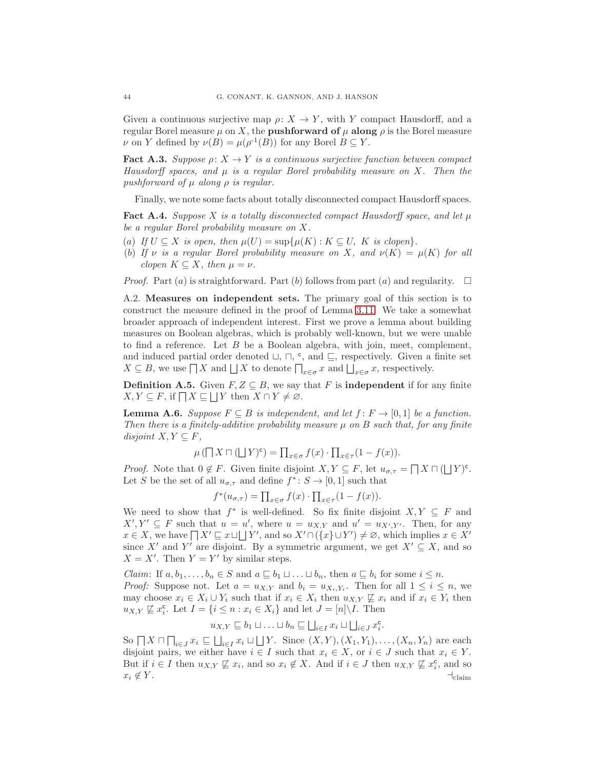Given a continuous surjective map $\rho\colon X \to Y$, with $Y$ compact Hausdorff, and a regular Borel measure $\mu$ on $X$, the **pushforward of** $\mu$ **along** $\rho$ is the Borel measure $\nu$ on $Y$ defined by $\nu(B) = \mu(\rho^{-1}(B))$ for any Borel $B \subseteq Y$.

**Fact A.3.** *Suppose $\rho\colon X \to Y$ is a continuous surjective function between compact Hausdorff spaces, and $\mu$ is a regular Borel probability measure on $X$. Then the pushforward of $\mu$ along $\rho$ is regular.*

Finally, we note some facts about totally disconnected compact Hausdorff spaces.

**Fact A.4.** *Suppose $X$ is a totally disconnected compact Hausdorff space, and let $\mu$ be a regular Borel probability measure on $X$.*

(a) *If $U \subseteq X$ is open, then $\mu(U) = \sup\{\mu(K) : K \subseteq U,\ K \text{ is clopen}\}$.*

(b) *If $\nu$ is a regular Borel probability measure on $X$, and $\nu(K) = \mu(K)$ for all clopen $K \subseteq X$, then $\mu = \nu$.*

*Proof.* Part $(a)$ is straightforward. Part $(b)$ follows from part $(a)$ and regularity. $\square$

A.2. **Measures on independent sets.** The primary goal of this section is to construct the measure defined in the proof of Lemma 3.11. We take a somewhat broader approach of independent interest. First we prove a lemma about building measures on Boolean algebras, which is probably well-known, but we were unable to find a reference. Let $B$ be a Boolean algebra, with join, meet, complement, and induced partial order denoted $\sqcup$, $\sqcap$, ${}^{\mathsf{c}}$, and $\sqsubseteq$, respectively. Given a finite set $X \subseteq B$, we use $\bigsqcap X$ and $\bigsqcup X$ to denote $\bigsqcap_{x\in\sigma} x$ and $\bigsqcup_{x\in\sigma} x$, respectively.

**Definition A.5.** Given $F, Z \subseteq B$, we say that $F$ is **independent** if for any finite $X, Y \subseteq F$, if $\bigsqcap X \sqsubseteq \bigsqcup Y$ then $X \cap Y \neq \varnothing$.

**Lemma A.6.** *Suppose $F \subseteq B$ is independent, and let $f\colon F \to [0,1]$ be a function. Then there is a finitely-additive probability measure $\mu$ on $B$ such that, for any finite disjoint $X, Y \subseteq F$,*

$$\mu\left(\bigsqcap X \sqcap \left(\bigsqcup Y\right)^{\mathsf{c}}\right) = \prod_{x\in\sigma} f(x) \cdot \prod_{x\in\tau}(1 - f(x)).$$

*Proof.* Note that $0 \notin F$. Given finite disjoint $X, Y \subseteq F$, let $u_{\sigma,\tau} = \bigsqcap X \sqcap (\bigsqcup Y)^{\mathsf{c}}$. Let $S$ be the set of all $u_{\sigma,\tau}$ and define $f^*\colon S \to [0,1]$ such that

$$f^*(u_{\sigma,\tau}) = \prod_{x\in\sigma} f(x) \cdot \prod_{x\in\tau}(1 - f(x)).$$

We need to show that $f^*$ is well-defined. So fix finite disjoint $X, Y \subseteq F$ and $X', Y' \subseteq F$ such that $u = u'$, where $u = u_{X,Y}$ and $u' = u_{X',Y'}$. Then, for any $x \in X$, we have $\bigsqcap X' \sqsubseteq x \sqcup \bigsqcup Y'$, and so $X' \cap (\{x\} \cup Y') \neq \varnothing$, which implies $x \in X'$ since $X'$ and $Y'$ are disjoint. By a symmetric argument, we get $X' \subseteq X$, and so $X = X'$. Then $Y = Y'$ by similar steps.

*Claim*: If $a, b_1, \ldots, b_n \in S$ and $a \sqsubseteq b_1 \sqcup \ldots \sqcup b_n$, then $a \sqsubseteq b_i$ for some $i \leq n$.

*Proof:* Suppose not. Let $a = u_{X,Y}$ and $b_i = u_{X_i,Y_i}$. Then for all $1 \leq i \leq n$, we may choose $x_i \in X_i \cup Y_i$ such that if $x_i \in X_i$ then $u_{X,Y} \not\sqsubseteq x_i$ and if $x_i \in Y_i$ then $u_{X,Y} \not\sqsubseteq x_i^{\mathsf{c}}$. Let $I = \{i \leq n : x_i \in X_i\}$ and let $J = [n] \backslash I$. Then

$$u_{X,Y} \sqsubseteq b_1 \sqcup \ldots \sqcup b_n \sqsubseteq \bigsqcup_{i\in I} x_i \sqcup \bigsqcup_{i\in J} x_i^{\mathsf{c}}.$$

So $\bigsqcap X \sqcap \bigsqcap_{i\in J} x_i \sqsubseteq \bigsqcup_{i\in I} x_i \sqcup \bigsqcup Y$. Since $(X,Y), (X_1,Y_1), \ldots, (X_n,Y_n)$ are each disjoint pairs, we either have $i \in I$ such that $x_i \in X$, or $i \in J$ such that $x_i \in Y$. But if $i \in I$ then $u_{X,Y} \not\sqsubseteq x_i$, and so $x_i \notin X$. And if $i \in J$ then $u_{X,Y} \not\sqsubseteq x_i^{\mathsf{c}}$, and so $x_i \notin Y$. $\dashv_{\text{claim}}$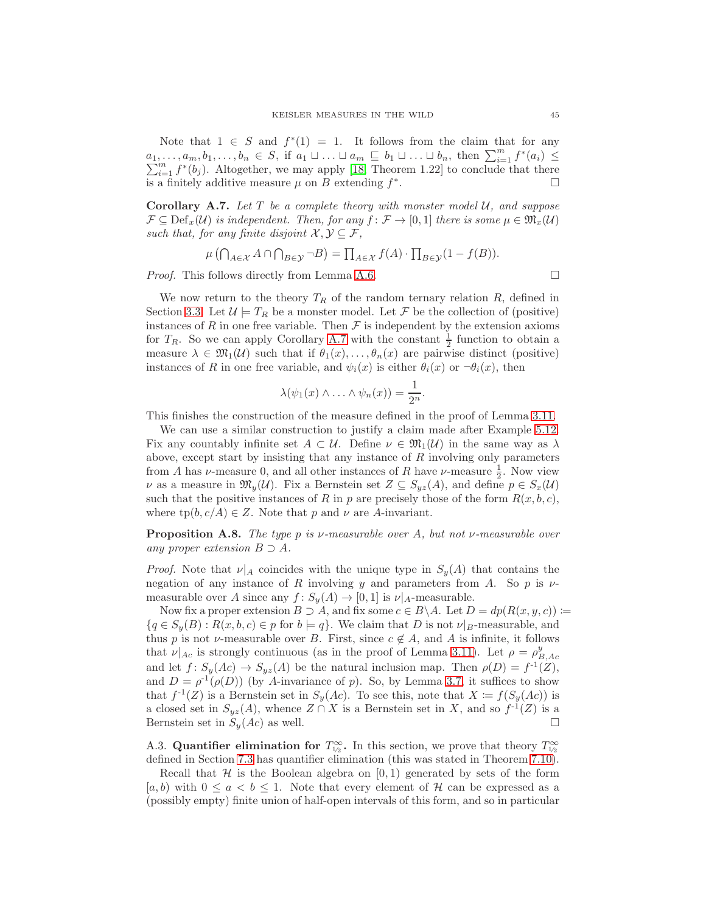Note that $1 \in S$ and $f^*(1) = 1$. It follows from the claim that for any $a_1, \ldots, a_m, b_1, \ldots, b_n \in S$, if $a_1 \sqcup \ldots \sqcup a_m \sqsubseteq b_1 \sqcup \ldots \sqcup b_n$, then $\sum_{i=1}^m f^*(a_i) \leq \sum_{i=1}^m f^*(b_j)$. Altogether, we may apply [18, Theorem 1.22] to conclude that there is a finitely additive measure $\mu$ on $B$ extending $f^*$. $\square$

**Corollary A.7.** *Let $T$ be a complete theory with monster model $\mathcal{U}$, and suppose $\mathcal{F} \subseteq \mathrm{Def}_x(\mathcal{U})$ is independent. Then, for any $f\colon \mathcal{F} \to [0,1]$ there is some $\mu \in \mathfrak{M}_x(\mathcal{U})$ such that, for any finite disjoint $\mathcal{X}, \mathcal{Y} \subseteq \mathcal{F}$,*

$$\mu\left(\bigcap_{A\in\mathcal{X}} A \cap \bigcap_{B\in\mathcal{Y}} \neg B\right) = \prod_{A\in\mathcal{X}} f(A) \cdot \prod_{B\in\mathcal{Y}} (1 - f(B)).$$

*Proof.* This follows directly from Lemma A.6. $\square$

We now return to the theory $T_R$ of the random ternary relation $R$, defined in Section 3.3. Let $\mathcal{U} \models T_R$ be a monster model. Let $\mathcal{F}$ be the collection of (positive) instances of $R$ in one free variable. Then $\mathcal{F}$ is independent by the extension axioms for $T_R$. So we can apply Corollary A.7 with the constant $\frac{1}{2}$ function to obtain a measure $\lambda \in \mathfrak{M}_1(\mathcal{U})$ such that if $\theta_1(x), \ldots, \theta_n(x)$ are pairwise distinct (positive) instances of $R$ in one free variable, and $\psi_i(x)$ is either $\theta_i(x)$ or $\neg\theta_i(x)$, then

$$\lambda(\psi_1(x) \wedge \ldots \wedge \psi_n(x)) = \frac{1}{2^n}.$$

This finishes the construction of the measure defined in the proof of Lemma 3.11.

We can use a similar construction to justify a claim made after Example 5.12. Fix any countably infinite set $A \subset \mathcal{U}$. Define $\nu \in \mathfrak{M}_1(\mathcal{U})$ in the same way as $\lambda$ above, except start by insisting that any instance of $R$ involving only parameters from $A$ has $\nu$-measure 0, and all other instances of $R$ have $\nu$-measure $\frac{1}{2}$. Now view $\nu$ as a measure in $\mathfrak{M}_y(\mathcal{U})$. Fix a Bernstein set $Z \subseteq S_{yz}(A)$, and define $p \in S_x(\mathcal{U})$ such that the positive instances of $R$ in $p$ are precisely those of the form $R(x, b, c)$, where $\mathrm{tp}(b, c/A) \in Z$. Note that $p$ and $\nu$ are $A$-invariant.

**Proposition A.8.** *The type $p$ is $\nu$-measurable over $A$, but not $\nu$-measurable over any proper extension $B \supset A$.*

*Proof.* Note that $\nu|_A$ coincides with the unique type in $S_y(A)$ that contains the negation of any instance of $R$ involving $y$ and parameters from $A$. So $p$ is $\nu$-measurable over $A$ since any $f\colon S_y(A) \to [0,1]$ is $\nu|_A$-measurable.

Now fix a proper extension $B \supset A$, and fix some $c \in B\backslash A$. Let $D = dp(R(x, y, c)) \coloneqq \{q \in S_y(B) : R(x, b, c) \in p \text{ for } b \models q\}$. We claim that $D$ is not $\nu|_B$-measurable, and thus $p$ is not $\nu$-measurable over $B$. First, since $c \notin A$, and $A$ is infinite, it follows that $\nu|_{Ac}$ is strongly continuous (as in the proof of Lemma 3.11). Let $\rho = \rho^y_{B,Ac}$ and let $f\colon S_y(Ac) \to S_{yz}(A)$ be the natural inclusion map. Then $\rho(D) = f^{-1}(Z)$, and $D = \rho^{-1}(\rho(D))$ (by $A$-invariance of $p$). So, by Lemma 3.7, it suffices to show that $f^{-1}(Z)$ is a Bernstein set in $S_y(Ac)$. To see this, note that $X \coloneqq f(S_y(Ac))$ is a closed set in $S_{yz}(A)$, whence $Z \cap X$ is a Bernstein set in $X$, and so $f^{-1}(Z)$ is a Bernstein set in $S_y(Ac)$ as well. $\square$

A.3. **Quantifier elimination for $T^\infty_{1/2}$.** In this section, we prove that theory $T^\infty_{1/2}$ defined in Section 7.3 has quantifier elimination (this was stated in Theorem 7.10).

Recall that $\mathcal{H}$ is the Boolean algebra on $[0,1)$ generated by sets of the form $[a,b)$ with $0 \leq a < b \leq 1$. Note that every element of $\mathcal{H}$ can be expressed as a (possibly empty) finite union of half-open intervals of this form, and so in particular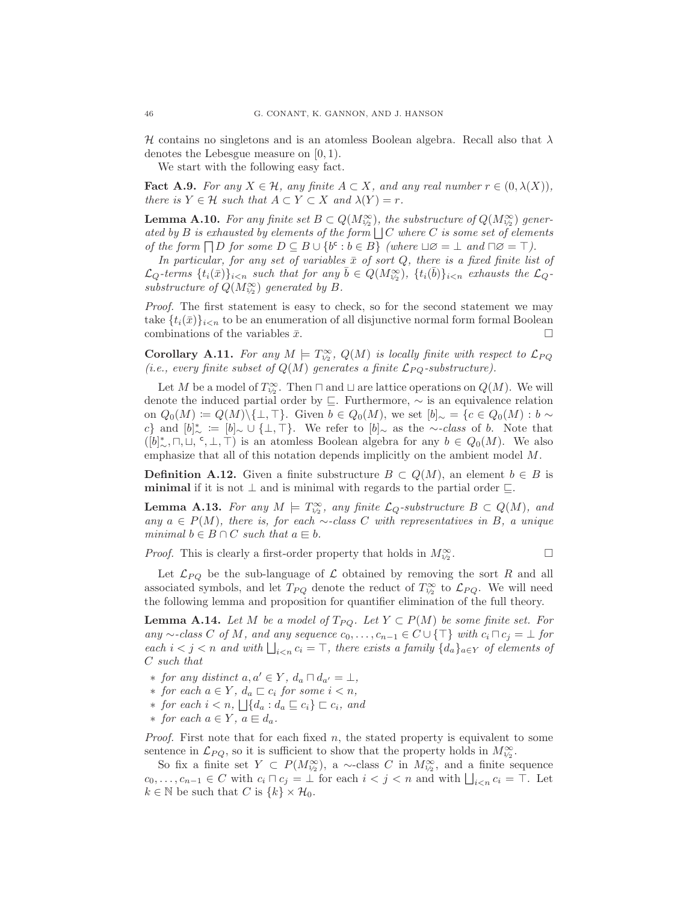$\mathcal{H}$ contains no singletons and is an atomless Boolean algebra. Recall also that $\lambda$ denotes the Lebesgue measure on $[0,1)$.

We start with the following easy fact.

**Fact A.9.** *For any $X \in \mathcal{H}$, any finite $A \subset X$, and any real number $r \in (0, \lambda(X))$, there is $Y \in \mathcal{H}$ such that $A \subset Y \subset X$ and $\lambda(Y) = r$.*

**Lemma A.10.** *For any finite set $B \subset Q(M^{\infty}_{1/2})$, the substructure of $Q(M^{\infty}_{1/2})$ generated by $B$ is exhausted by elements of the form $\bigsqcup C$ where $C$ is some set of elements of the form $\bigsqcap D$ for some $D \subseteq B \cup \{b^{\mathsf{c}} : b \in B\}$ (where $\sqcup\varnothing = \bot$ and $\sqcap\varnothing = \top$).*

*In particular, for any set of variables $\bar{x}$ of sort $Q$, there is a fixed finite list of $\mathcal{L}_Q$-terms $\{t_i(\bar{x})\}_{i<n}$ such that for any $\bar{b} \in Q(M^{\infty}_{1/2})$, $\{t_i(\bar{b})\}_{i<n}$ exhausts the $\mathcal{L}_Q$-substructure of $Q(M^{\infty}_{1/2})$ generated by $B$.*

*Proof.* The first statement is easy to check, so for the second statement we may take $\{t_i(\bar{x})\}_{i<n}$ to be an enumeration of all disjunctive normal form formal Boolean combinations of the variables $\bar{x}$. $\square$

**Corollary A.11.** *For any $M \models T^{\infty}_{1/2}$, $Q(M)$ is locally finite with respect to $\mathcal{L}_{PQ}$ (i.e., every finite subset of $Q(M)$ generates a finite $\mathcal{L}_{PQ}$-substructure).*

Let $M$ be a model of $T^{\infty}_{1/2}$. Then $\sqcap$ and $\sqcup$ are lattice operations on $Q(M)$. We will denote the induced partial order by $\sqsubseteq$. Furthermore, $\sim$ is an equivalence relation on $Q_0(M) \coloneqq Q(M)\backslash\{\bot,\top\}$. Given $b \in Q_0(M)$, we set $[b]_{\sim} = \{c \in Q_0(M) : b \sim c\}$ and $[b]^*_{\sim} \coloneqq [b]_{\sim} \cup \{\bot,\top\}$. We refer to $[b]_{\sim}$ as the *$\sim$-class* of $b$. Note that $([b]^*_{\sim}, \sqcap, \sqcup, {}^{\mathsf{c}}, \bot, \top)$ is an atomless Boolean algebra for any $b \in Q_0(M)$. We also emphasize that all of this notation depends implicitly on the ambient model $M$.

**Definition A.12.** Given a finite substructure $B \subset Q(M)$, an element $b \in B$ is **minimal** if it is not $\bot$ and is minimal with regards to the partial order $\sqsubseteq$.

**Lemma A.13.** *For any $M \models T^{\infty}_{1/2}$, any finite $\mathcal{L}_Q$-substructure $B \subset Q(M)$, and any $a \in P(M)$, there is, for each $\sim$-class $C$ with representatives in $B$, a unique minimal $b \in B \cap C$ such that $a \mathrel{\sqsubseteq\!\!\!\!\in} b$.*

*Proof.* This is clearly a first-order property that holds in $M^{\infty}_{1/2}$. $\square$

Let $\mathcal{L}_{PQ}$ be the sub-language of $\mathcal{L}$ obtained by removing the sort $R$ and all associated symbols, and let $T_{PQ}$ denote the reduct of $T^{\infty}_{1/2}$ to $\mathcal{L}_{PQ}$. We will need the following lemma and proposition for quantifier elimination of the full theory.

**Lemma A.14.** *Let $M$ be a model of $T_{PQ}$. Let $Y \subset P(M)$ be some finite set. For any $\sim$-class $C$ of $M$, and any sequence $c_0, \ldots, c_{n-1} \in C \cup \{\top\}$ with $c_i \sqcap c_j = \bot$ for each $i < j < n$ and with $\bigsqcup_{i<n} c_i = \top$, there exists a family $\{d_a\}_{a \in Y}$ of elements of $C$ such that*

- *for any distinct $a, a' \in Y$, $d_a \sqcap d_{a'} = \bot$,*
- *for each $a \in Y$, $d_a \sqsubset c_i$ for some $i < n$,*
- *for each $i < n$, $\bigsqcup\{d_a : d_a \sqsubseteq c_i\} \sqsubset c_i$, and*
- *for each $a \in Y$, $a \mathrel{\sqsubseteq\!\!\!\!\in} d_a$.*

*Proof.* First note that for each fixed $n$, the stated property is equivalent to some sentence in $\mathcal{L}_{PQ}$, so it is sufficient to show that the property holds in $M^{\infty}_{1/2}$.

So fix a finite set $Y \subset P(M^{\infty}_{1/2})$, a $\sim$-class $C$ in $M^{\infty}_{1/2}$, and a finite sequence $c_0, \ldots, c_{n-1} \in C$ with $c_i \sqcap c_j = \bot$ for each $i < j < n$ and with $\bigsqcup_{i<n} c_i = \top$. Let $k \in \mathbb{N}$ be such that $C$ is $\{k\} \times \mathcal{H}_0$.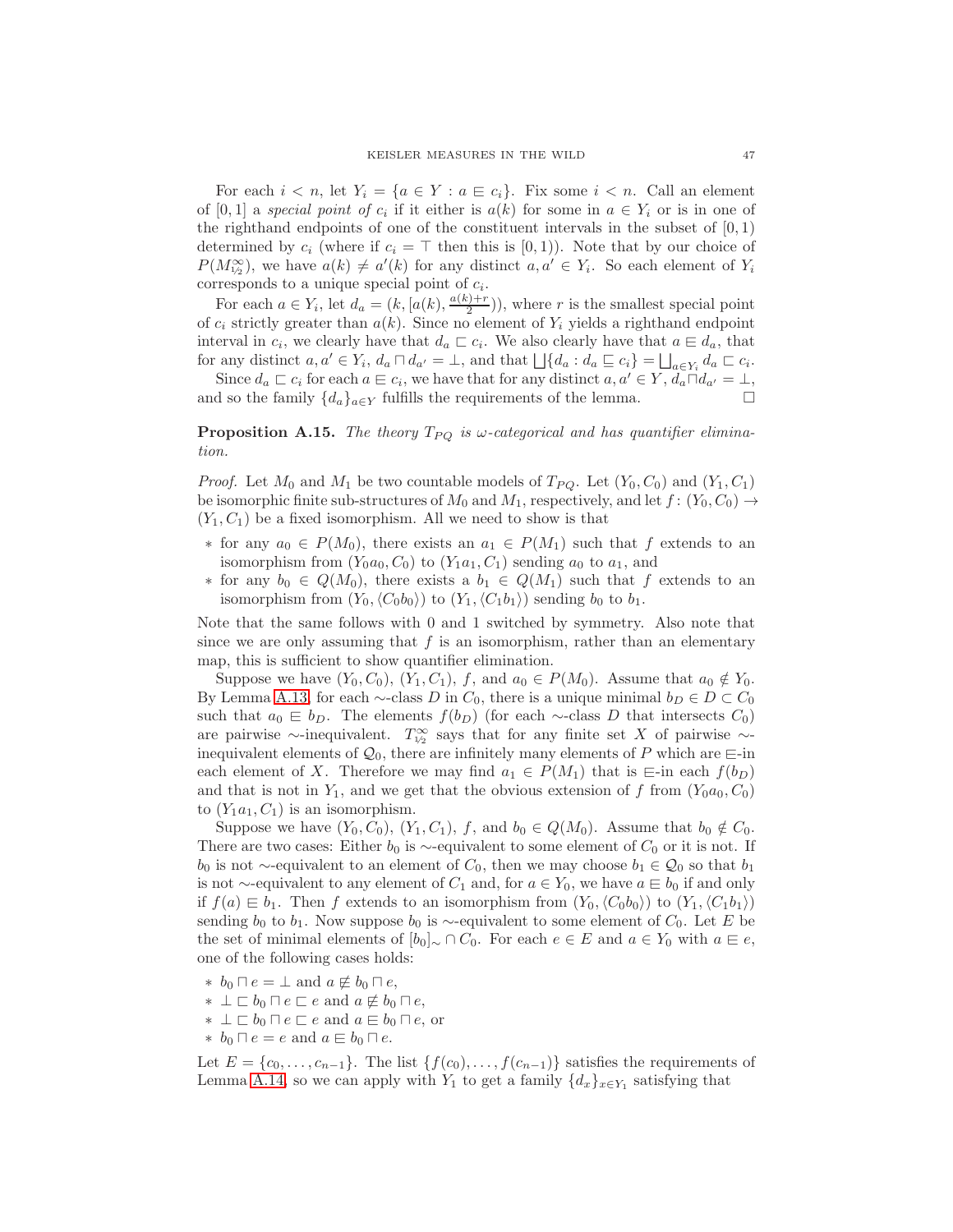For each $i < n$, let $Y_i = \{a \in Y : a \sqsubseteq c_i\}$. Fix some $i < n$. Call an element of $[0,1]$ a *special point of* $c_i$ if it either is $a(k)$ for some in $a \in Y_i$ or is in one of the righthand endpoints of one of the constituent intervals in the subset of $[0,1)$ determined by $c_i$ (where if $c_i = \top$ then this is $[0,1)$). Note that by our choice of $P(M^{\infty}_{1/2})$, we have $a(k) \neq a'(k)$ for any distinct $a, a' \in Y_i$. So each element of $Y_i$ corresponds to a unique special point of $c_i$.

For each $a \in Y_i$, let $d_a = (k, [a(k), \frac{a(k)+r}{2}))$, where $r$ is the smallest special point of $c_i$ strictly greater than $a(k)$. Since no element of $Y_i$ yields a righthand endpoint interval in $c_i$, we clearly have that $d_a \sqsubset c_i$. We also clearly have that $a \sqsubseteq d_a$, that for any distinct $a, a' \in Y_i$, $d_a \sqcap d_{a'} = \bot$, and that $\bigsqcup\{d_a : d_a \sqsubseteq c_i\} = \bigsqcup_{a \in Y_i} d_a \sqsubset c_i$.

Since $d_a \sqsubset c_i$ for each $a \sqsubseteq c_i$, we have that for any distinct $a, a' \in Y$, $d_a \sqcap d_{a'} = \bot$, and so the family $\{d_a\}_{a \in Y}$ fulfills the requirements of the lemma. □

**Proposition A.15.** *The theory $T_{PQ}$ is $\omega$-categorical and has quantifier elimination.*

*Proof.* Let $M_0$ and $M_1$ be two countable models of $T_{PQ}$. Let $(Y_0, C_0)$ and $(Y_1, C_1)$ be isomorphic finite sub-structures of $M_0$ and $M_1$, respectively, and let $f : (Y_0, C_0) \to (Y_1, C_1)$ be a fixed isomorphism. All we need to show is that

* for any $a_0 \in P(M_0)$, there exists an $a_1 \in P(M_1)$ such that $f$ extends to an isomorphism from $(Y_0 a_0, C_0)$ to $(Y_1 a_1, C_1)$ sending $a_0$ to $a_1$, and
* for any $b_0 \in Q(M_0)$, there exists a $b_1 \in Q(M_1)$ such that $f$ extends to an isomorphism from $(Y_0, \langle C_0 b_0 \rangle)$ to $(Y_1, \langle C_1 b_1 \rangle)$ sending $b_0$ to $b_1$.

Note that the same follows with 0 and 1 switched by symmetry. Also note that since we are only assuming that $f$ is an isomorphism, rather than an elementary map, this is sufficient to show quantifier elimination.

Suppose we have $(Y_0, C_0)$, $(Y_1, C_1)$, $f$, and $a_0 \in P(M_0)$. Assume that $a_0 \notin Y_0$. By Lemma A.13, for each $\sim$-class $D$ in $C_0$, there is a unique minimal $b_D \in D \subset C_0$ such that $a_0 \sqsubseteq b_D$. The elements $f(b_D)$ (for each $\sim$-class $D$ that intersects $C_0$) are pairwise $\sim$-inequivalent. $T^{\infty}_{1/2}$ says that for any finite set $X$ of pairwise $\sim$-inequivalent elements of $\mathcal{Q}_0$, there are infinitely many elements of $P$ which are $\sqsubseteq$-in each element of $X$. Therefore we may find $a_1 \in P(M_1)$ that is $\sqsubseteq$-in each $f(b_D)$ and that is not in $Y_1$, and we get that the obvious extension of $f$ from $(Y_0 a_0, C_0)$ to $(Y_1 a_1, C_1)$ is an isomorphism.

Suppose we have $(Y_0, C_0)$, $(Y_1, C_1)$, $f$, and $b_0 \in Q(M_0)$. Assume that $b_0 \notin C_0$. There are two cases: Either $b_0$ is $\sim$-equivalent to some element of $C_0$ or it is not. If $b_0$ is not $\sim$-equivalent to an element of $C_0$, then we may choose $b_1 \in \mathcal{Q}_0$ so that $b_1$ is not $\sim$-equivalent to any element of $C_1$ and, for $a \in Y_0$, we have $a \sqsubseteq b_0$ if and only if $f(a) \sqsubseteq b_1$. Then $f$ extends to an isomorphism from $(Y_0, \langle C_0 b_0 \rangle)$ to $(Y_1, \langle C_1 b_1 \rangle)$ sending $b_0$ to $b_1$. Now suppose $b_0$ is $\sim$-equivalent to some element of $C_0$. Let $E$ be the set of minimal elements of $[b_0]_{\sim} \cap C_0$. For each $e \in E$ and $a \in Y_0$ with $a \sqsubseteq e$, one of the following cases holds:

* $b_0 \sqcap e = \bot$ and $a \not\sqsubseteq b_0 \sqcap e$,
* $\bot \sqsubset b_0 \sqcap e \sqsubset e$ and $a \not\sqsubseteq b_0 \sqcap e$,
* $\bot \sqsubset b_0 \sqcap e \sqsubset e$ and $a \sqsubseteq b_0 \sqcap e$, or
* $b_0 \sqcap e = e$ and $a \sqsubseteq b_0 \sqcap e$.

Let $E = \{c_0, \dots, c_{n-1}\}$. The list $\{f(c_0), \dots, f(c_{n-1})\}$ satisfies the requirements of Lemma A.14, so we can apply with $Y_1$ to get a family $\{d_x\}_{x \in Y_1}$ satisfying that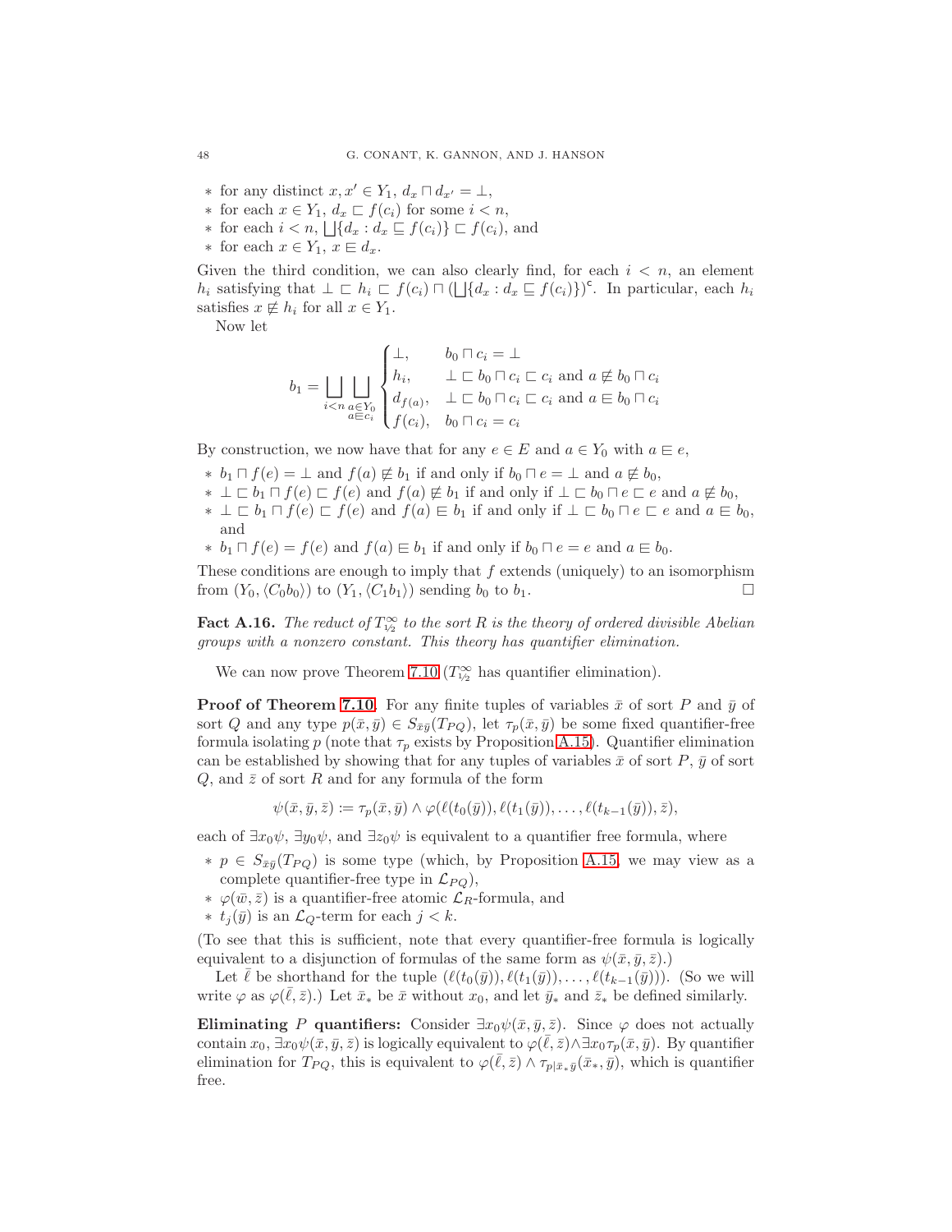- $*$ for any distinct $x, x' \in Y_1$, $d_x \sqcap d_{x'} = \bot$,
- $*$ for each $x \in Y_1$, $d_x \sqsubset f(c_i)$ for some $i < n$,
- $*$ for each $i < n$, $\bigsqcup\{d_x : d_x \sqsubseteq f(c_i)\} \sqsubset f(c_i)$, and
- $*$ for each $x \in Y_1$, $x \sqsubseteq d_x$.

Given the third condition, we can also clearly find, for each $i < n$, an element $h_i$ satisfying that $\bot \sqsubset h_i \sqsubset f(c_i) \sqcap (\bigsqcup\{d_x : d_x \sqsubseteq f(c_i)\})^{\mathsf{c}}$. In particular, each $h_i$ satisfies $x \not\sqsubseteq h_i$ for all $x \in Y_1$.

Now let

$$b_1 = \bigsqcup_{i<n} \bigsqcup_{\substack{a \in Y_0 \\ a \sqsubseteq c_i}} \begin{cases} \bot, & b_0 \sqcap c_i = \bot \\ h_i, & \bot \sqsubset b_0 \sqcap c_i \sqsubset c_i \text{ and } a \not\sqsubseteq b_0 \sqcap c_i \\ d_{f(a)}, & \bot \sqsubset b_0 \sqcap c_i \sqsubset c_i \text{ and } a \sqsubseteq b_0 \sqcap c_i \\ f(c_i), & b_0 \sqcap c_i = c_i \end{cases}$$

By construction, we now have that for any $e \in E$ and $a \in Y_0$ with $a \sqsubseteq e$,

- $*$ $b_1 \sqcap f(e) = \bot$ and $f(a) \not\sqsubseteq b_1$ if and only if $b_0 \sqcap e = \bot$ and $a \not\sqsubseteq b_0$,
- $*$ $\bot \sqsubset b_1 \sqcap f(e) \sqsubset f(e)$ and $f(a) \not\sqsubseteq b_1$ if and only if $\bot \sqsubset b_0 \sqcap e \sqsubset e$ and $a \not\sqsubseteq b_0$,
- $*$ $\bot \sqsubset b_1 \sqcap f(e) \sqsubset f(e)$ and $f(a) \sqsubseteq b_1$ if and only if $\bot \sqsubset b_0 \sqcap e \sqsubset e$ and $a \sqsubseteq b_0$, and
- $*$ $b_1 \sqcap f(e) = f(e)$ and $f(a) \sqsubseteq b_1$ if and only if $b_0 \sqcap e = e$ and $a \sqsubseteq b_0$.

These conditions are enough to imply that $f$ extends (uniquely) to an isomorphism from $(Y_0, \langle C_0 b_0 \rangle)$ to $(Y_1, \langle C_1 b_1 \rangle)$ sending $b_0$ to $b_1$. $\square$

**Fact A.16.** *The reduct of $T^{\infty}_{\mathcal{V}_2}$ to the sort $R$ is the theory of ordered divisible Abelian groups with a nonzero constant. This theory has quantifier elimination.*

We can now prove Theorem 7.10 ($T^{\infty}_{\mathcal{V}_2}$ has quantifier elimination).

**Proof of Theorem 7.10.** For any finite tuples of variables $\bar{x}$ of sort $P$ and $\bar{y}$ of sort $Q$ and any type $p(\bar{x}, \bar{y}) \in S_{\bar{x}\bar{y}}(T_{PQ})$, let $\tau_p(\bar{x}, \bar{y})$ be some fixed quantifier-free formula isolating $p$ (note that $\tau_p$ exists by Proposition A.15). Quantifier elimination can be established by showing that for any tuples of variables $\bar{x}$ of sort $P$, $\bar{y}$ of sort $Q$, and $\bar{z}$ of sort $R$ and for any formula of the form

$$\psi(\bar{x}, \bar{y}, \bar{z}) := \tau_p(\bar{x}, \bar{y}) \wedge \varphi(\ell(t_0(\bar{y})), \ell(t_1(\bar{y})), \ldots, \ell(t_{k-1}(\bar{y})), \bar{z}),$$

each of $\exists x_0 \psi$, $\exists y_0 \psi$, and $\exists z_0 \psi$ is equivalent to a quantifier free formula, where

- $*$ $p \in S_{\bar{x}\bar{y}}(T_{PQ})$ is some type (which, by Proposition A.15, we may view as a complete quantifier-free type in $\mathcal{L}_{PQ}$),
- $*$ $\varphi(\bar{w}, \bar{z})$ is a quantifier-free atomic $\mathcal{L}_R$-formula, and
- $*$ $t_j(\bar{y})$ is an $\mathcal{L}_Q$-term for each $j < k$.

(To see that this is sufficient, note that every quantifier-free formula is logically equivalent to a disjunction of formulas of the same form as $\psi(\bar{x}, \bar{y}, \bar{z})$.)

Let $\bar{\ell}$ be shorthand for the tuple $(\ell(t_0(\bar{y})), \ell(t_1(\bar{y})), \ldots, \ell(t_{k-1}(\bar{y})))$. (So we will write $\varphi$ as $\varphi(\bar{\ell}, \bar{z})$.) Let $\bar{x}_*$ be $\bar{x}$ without $x_0$, and let $\bar{y}_*$ and $\bar{z}_*$ be defined similarly.

**Eliminating $P$ quantifiers:** Consider $\exists x_0 \psi(\bar{x}, \bar{y}, \bar{z})$. Since $\varphi$ does not actually contain $x_0$, $\exists x_0 \psi(\bar{x}, \bar{y}, \bar{z})$ is logically equivalent to $\varphi(\bar{\ell}, \bar{z}) \wedge \exists x_0 \tau_p(\bar{x}, \bar{y})$. By quantifier elimination for $T_{PQ}$, this is equivalent to $\varphi(\bar{\ell}, \bar{z}) \wedge \tau_{p|\bar{x}_*\bar{y}}(\bar{x}_*, \bar{y})$, which is quantifier free.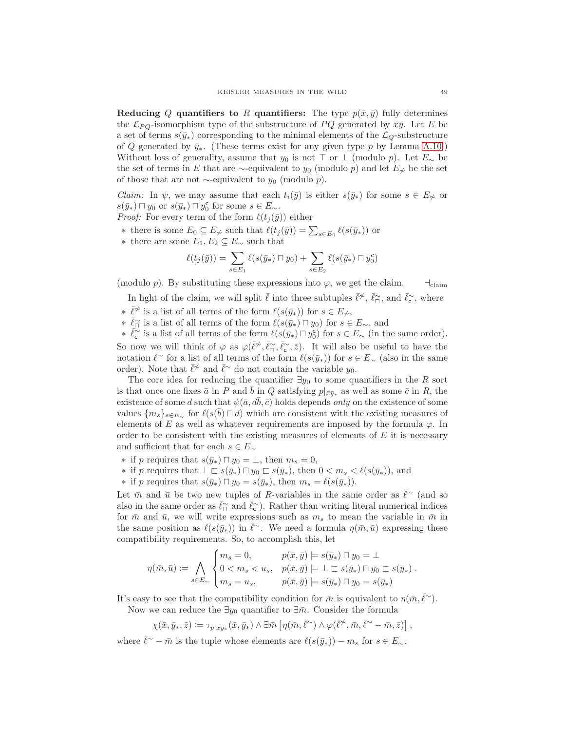**Reducing $Q$ quantifiers to $R$ quantifiers:** The type $p(\bar{x}, \bar{y})$ fully determines the $\mathcal{L}_{PQ}$-isomorphism type of the substructure of $PQ$ generated by $\bar{x}\bar{y}$. Let $E$ be a set of terms $s(\bar{y}_*)$ corresponding to the minimal elements of the $\mathcal{L}_Q$-substructure of $Q$ generated by $\bar{y}_*$. (These terms exist for any given type $p$ by Lemma A.10.) Without loss of generality, assume that $y_0$ is not $\top$ or $\bot$ (modulo $p$). Let $E_\sim$ be the set of terms in $E$ that are $\sim$-equivalent to $y_0$ (modulo $p$) and let $E_{\not\sim}$ be the set of those that are not $\sim$-equivalent to $y_0$ (modulo $p$).

*Claim:* In $\psi$, we may assume that each $t_i(\bar{y})$ is either $s(\bar{y}_*)$ for some $s \in E_{\not\sim}$ or $s(\bar{y}_*) \sqcap y_0$ or $s(\bar{y}_*) \sqcap y_0^{\mathsf{c}}$ for some $s \in E_\sim$.
*Proof:* For every term of the form $\ell(t_j(\bar{y}))$ either

- there is some $E_0 \subseteq E_{\not\sim}$ such that $\ell(t_j(\bar{y})) = \sum_{s \in E_0} \ell(s(\bar{y}_*))$ or
- there are some $E_1, E_2 \subseteq E_\sim$ such that

$$\ell(t_j(\bar{y})) = \sum_{s \in E_1} \ell(s(\bar{y}_*) \sqcap y_0) + \sum_{s \in E_2} \ell(s(\bar{y}_*) \sqcap y_0^{\mathsf{c}})$$

(modulo $p$). By substituting these expressions into $\varphi$, we get the claim. $\dashv_{\text{claim}}$

In light of the claim, we will split $\bar{\ell}$ into three subtuples $\bar{\ell}^{\not\sim}$, $\bar{\ell}^{\sim}_{\sqcap}$, and $\bar{\ell}^{\sim}_{\mathsf{c}}$, where

- $\bar{\ell}^{\not\sim}$ is a list of all terms of the form $\ell(s(\bar{y}_*))$ for $s \in E_{\not\sim}$,
- $\bar{\ell}^{\sim}_{\sqcap}$ is a list of all terms of the form $\ell(s(\bar{y}_*) \sqcap y_0)$ for $s \in E_\sim$, and
- $\bar{\ell}^{\sim}_{\mathsf{c}}$ is a list of all terms of the form $\ell(s(\bar{y}_*) \sqcap y_0^{\mathsf{c}})$ for $s \in E_\sim$ (in the same order).

So now we will think of $\varphi$ as $\varphi(\bar{\ell}^{\not\sim}, \bar{\ell}^{\sim}_{\sqcap}, \bar{\ell}^{\sim}_{\mathsf{c}}, \bar{z})$. It will also be useful to have the notation $\bar{\ell}^{\sim}$ for a list of all terms of the form $\ell(s(\bar{y}_*))$ for $s \in E_\sim$ (also in the same order). Note that $\bar{\ell}^{\not\sim}$ and $\bar{\ell}^{\sim}$ do not contain the variable $y_0$.

The core idea for reducing the quantifier $\exists y_0$ to some quantifiers in the $R$ sort is that once one fixes $\bar{a}$ in $P$ and $\bar{b}$ in $Q$ satisfying $p|_{\bar{x}\bar{y}_*}$ as well as some $\bar{c}$ in $R$, the existence of some $d$ such that $\psi(\bar{a}, d\bar{b}, \bar{c})$ holds depends *only* on the existence of some values $\{m_s\}_{s \in E_\sim}$ for $\ell(s(\bar{b}) \sqcap d)$ which are consistent with the existing measures of elements of $E$ as well as whatever requirements are imposed by the formula $\varphi$. In order to be consistent with the existing measures of elements of $E$ it is necessary and sufficient that for each $s \in E_\sim$

- if $p$ requires that $s(\bar{y}_*) \sqcap y_0 = \bot$, then $m_s = 0$,
- if $p$ requires that $\bot \sqsubset s(\bar{y}_*) \sqcap y_0 \sqsubset s(\bar{y}_*)$, then $0 < m_s < \ell(s(\bar{y}_*))$, and
- if $p$ requires that $s(\bar{y}_*) \sqcap y_0 = s(\bar{y}_*)$, then $m_s = \ell(s(\bar{y}_*))$.

Let $\bar{m}$ and $\bar{u}$ be two new tuples of $R$-variables in the same order as $\bar{\ell}^{\sim}$ (and so also in the same order as $\bar{\ell}^{\sim}_{\sqcap}$ and $\bar{\ell}^{\sim}_{\mathsf{c}}$). Rather than writing literal numerical indices for $\bar{m}$ and $\bar{u}$, we will write expressions such as $m_s$ to mean the variable in $\bar{m}$ in the same position as $\ell(s(\bar{y}_*))$ in $\bar{\ell}^{\sim}$. We need a formula $\eta(\bar{m}, \bar{u})$ expressing these compatibility requirements. So, to accomplish this, let

$$\eta(\bar{m}, \bar{u}) \coloneqq \bigwedge_{s \in E_\sim} \begin{cases} m_s = 0, & p(\bar{x}, \bar{y}) \models s(\bar{y}_*) \sqcap y_0 = \bot \\ 0 < m_s < u_s, & p(\bar{x}, \bar{y}) \models \bot \sqsubset s(\bar{y}_*) \sqcap y_0 \sqsubset s(\bar{y}_*) \\ m_s = u_s, & p(\bar{x}, \bar{y}) \models s(\bar{y}_*) \sqcap y_0 = s(\bar{y}_*) \end{cases}.$$

It's easy to see that the compatibility condition for $\bar{m}$ is equivalent to $\eta(\bar{m}, \bar{\ell}^{\sim})$.

Now we can reduce the $\exists y_0$ quantifier to $\exists \bar{m}$. Consider the formula

$$\chi(\bar{x}, \bar{y}_*, \bar{z}) \coloneqq \tau_{p|\bar{x}\bar{y}_*}(\bar{x}, \bar{y}_*) \wedge \exists \bar{m} \left[ \eta(\bar{m}, \bar{\ell}^{\sim}) \wedge \varphi(\bar{\ell}^{\not\sim}, \bar{m}, \bar{\ell}^{\sim} - \bar{m}, \bar{z}) \right],$$

where $\bar{\ell}^{\sim} - \bar{m}$ is the tuple whose elements are $\ell(s(\bar{y}_*)) - m_s$ for $s \in E_\sim$.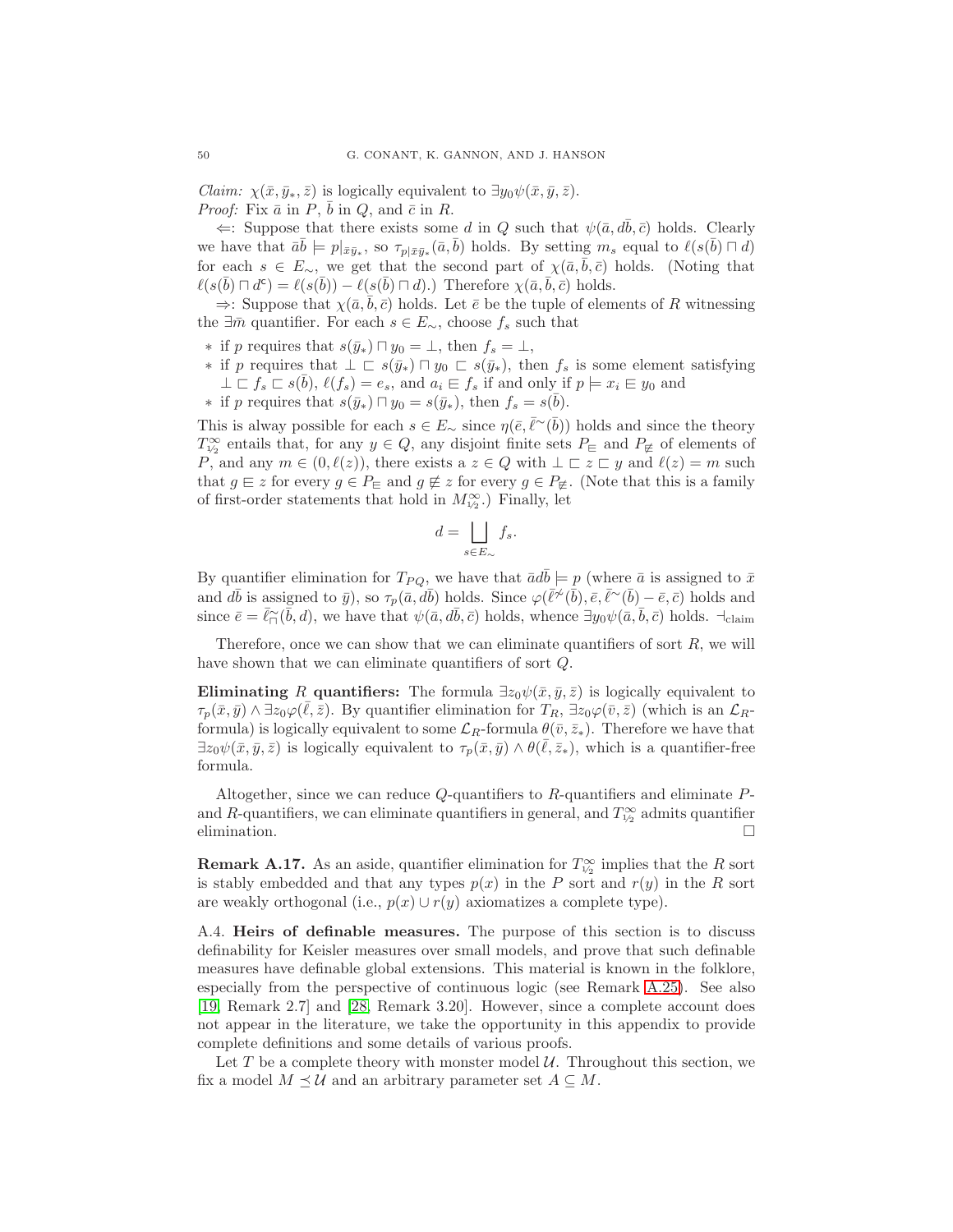*Claim:* $\chi(\bar{x}, \bar{y}_*, \bar{z})$ is logically equivalent to $\exists y_0 \psi(\bar{x}, \bar{y}, \bar{z})$.
*Proof:* Fix $\bar{a}$ in $P$, $\bar{b}$ in $Q$, and $\bar{c}$ in $R$.

$\Leftarrow$: Suppose that there exists some $d$ in $Q$ such that $\psi(\bar{a}, d\bar{b}, \bar{c})$ holds. Clearly we have that $\bar{a}\bar{b} \models p|_{\bar{x}\bar{y}_*}$, so $\tau_{p|\bar{x}\bar{y}_*}(\bar{a}, \bar{b})$ holds. By setting $m_s$ equal to $\ell(s(\bar{b}) \sqcap d)$ for each $s \in E_\sim$, we get that the second part of $\chi(\bar{a}, \bar{b}, \bar{c})$ holds. (Noting that $\ell(s(\bar{b}) \sqcap d^{\mathsf{c}}) = \ell(s(\bar{b})) - \ell(s(\bar{b}) \sqcap d)$.) Therefore $\chi(\bar{a}, \bar{b}, \bar{c})$ holds.

$\Rightarrow$: Suppose that $\chi(\bar{a}, \bar{b}, \bar{c})$ holds. Let $\bar{e}$ be the tuple of elements of $R$ witnessing the $\exists \bar{m}$ quantifier. For each $s \in E_\sim$, choose $f_s$ such that

* if $p$ requires that $s(\bar{y}_*) \sqcap y_0 = \bot$, then $f_s = \bot$,
* if $p$ requires that $\bot \sqsubset s(\bar{y}_*) \sqcap y_0 \sqsubset s(\bar{y}_*)$, then $f_s$ is some element satisfying $\bot \sqsubset f_s \sqsubset s(\bar{b})$, $\ell(f_s) = e_s$, and $a_i \sqsubseteq f_s$ if and only if $p \models x_i \sqsubseteq y_0$ and
* if $p$ requires that $s(\bar{y}_*) \sqcap y_0 = s(\bar{y}_*)$, then $f_s = s(\bar{b})$.

This is alway possible for each $s \in E_\sim$ since $\eta(\bar{e}, \bar{\ell}^\sim(\bar{b}))$ holds and since the theory $T^\infty_{1/2}$ entails that, for any $y \in Q$, any disjoint finite sets $P_\sqsubseteq$ and $P_{\not\sqsubseteq}$ of elements of $P$, and any $m \in (0, \ell(z))$, there exists a $z \in Q$ with $\bot \sqsubset z \sqsubset y$ and $\ell(z) = m$ such that $g \sqsubseteq z$ for every $g \in P_\sqsubseteq$ and $g \not\sqsubseteq z$ for every $g \in P_{\not\sqsubseteq}$. (Note that this is a family of first-order statements that hold in $M^\infty_{1/2}$.) Finally, let

$$d = \bigsqcup_{s \in E_\sim} f_s.$$

By quantifier elimination for $T_{PQ}$, we have that $\bar{a}d\bar{b} \models p$ (where $\bar{a}$ is assigned to $\bar{x}$ and $d\bar{b}$ is assigned to $\bar{y}$), so $\tau_p(\bar{a}, d\bar{b})$ holds. Since $\varphi(\bar{\ell}^{\not\sim}(\bar{b}), \bar{e}, \bar{\ell}^\sim(\bar{b}) - \bar{e}, \bar{c})$ holds and since $\bar{e} = \bar{\ell}^\sim_\sqcap(\bar{b}, d)$, we have that $\psi(\bar{a}, d\bar{b}, \bar{c})$ holds, whence $\exists y_0 \psi(\bar{a}, \bar{b}, \bar{c})$ holds. $\dashv_{\text{claim}}$

Therefore, once we can show that we can eliminate quantifiers of sort $R$, we will have shown that we can eliminate quantifiers of sort $Q$.

**Eliminating $R$ quantifiers:** The formula $\exists z_0 \psi(\bar{x}, \bar{y}, \bar{z})$ is logically equivalent to $\tau_p(\bar{x}, \bar{y}) \wedge \exists z_0 \varphi(\bar{\ell}, \bar{z})$. By quantifier elimination for $T_R$, $\exists z_0 \varphi(\bar{v}, \bar{z})$ (which is an $\mathcal{L}_R$-formula) is logically equivalent to some $\mathcal{L}_R$-formula $\theta(\bar{v}, \bar{z}_*)$. Therefore we have that $\exists z_0 \psi(\bar{x}, \bar{y}, \bar{z})$ is logically equivalent to $\tau_p(\bar{x}, \bar{y}) \wedge \theta(\bar{\ell}, \bar{z}_*)$, which is a quantifier-free formula.

Altogether, since we can reduce $Q$-quantifiers to $R$-quantifiers and eliminate $P$- and $R$-quantifiers, we can eliminate quantifiers in general, and $T^\infty_{1/2}$ admits quantifier elimination. $\square$

**Remark A.17.** As an aside, quantifier elimination for $T^\infty_{1/2}$ implies that the $R$ sort is stably embedded and that any types $p(x)$ in the $P$ sort and $r(y)$ in the $R$ sort are weakly orthogonal (i.e., $p(x) \cup r(y)$ axiomatizes a complete type).

A.4. **Heirs of definable measures.** The purpose of this section is to discuss definability for Keisler measures over small models, and prove that such definable measures have definable global extensions. This material is known in the folklore, especially from the perspective of continuous logic (see Remark A.25). See also [19, Remark 2.7] and [28, Remark 3.20]. However, since a complete account does not appear in the literature, we take the opportunity in this appendix to provide complete definitions and some details of various proofs.

Let $T$ be a complete theory with monster model $\mathcal{U}$. Throughout this section, we fix a model $M \preceq \mathcal{U}$ and an arbitrary parameter set $A \subseteq M$.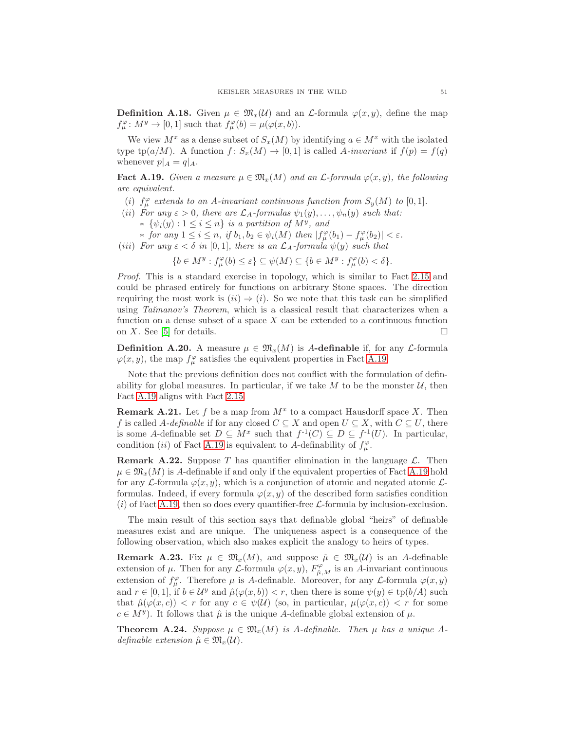**Definition A.18.** Given $\mu \in \mathfrak{M}_x(\mathcal{U})$ and an $\mathcal{L}$-formula $\varphi(x,y)$, define the map $f^{\varphi}_{\mu} \colon M^y \to [0,1]$ such that $f^{\varphi}_{\mu}(b) = \mu(\varphi(x,b))$.

We view $M^x$ as a dense subset of $S_x(M)$ by identifying $a \in M^x$ with the isolated type $\text{tp}(a/M)$. A function $f \colon S_x(M) \to [0,1]$ is called *$A$-invariant* if $f(p) = f(q)$ whenever $p|_A = q|_A$.

**Fact A.19.** *Given a measure $\mu \in \mathfrak{M}_x(M)$ and an $\mathcal{L}$-formula $\varphi(x,y)$, the following are equivalent.*

- $(i)$ *$f^{\varphi}_{\mu}$ extends to an $A$-invariant continuous function from $S_y(M)$ to $[0,1]$.*
- $(ii)$ *For any $\varepsilon > 0$, there are $\mathcal{L}_A$-formulas $\psi_1(y), \ldots, \psi_n(y)$ such that:*
  - *$\{\psi_i(y) : 1 \leq i \leq n\}$ is a partition of $M^y$, and*
  - *for any $1 \leq i \leq n$, if $b_1, b_2 \in \psi_i(M)$ then $|f^{\varphi}_{\mu}(b_1) - f^{\varphi}_{\mu}(b_2)| < \varepsilon$.*
- $(iii)$ *For any $\varepsilon < \delta$ in $[0,1]$, there is an $\mathcal{L}_A$-formula $\psi(y)$ such that*
$$\{b \in M^y : f^{\varphi}_{\mu}(b) \leq \varepsilon\} \subseteq \psi(M) \subseteq \{b \in M^y : f^{\varphi}_{\mu}(b) < \delta\}.$$

*Proof.* This is a standard exercise in topology, which is similar to Fact 2.15 and could be phrased entirely for functions on arbitrary Stone spaces. The direction requiring the most work is $(ii) \Rightarrow (i)$. So we note that this task can be simplified using *Taĭmanov's Theorem*, which is a classical result that characterizes when a function on a dense subset of a space $X$ can be extended to a continuous function on $X$. See [5] for details. □

**Definition A.20.** A measure $\mu \in \mathfrak{M}_x(M)$ is ***A*-definable** if, for any $\mathcal{L}$-formula $\varphi(x,y)$, the map $f^{\varphi}_{\mu}$ satisfies the equivalent properties in Fact A.19.

Note that the previous definition does not conflict with the formulation of definability for global measures. In particular, if we take $M$ to be the monster $\mathcal{U}$, then Fact A.19 aligns with Fact 2.15.

**Remark A.21.** Let $f$ be a map from $M^x$ to a compact Hausdorff space $X$. Then $f$ is called *$A$-definable* if for any closed $C \subseteq X$ and open $U \subseteq X$, with $C \subseteq U$, there is some $A$-definable set $D \subseteq M^x$ such that $f^{-1}(C) \subseteq D \subseteq f^{-1}(U)$. In particular, condition $(ii)$ of Fact A.19 is equivalent to $A$-definability of $f^{\varphi}_{\mu}$.

**Remark A.22.** Suppose $T$ has quantifier elimination in the language $\mathcal{L}$. Then $\mu \in \mathfrak{M}_x(M)$ is $A$-definable if and only if the equivalent properties of Fact A.19 hold for any $\mathcal{L}$-formula $\varphi(x,y)$, which is a conjunction of atomic and negated atomic $\mathcal{L}$-formulas. Indeed, if every formula $\varphi(x,y)$ of the described form satisfies condition $(i)$ of Fact A.19, then so does every quantifier-free $\mathcal{L}$-formula by inclusion-exclusion.

The main result of this section says that definable global "heirs" of definable measures exist and are unique. The uniqueness aspect is a consequence of the following observation, which also makes explicit the analogy to heirs of types.

**Remark A.23.** Fix $\mu \in \mathfrak{M}_x(M)$, and suppose $\hat{\mu} \in \mathfrak{M}_x(\mathcal{U})$ is an $A$-definable extension of $\mu$. Then for any $\mathcal{L}$-formula $\varphi(x,y)$, $F^{\varphi}_{\hat{\mu},M}$ is an $A$-invariant continuous extension of $f^{\varphi}_{\mu}$. Therefore $\mu$ is $A$-definable. Moreover, for any $\mathcal{L}$-formula $\varphi(x,y)$ and $r \in [0,1]$, if $b \in \mathcal{U}^y$ and $\hat{\mu}(\varphi(x,b)) < r$, then there is some $\psi(y) \in \text{tp}(b/A)$ such that $\hat{\mu}(\varphi(x,c)) < r$ for any $c \in \psi(\mathcal{U})$ (so, in particular, $\mu(\varphi(x,c)) < r$ for some $c \in M^y$). It follows that $\hat{\mu}$ is the unique $A$-definable global extension of $\mu$.

**Theorem A.24.** *Suppose $\mu \in \mathfrak{M}_x(M)$ is $A$-definable. Then $\mu$ has a unique $A$-definable extension $\hat{\mu} \in \mathfrak{M}_x(\mathcal{U})$.*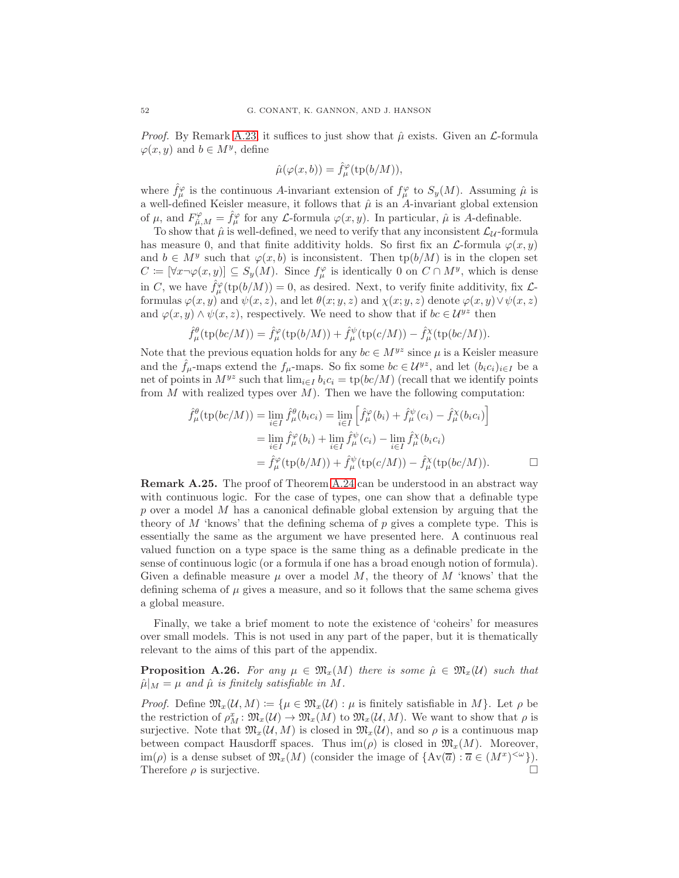*Proof.* By Remark A.23, it suffices to just show that $\hat{\mu}$ exists. Given an $\mathcal{L}$-formula $\varphi(x,y)$ and $b \in M^y$, define

$$\hat{\mu}(\varphi(x,b)) = \hat{f}^{\varphi}_{\mu}(\mathrm{tp}(b/M)),$$

where $\hat{f}^{\varphi}_{\mu}$ is the continuous $A$-invariant extension of $f^{\varphi}_{\mu}$ to $S_y(M)$. Assuming $\hat{\mu}$ is a well-defined Keisler measure, it follows that $\hat{\mu}$ is an $A$-invariant global extension of $\mu$, and $F^{\varphi}_{\hat{\mu},M} = \hat{f}^{\varphi}_{\mu}$ for any $\mathcal{L}$-formula $\varphi(x,y)$. In particular, $\hat{\mu}$ is $A$-definable.

To show that $\hat{\mu}$ is well-defined, we need to verify that any inconsistent $\mathcal{L}_{\mathcal{U}}$-formula has measure 0, and that finite additivity holds. So first fix an $\mathcal{L}$-formula $\varphi(x,y)$ and $b \in M^y$ such that $\varphi(x,b)$ is inconsistent. Then $\mathrm{tp}(b/M)$ is in the clopen set $C \coloneqq [\forall x \neg\varphi(x,y)] \subseteq S_y(M)$. Since $f^{\varphi}_{\mu}$ is identically 0 on $C \cap M^y$, which is dense in $C$, we have $\hat{f}^{\varphi}_{\mu}(\mathrm{tp}(b/M)) = 0$, as desired. Next, to verify finite additivity, fix $\mathcal{L}$-formulas $\varphi(x,y)$ and $\psi(x,z)$, and let $\theta(x;y,z)$ and $\chi(x;y,z)$ denote $\varphi(x,y) \vee \psi(x,z)$ and $\varphi(x,y) \wedge \psi(x,z)$, respectively. We need to show that if $bc \in \mathcal{U}^{yz}$ then

$$\hat{f}^{\theta}_{\mu}(\mathrm{tp}(bc/M)) = \hat{f}^{\varphi}_{\mu}(\mathrm{tp}(b/M)) + \hat{f}^{\psi}_{\mu}(\mathrm{tp}(c/M)) - \hat{f}^{\chi}_{\mu}(\mathrm{tp}(bc/M)).$$

Note that the previous equation holds for any $bc \in M^{yz}$ since $\mu$ is a Keisler measure and the $\hat{f}_{\mu}$-maps extend the $f_{\mu}$-maps. So fix some $bc \in \mathcal{U}^{yz}$, and let $(b_i c_i)_{i\in I}$ be a net of points in $M^{yz}$ such that $\lim_{i\in I} b_i c_i = \mathrm{tp}(bc/M)$ (recall that we identify points from $M$ with realized types over $M$). Then we have the following computation:

$$\begin{aligned}
\hat{f}^{\theta}_{\mu}(\mathrm{tp}(bc/M)) &= \lim_{i\in I} \hat{f}^{\theta}_{\mu}(b_i c_i) = \lim_{i\in I} \Big[\hat{f}^{\varphi}_{\mu}(b_i) + \hat{f}^{\psi}_{\mu}(c_i) - \hat{f}^{\chi}_{\mu}(b_i c_i)\Big] \\
&= \lim_{i\in I} \hat{f}^{\varphi}_{\mu}(b_i) + \lim_{i\in I} \hat{f}^{\psi}_{\mu}(c_i) - \lim_{i\in I} \hat{f}^{\chi}_{\mu}(b_i c_i) \\
&= \hat{f}^{\varphi}_{\mu}(\mathrm{tp}(b/M)) + \hat{f}^{\psi}_{\mu}(\mathrm{tp}(c/M)) - \hat{f}^{\chi}_{\mu}(\mathrm{tp}(bc/M)). \qquad \square
\end{aligned}$$

**Remark A.25.** The proof of Theorem A.24 can be understood in an abstract way with continuous logic. For the case of types, one can show that a definable type $p$ over a model $M$ has a canonical definable global extension by arguing that the theory of $M$ 'knows' that the defining schema of $p$ gives a complete type. This is essentially the same as the argument we have presented here. A continuous real valued function on a type space is the same thing as a definable predicate in the sense of continuous logic (or a formula if one has a broad enough notion of formula). Given a definable measure $\mu$ over a model $M$, the theory of $M$ 'knows' that the defining schema of $\mu$ gives a measure, and so it follows that the same schema gives a global measure.

Finally, we take a brief moment to note the existence of 'coheirs' for measures over small models. This is not used in any part of the paper, but it is thematically relevant to the aims of this part of the appendix.

**Proposition A.26.** *For any $\mu \in \mathfrak{M}_x(M)$ there is some $\hat{\mu} \in \mathfrak{M}_x(\mathcal{U})$ such that $\hat{\mu}|_M = \mu$ and $\hat{\mu}$ is finitely satisfiable in $M$.*

*Proof.* Define $\mathfrak{M}_x(\mathcal{U}, M) \coloneqq \{\mu \in \mathfrak{M}_x(\mathcal{U}) : \mu \text{ is finitely satisfiable in } M\}$. Let $\rho$ be the restriction of $\rho^x_M \colon \mathfrak{M}_x(\mathcal{U}) \to \mathfrak{M}_x(M)$ to $\mathfrak{M}_x(\mathcal{U}, M)$. We want to show that $\rho$ is surjective. Note that $\mathfrak{M}_x(\mathcal{U}, M)$ is closed in $\mathfrak{M}_x(\mathcal{U})$, and so $\rho$ is a continuous map between compact Hausdorff spaces. Thus $\mathrm{im}(\rho)$ is closed in $\mathfrak{M}_x(M)$. Moreover, $\mathrm{im}(\rho)$ is a dense subset of $\mathfrak{M}_x(M)$ (consider the image of $\{\mathrm{Av}(\overline{a}) : \overline{a} \in (M^x)^{<\omega}\}$). Therefore $\rho$ is surjective. $\square$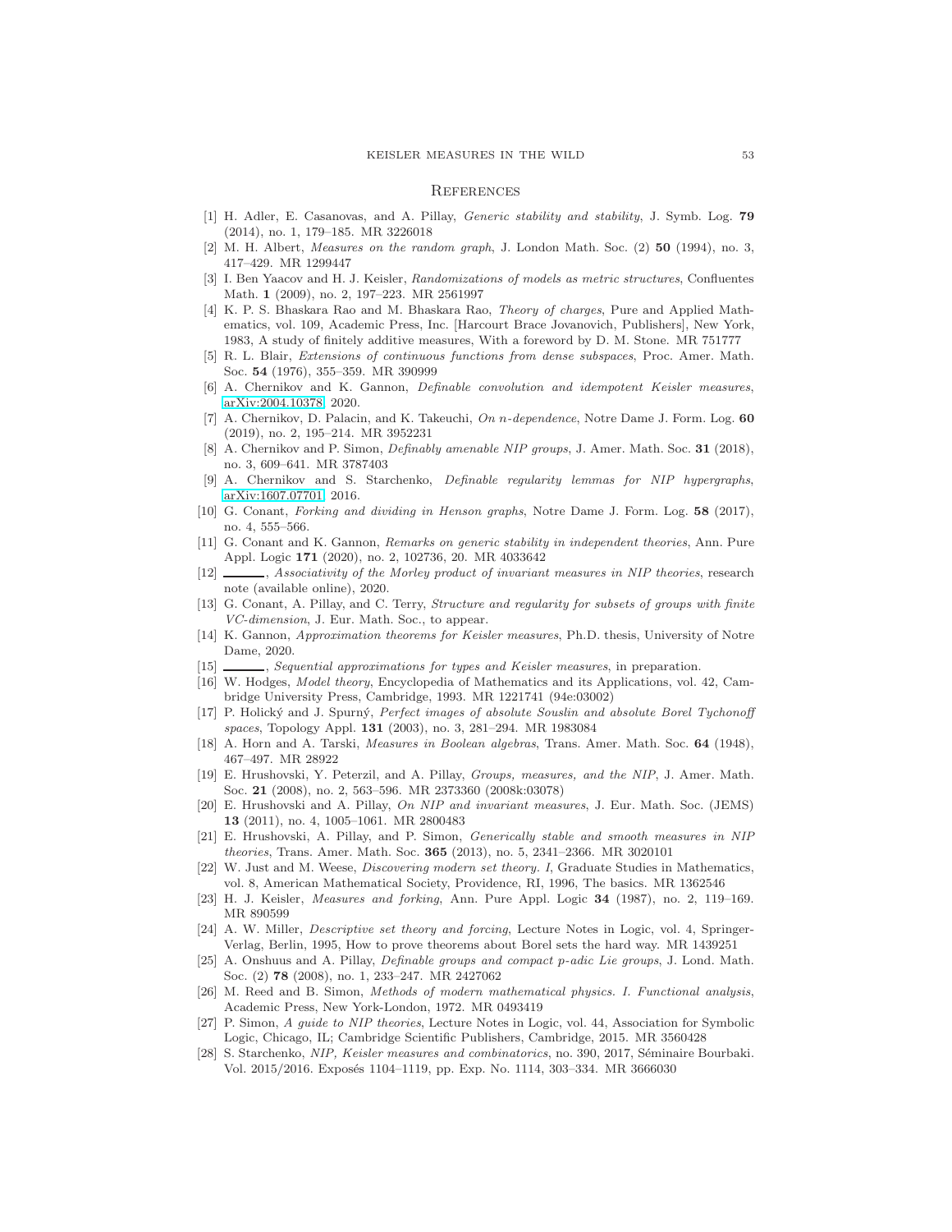## References

[1] H. Adler, E. Casanovas, and A. Pillay, *Generic stability and stability*, J. Symb. Log. **79** (2014), no. 1, 179–185. MR 3226018

[2] M. H. Albert, *Measures on the random graph*, J. London Math. Soc. (2) **50** (1994), no. 3, 417–429. MR 1299447

[3] I. Ben Yaacov and H. J. Keisler, *Randomizations of models as metric structures*, Confluentes Math. **1** (2009), no. 2, 197–223. MR 2561997

[4] K. P. S. Bhaskara Rao and M. Bhaskara Rao, *Theory of charges*, Pure and Applied Mathematics, vol. 109, Academic Press, Inc. [Harcourt Brace Jovanovich, Publishers], New York, 1983, A study of finitely additive measures, With a foreword by D. M. Stone. MR 751777

[5] R. L. Blair, *Extensions of continuous functions from dense subspaces*, Proc. Amer. Math. Soc. **54** (1976), 355–359. MR 390999

[6] A. Chernikov and K. Gannon, *Definable convolution and idempotent Keisler measures*, arXiv:2004.10378, 2020.

[7] A. Chernikov, D. Palacin, and K. Takeuchi, *On n-dependence*, Notre Dame J. Form. Log. **60** (2019), no. 2, 195–214. MR 3952231

[8] A. Chernikov and P. Simon, *Definably amenable NIP groups*, J. Amer. Math. Soc. **31** (2018), no. 3, 609–641. MR 3787403

[9] A. Chernikov and S. Starchenko, *Definable regularity lemmas for NIP hypergraphs*, arXiv:1607.07701, 2016.

[10] G. Conant, *Forking and dividing in Henson graphs*, Notre Dame J. Form. Log. **58** (2017), no. 4, 555–566.

[11] G. Conant and K. Gannon, *Remarks on generic stability in independent theories*, Ann. Pure Appl. Logic **171** (2020), no. 2, 102736, 20. MR 4033642

[12] ———, *Associativity of the Morley product of invariant measures in NIP theories*, research note (available online), 2020.

[13] G. Conant, A. Pillay, and C. Terry, *Structure and regularity for subsets of groups with finite VC-dimension*, J. Eur. Math. Soc., to appear.

[14] K. Gannon, *Approximation theorems for Keisler measures*, Ph.D. thesis, University of Notre Dame, 2020.

[15] ———, *Sequential approximations for types and Keisler measures*, in preparation.

[16] W. Hodges, *Model theory*, Encyclopedia of Mathematics and its Applications, vol. 42, Cambridge University Press, Cambridge, 1993. MR 1221741 (94e:03002)

[17] P. Holický and J. Spurný, *Perfect images of absolute Souslin and absolute Borel Tychonoff spaces*, Topology Appl. **131** (2003), no. 3, 281–294. MR 1983084

[18] A. Horn and A. Tarski, *Measures in Boolean algebras*, Trans. Amer. Math. Soc. **64** (1948), 467–497. MR 28922

[19] E. Hrushovski, Y. Peterzil, and A. Pillay, *Groups, measures, and the NIP*, J. Amer. Math. Soc. **21** (2008), no. 2, 563–596. MR 2373360 (2008k:03078)

[20] E. Hrushovski and A. Pillay, *On NIP and invariant measures*, J. Eur. Math. Soc. (JEMS) **13** (2011), no. 4, 1005–1061. MR 2800483

[21] E. Hrushovski, A. Pillay, and P. Simon, *Generically stable and smooth measures in NIP theories*, Trans. Amer. Math. Soc. **365** (2013), no. 5, 2341–2366. MR 3020101

[22] W. Just and M. Weese, *Discovering modern set theory. I*, Graduate Studies in Mathematics, vol. 8, American Mathematical Society, Providence, RI, 1996, The basics. MR 1362546

[23] H. J. Keisler, *Measures and forking*, Ann. Pure Appl. Logic **34** (1987), no. 2, 119–169. MR 890599

[24] A. W. Miller, *Descriptive set theory and forcing*, Lecture Notes in Logic, vol. 4, Springer-Verlag, Berlin, 1995, How to prove theorems about Borel sets the hard way. MR 1439251

[25] A. Onshuus and A. Pillay, *Definable groups and compact p-adic Lie groups*, J. Lond. Math. Soc. (2) **78** (2008), no. 1, 233–247. MR 2427062

[26] M. Reed and B. Simon, *Methods of modern mathematical physics. I. Functional analysis*, Academic Press, New York-London, 1972. MR 0493419

[27] P. Simon, *A guide to NIP theories*, Lecture Notes in Logic, vol. 44, Association for Symbolic Logic, Chicago, IL; Cambridge Scientific Publishers, Cambridge, 2015. MR 3560428

[28] S. Starchenko, *NIP, Keisler measures and combinatorics*, no. 390, 2017, Séminaire Bourbaki. Vol. 2015/2016. Exposés 1104–1119, pp. Exp. No. 1114, 303–334. MR 3666030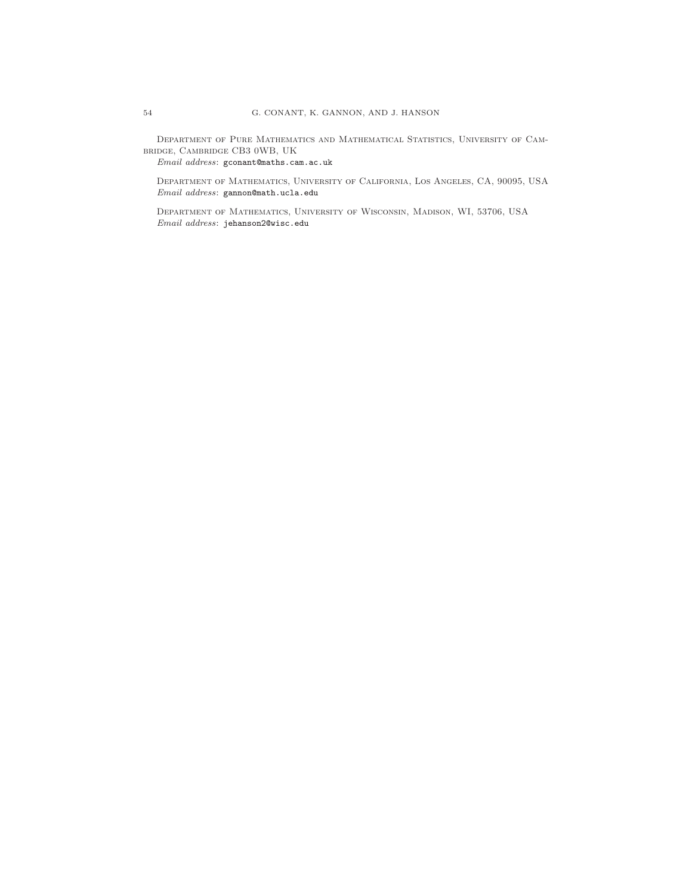Department of Pure Mathematics and Mathematical Statistics, University of Cambridge, Cambridge CB3 0WB, UK
*Email address*: gconant@maths.cam.ac.uk

Department of Mathematics, University of California, Los Angeles, CA, 90095, USA
*Email address*: gannon@math.ucla.edu

Department of Mathematics, University of Wisconsin, Madison, WI, 53706, USA
*Email address*: jehanson2@wisc.edu